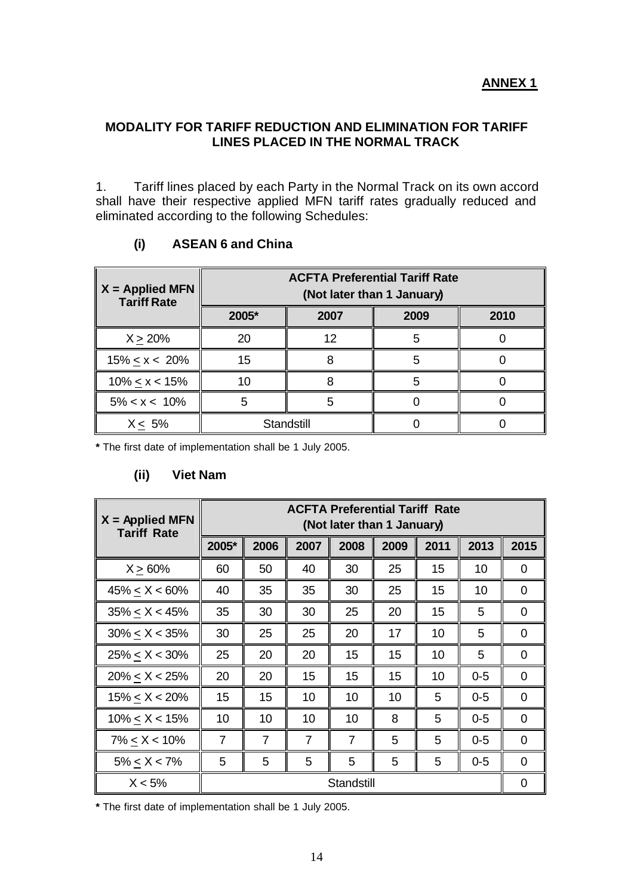**ANNEX 1**

## MODALITY FOR TARIFF REDUCTION AND ELIMINATION FOR TARIFF LINES PLACED IN THE NORMAL TRACK

1. Tariff lines placed by each Party in the Normal Track on its own accord shall have their respective applied MFN tariff rates gradually reduced and eliminated according to the following Schedules:

### (i) ASEAN 6 and China

| X = Applied MFN Tariff Rate | ACFTA Preferential Tariff Rate (Not later than 1 January) | | | |
|---|---|---|---|---|
| | 2005* | 2007 | 2009 | 2010 |
| X ≥ 20% | 20 | 12 | 5 | 0 |
| 15% ≤ x < 20% | 15 | 8 | 5 | 0 |
| 10% ≤ x < 15% | 10 | 8 | 5 | 0 |
| 5% < x < 10% | 5 | 5 | 0 | 0 |
| X ≤ 5% | Standstill | | 0 | 0 |

**\*** The first date of implementation shall be 1 July 2005.

### (ii) Viet Nam

| X = Applied MFN Tariff Rate | ACFTA Preferential Tariff Rate (Not later than 1 January) | | | | | | | |
|---|---|---|---|---|---|---|---|---|
| | 2005* | 2006 | 2007 | 2008 | 2009 | 2011 | 2013 | 2015 |
| X ≥ 60% | 60 | 50 | 40 | 30 | 25 | 15 | 10 | 0 |
| 45% ≤ X < 60% | 40 | 35 | 35 | 30 | 25 | 15 | 10 | 0 |
| 35% ≤ X < 45% | 35 | 30 | 30 | 25 | 20 | 15 | 5 | 0 |
| 30% ≤ X < 35% | 30 | 25 | 25 | 20 | 17 | 10 | 5 | 0 |
| 25% ≤ X < 30% | 25 | 20 | 20 | 15 | 15 | 10 | 5 | 0 |
| 20% ≤ X < 25% | 20 | 20 | 15 | 15 | 15 | 10 | 0-5 | 0 |
| 15% ≤ X < 20% | 15 | 15 | 10 | 10 | 10 | 5 | 0-5 | 0 |
| 10% ≤ X < 15% | 10 | 10 | 10 | 10 | 8 | 5 | 0-5 | 0 |
| 7% ≤ X < 10% | 7 | 7 | 7 | 7 | 5 | 5 | 0-5 | 0 |
| 5% ≤ X < 7% | 5 | 5 | 5 | 5 | 5 | 5 | 0-5 | 0 |
| X < 5% | Standstill | | | | | | | 0 |

**\*** The first date of implementation shall be 1 July 2005.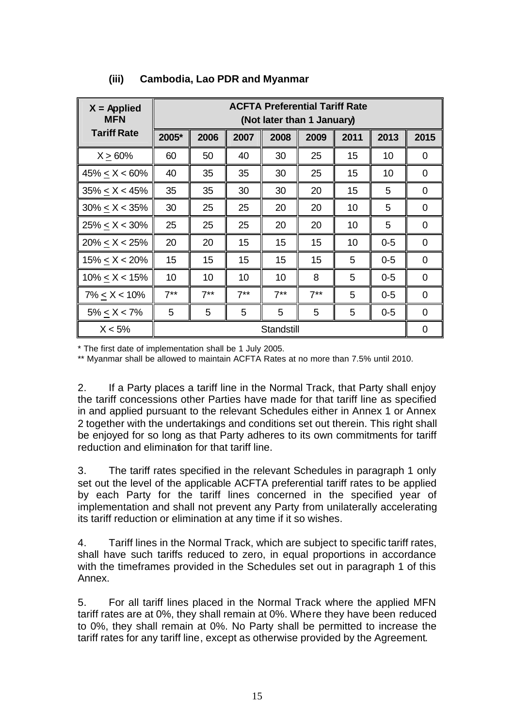### (iii) Cambodia, Lao PDR and Myanmar

| X = Applied MFN Tariff Rate | ACFTA Preferential Tariff Rate (Not later than 1 January) | | | | | | | |
|---|---|---|---|---|---|---|---|---|
| | 2005* | 2006 | 2007 | 2008 | 2009 | 2011 | 2013 | 2015 |
| X ≥ 60% | 60 | 50 | 40 | 30 | 25 | 15 | 10 | 0 |
| 45% ≤ X < 60% | 40 | 35 | 35 | 30 | 25 | 15 | 10 | 0 |
| 35% ≤ X < 45% | 35 | 35 | 30 | 30 | 20 | 15 | 5 | 0 |
| 30% ≤ X < 35% | 30 | 25 | 25 | 20 | 20 | 10 | 5 | 0 |
| 25% ≤ X < 30% | 25 | 25 | 25 | 20 | 20 | 10 | 5 | 0 |
| 20% ≤ X < 25% | 20 | 20 | 15 | 15 | 15 | 10 | 0-5 | 0 |
| 15% ≤ X < 20% | 15 | 15 | 15 | 15 | 15 | 5 | 0-5 | 0 |
| 10% ≤ X < 15% | 10 | 10 | 10 | 10 | 8 | 5 | 0-5 | 0 |
| 7% ≤ X < 10% | 7** | 7** | 7** | 7** | 7** | 5 | 0-5 | 0 |
| 5% ≤ X < 7% | 5 | 5 | 5 | 5 | 5 | 5 | 0-5 | 0 |
| X < 5% | Standstill | | | | | | | 0 |

\* The first date of implementation shall be 1 July 2005.

** Myanmar shall be allowed to maintain ACFTA Rates at no more than 7.5% until 2010.

2. If a Party places a tariff line in the Normal Track, that Party shall enjoy the tariff concessions other Parties have made for that tariff line as specified in and applied pursuant to the relevant Schedules either in Annex 1 or Annex 2 together with the undertakings and conditions set out therein. This right shall be enjoyed for so long as that Party adheres to its own commitments for tariff reduction and elimination for that tariff line.

3. The tariff rates specified in the relevant Schedules in paragraph 1 only set out the level of the applicable ACFTA preferential tariff rates to be applied by each Party for the tariff lines concerned in the specified year of implementation and shall not prevent any Party from unilaterally accelerating its tariff reduction or elimination at any time if it so wishes.

4. Tariff lines in the Normal Track, which are subject to specific tariff rates, shall have such tariffs reduced to zero, in equal proportions in accordance with the timeframes provided in the Schedules set out in paragraph 1 of this Annex.

5. For all tariff lines placed in the Normal Track where the applied MFN tariff rates are at 0%, they shall remain at 0%. Where they have been reduced to 0%, they shall remain at 0%. No Party shall be permitted to increase the tariff rates for any tariff line, except as otherwise provided by the Agreement.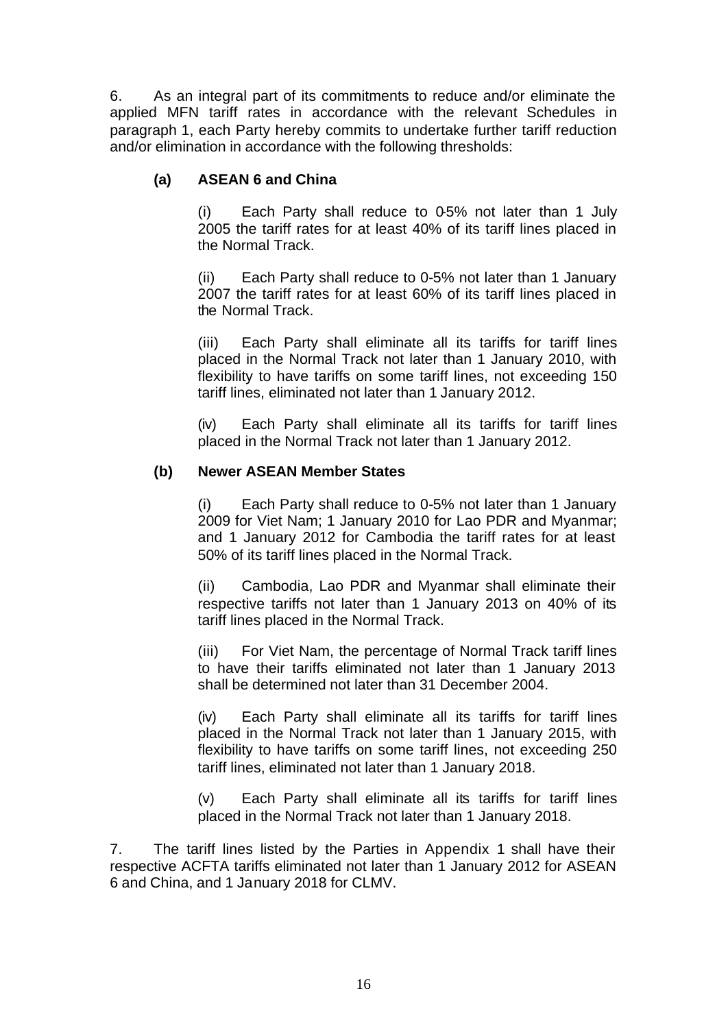6. As an integral part of its commitments to reduce and/or eliminate the applied MFN tariff rates in accordance with the relevant Schedules in paragraph 1, each Party hereby commits to undertake further tariff reduction and/or elimination in accordance with the following thresholds:

**(a) ASEAN 6 and China**

(i) Each Party shall reduce to 0-5% not later than 1 July 2005 the tariff rates for at least 40% of its tariff lines placed in the Normal Track.

(ii) Each Party shall reduce to 0-5% not later than 1 January 2007 the tariff rates for at least 60% of its tariff lines placed in the Normal Track.

(iii) Each Party shall eliminate all its tariffs for tariff lines placed in the Normal Track not later than 1 January 2010, with flexibility to have tariffs on some tariff lines, not exceeding 150 tariff lines, eliminated not later than 1 January 2012.

(iv) Each Party shall eliminate all its tariffs for tariff lines placed in the Normal Track not later than 1 January 2012.

**(b) Newer ASEAN Member States**

(i) Each Party shall reduce to 0-5% not later than 1 January 2009 for Viet Nam; 1 January 2010 for Lao PDR and Myanmar; and 1 January 2012 for Cambodia the tariff rates for at least 50% of its tariff lines placed in the Normal Track.

(ii) Cambodia, Lao PDR and Myanmar shall eliminate their respective tariffs not later than 1 January 2013 on 40% of its tariff lines placed in the Normal Track.

(iii) For Viet Nam, the percentage of Normal Track tariff lines to have their tariffs eliminated not later than 1 January 2013 shall be determined not later than 31 December 2004.

(iv) Each Party shall eliminate all its tariffs for tariff lines placed in the Normal Track not later than 1 January 2015, with flexibility to have tariffs on some tariff lines, not exceeding 250 tariff lines, eliminated not later than 1 January 2018.

(v) Each Party shall eliminate all its tariffs for tariff lines placed in the Normal Track not later than 1 January 2018.

7. The tariff lines listed by the Parties in Appendix 1 shall have their respective ACFTA tariffs eliminated not later than 1 January 2012 for ASEAN 6 and China, and 1 January 2018 for CLMV.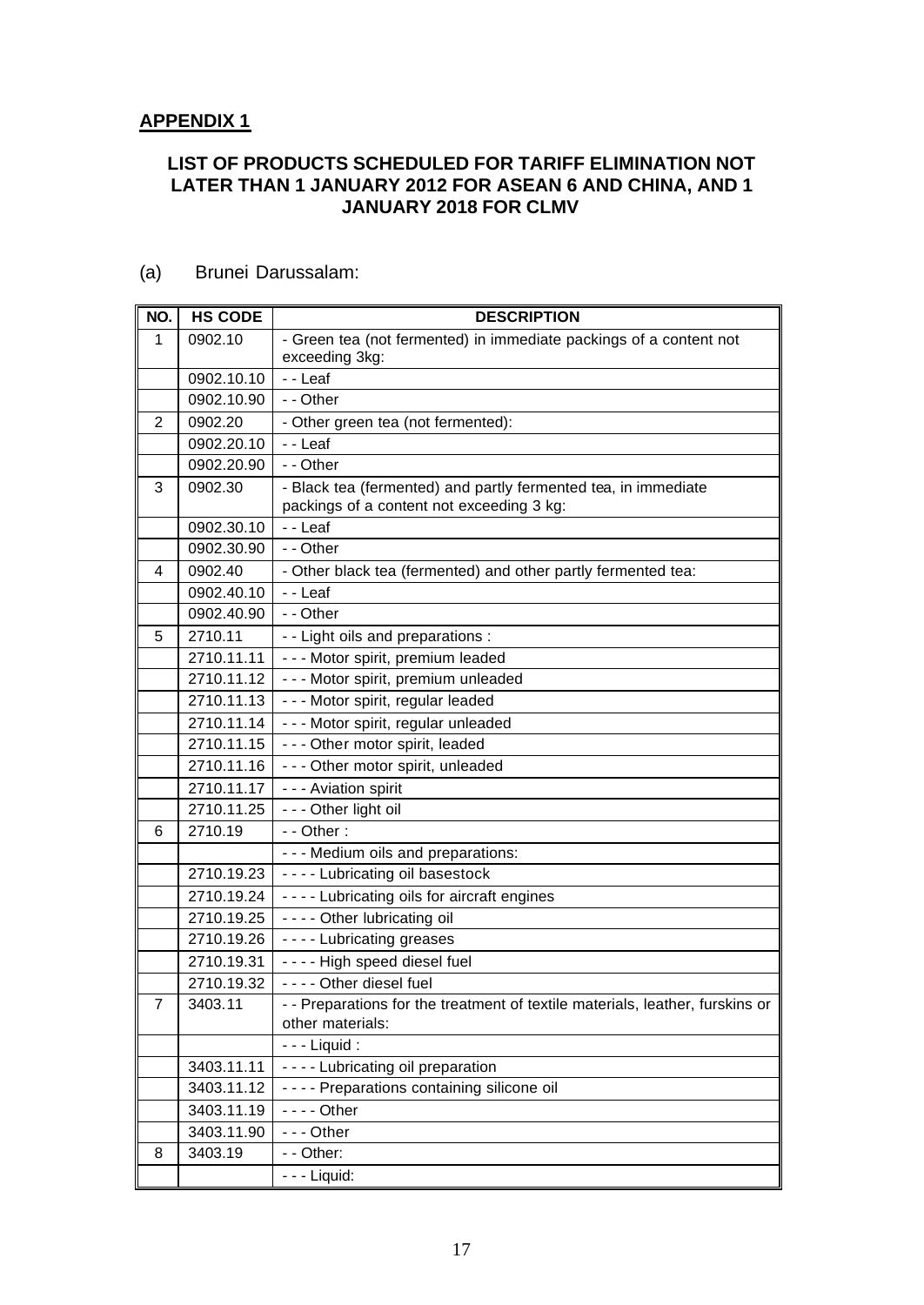**APPENDIX 1**

## LIST OF PRODUCTS SCHEDULED FOR TARIFF ELIMINATION NOT LATER THAN 1 JANUARY 2012 FOR ASEAN 6 AND CHINA, AND 1 JANUARY 2018 FOR CLMV

(a) Brunei Darussalam:

| NO. | HS CODE | DESCRIPTION |
|---|---|---|
| 1 | 0902.10 | - Green tea (not fermented) in immediate packings of a content not exceeding 3kg: |
| | 0902.10.10 | - - Leaf |
| | 0902.10.90 | - - Other |
| 2 | 0902.20 | - Other green tea (not fermented): |
| | 0902.20.10 | - - Leaf |
| | 0902.20.90 | - - Other |
| 3 | 0902.30 | - Black tea (fermented) and partly fermented tea, in immediate packings of a content not exceeding 3 kg: |
| | 0902.30.10 | - - Leaf |
| | 0902.30.90 | - - Other |
| 4 | 0902.40 | - Other black tea (fermented) and other partly fermented tea: |
| | 0902.40.10 | - - Leaf |
| | 0902.40.90 | - - Other |
| 5 | 2710.11 | - - Light oils and preparations : |
| | 2710.11.11 | - - - Motor spirit, premium leaded |
| | 2710.11.12 | - - - Motor spirit, premium unleaded |
| | 2710.11.13 | - - - Motor spirit, regular leaded |
| | 2710.11.14 | - - - Motor spirit, regular unleaded |
| | 2710.11.15 | - - - Other motor spirit, leaded |
| | 2710.11.16 | - - - Other motor spirit, unleaded |
| | 2710.11.17 | - - - Aviation spirit |
| | 2710.11.25 | - - - Other light oil |
| 6 | 2710.19 | - - Other : |
| | | - - - Medium oils and preparations: |
| | 2710.19.23 | - - - - Lubricating oil basestock |
| | 2710.19.24 | - - - - Lubricating oils for aircraft engines |
| | 2710.19.25 | - - - - Other lubricating oil |
| | 2710.19.26 | - - - - Lubricating greases |
| | 2710.19.31 | - - - - High speed diesel fuel |
| | 2710.19.32 | - - - - Other diesel fuel |
| 7 | 3403.11 | - - Preparations for the treatment of textile materials, leather, furskins or other materials: |
| | | - - - Liquid : |
| | 3403.11.11 | - - - - Lubricating oil preparation |
| | 3403.11.12 | - - - - Preparations containing silicone oil |
| | 3403.11.19 | - - - - Other |
| | 3403.11.90 | - - - Other |
| 8 | 3403.19 | - - Other: |
| | | - - - Liquid: |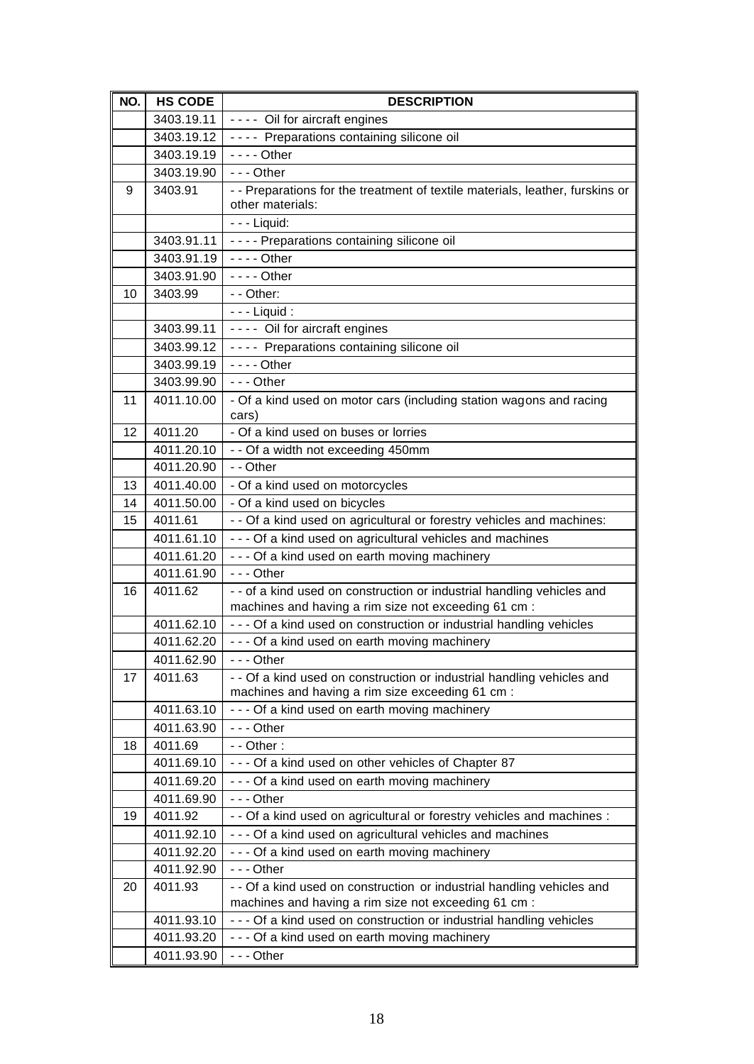| NO. | HS CODE | DESCRIPTION |
|---|---|---|
| | 3403.19.11 | - - - - Oil for aircraft engines |
| | 3403.19.12 | - - - - Preparations containing silicone oil |
| | 3403.19.19 | - - - - Other |
| | 3403.19.90 | - - - Other |
| 9 | 3403.91 | - - Preparations for the treatment of textile materials, leather, furskins or other materials: |
| | | - - - Liquid: |
| | 3403.91.11 | - - - - Preparations containing silicone oil |
| | 3403.91.19 | - - - - Other |
| | 3403.91.90 | - - - - Other |
| 10 | 3403.99 | - - Other: |
| | | - - - Liquid : |
| | 3403.99.11 | - - - - Oil for aircraft engines |
| | 3403.99.12 | - - - - Preparations containing silicone oil |
| | 3403.99.19 | - - - - Other |
| | 3403.99.90 | - - - Other |
| 11 | 4011.10.00 | - Of a kind used on motor cars (including station wagons and racing cars) |
| 12 | 4011.20 | - Of a kind used on buses or lorries |
| | 4011.20.10 | - - Of a width not exceeding 450mm |
| | 4011.20.90 | - - Other |
| 13 | 4011.40.00 | - Of a kind used on motorcycles |
| 14 | 4011.50.00 | - Of a kind used on bicycles |
| 15 | 4011.61 | - - Of a kind used on agricultural or forestry vehicles and machines: |
| | 4011.61.10 | - - - Of a kind used on agricultural vehicles and machines |
| | 4011.61.20 | - - - Of a kind used on earth moving machinery |
| | 4011.61.90 | - - - Other |
| 16 | 4011.62 | - - of a kind used on construction or industrial handling vehicles and machines and having a rim size not exceeding 61 cm : |
| | 4011.62.10 | - - - Of a kind used on construction or industrial handling vehicles |
| | 4011.62.20 | - - - Of a kind used on earth moving machinery |
| | 4011.62.90 | - - - Other |
| 17 | 4011.63 | - - Of a kind used on construction or industrial handling vehicles and machines and having a rim size exceeding 61 cm : |
| | 4011.63.10 | - - - Of a kind used on earth moving machinery |
| | 4011.63.90 | - - - Other |
| 18 | 4011.69 | - - Other : |
| | 4011.69.10 | - - - Of a kind used on other vehicles of Chapter 87 |
| | 4011.69.20 | - - - Of a kind used on earth moving machinery |
| | 4011.69.90 | - - - Other |
| 19 | 4011.92 | - - Of a kind used on agricultural or forestry vehicles and machines : |
| | 4011.92.10 | - - - Of a kind used on agricultural vehicles and machines |
| | 4011.92.20 | - - - Of a kind used on earth moving machinery |
| | 4011.92.90 | - - - Other |
| 20 | 4011.93 | - - Of a kind used on construction or industrial handling vehicles and machines and having a rim size not exceeding 61 cm : |
| | 4011.93.10 | - - - Of a kind used on construction or industrial handling vehicles |
| | 4011.93.20 | - - - Of a kind used on earth moving machinery |
| | 4011.93.90 | - - - Other |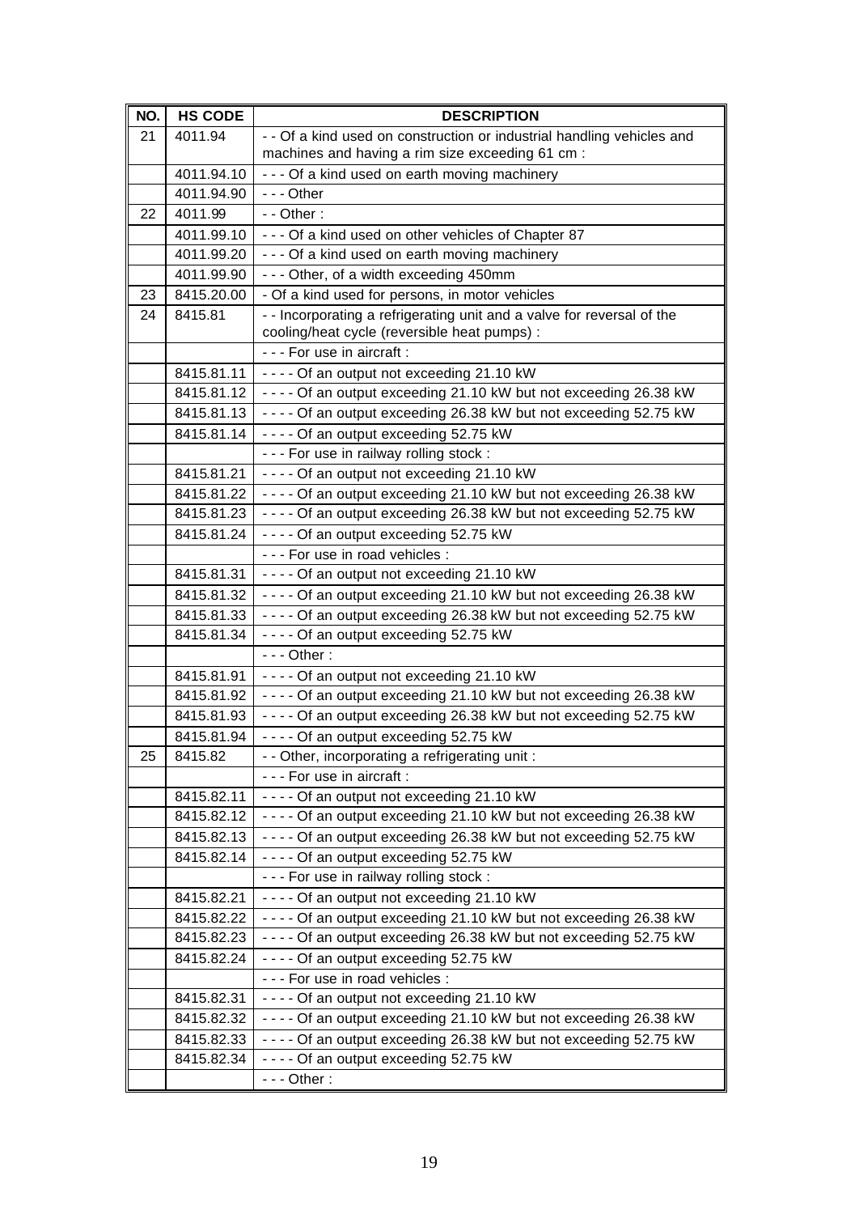| NO. | HS CODE | DESCRIPTION |
|---|---|---|
| 21 | 4011.94 | - - Of a kind used on construction or industrial handling vehicles and machines and having a rim size exceeding 61 cm : |
| | 4011.94.10 | - - - Of a kind used on earth moving machinery |
| | 4011.94.90 | - - - Other |
| 22 | 4011.99 | - - Other : |
| | 4011.99.10 | - - - Of a kind used on other vehicles of Chapter 87 |
| | 4011.99.20 | - - - Of a kind used on earth moving machinery |
| | 4011.99.90 | - - - Other, of a width exceeding 450mm |
| 23 | 8415.20.00 | - Of a kind used for persons, in motor vehicles |
| 24 | 8415.81 | - - Incorporating a refrigerating unit and a valve for reversal of the cooling/heat cycle (reversible heat pumps) : |
| | | - - - For use in aircraft : |
| | 8415.81.11 | - - - - Of an output not exceeding 21.10 kW |
| | 8415.81.12 | - - - - Of an output exceeding 21.10 kW but not exceeding 26.38 kW |
| | 8415.81.13 | - - - - Of an output exceeding 26.38 kW but not exceeding 52.75 kW |
| | 8415.81.14 | - - - - Of an output exceeding 52.75 kW |
| | | - - - For use in railway rolling stock : |
| | 8415.81.21 | - - - - Of an output not exceeding 21.10 kW |
| | 8415.81.22 | - - - - Of an output exceeding 21.10 kW but not exceeding 26.38 kW |
| | 8415.81.23 | - - - - Of an output exceeding 26.38 kW but not exceeding 52.75 kW |
| | 8415.81.24 | - - - - Of an output exceeding 52.75 kW |
| | | - - - For use in road vehicles : |
| | 8415.81.31 | - - - - Of an output not exceeding 21.10 kW |
| | 8415.81.32 | - - - - Of an output exceeding 21.10 kW but not exceeding 26.38 kW |
| | 8415.81.33 | - - - - Of an output exceeding 26.38 kW but not exceeding 52.75 kW |
| | 8415.81.34 | - - - - Of an output exceeding 52.75 kW |
| | | - - - Other : |
| | 8415.81.91 | - - - - Of an output not exceeding 21.10 kW |
| | 8415.81.92 | - - - - Of an output exceeding 21.10 kW but not exceeding 26.38 kW |
| | 8415.81.93 | - - - - Of an output exceeding 26.38 kW but not exceeding 52.75 kW |
| | 8415.81.94 | - - - - Of an output exceeding 52.75 kW |
| 25 | 8415.82 | - - Other, incorporating a refrigerating unit : |
| | | - - - For use in aircraft : |
| | 8415.82.11 | - - - - Of an output not exceeding 21.10 kW |
| | 8415.82.12 | - - - - Of an output exceeding 21.10 kW but not exceeding 26.38 kW |
| | 8415.82.13 | - - - - Of an output exceeding 26.38 kW but not exceeding 52.75 kW |
| | 8415.82.14 | - - - - Of an output exceeding 52.75 kW |
| | | - - - For use in railway rolling stock : |
| | 8415.82.21 | - - - - Of an output not exceeding 21.10 kW |
| | 8415.82.22 | - - - - Of an output exceeding 21.10 kW but not exceeding 26.38 kW |
| | 8415.82.23 | - - - - Of an output exceeding 26.38 kW but not exceeding 52.75 kW |
| | 8415.82.24 | - - - - Of an output exceeding 52.75 kW |
| | | - - - For use in road vehicles : |
| | 8415.82.31 | - - - - Of an output not exceeding 21.10 kW |
| | 8415.82.32 | - - - - Of an output exceeding 21.10 kW but not exceeding 26.38 kW |
| | 8415.82.33 | - - - - Of an output exceeding 26.38 kW but not exceeding 52.75 kW |
| | 8415.82.34 | - - - - Of an output exceeding 52.75 kW |
| | | - - - Other : |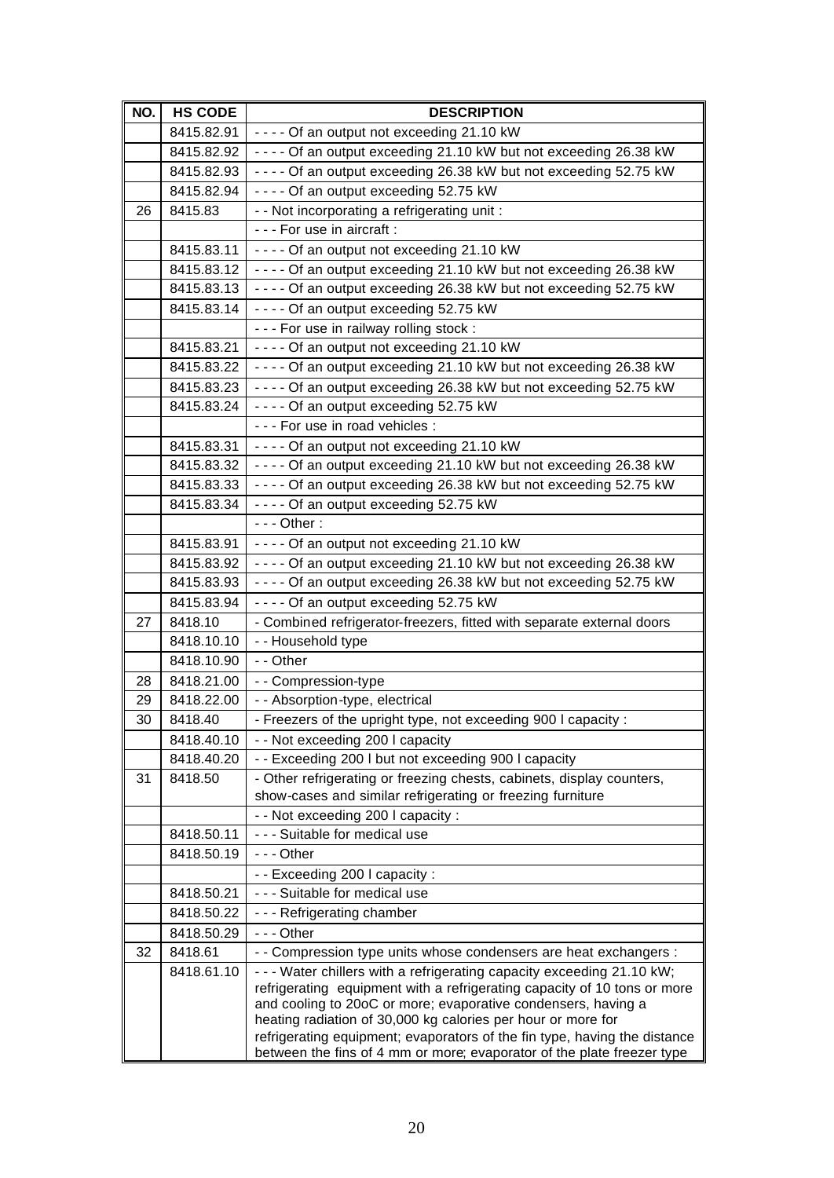| NO. | HS CODE | DESCRIPTION |
|---|---|---|
| | 8415.82.91 | - - - - Of an output not exceeding 21.10 kW |
| | 8415.82.92 | - - - - Of an output exceeding 21.10 kW but not exceeding 26.38 kW |
| | 8415.82.93 | - - - - Of an output exceeding 26.38 kW but not exceeding 52.75 kW |
| | 8415.82.94 | - - - - Of an output exceeding 52.75 kW |
| 26 | 8415.83 | - - Not incorporating a refrigerating unit : |
| | | - - - For use in aircraft : |
| | 8415.83.11 | - - - - Of an output not exceeding 21.10 kW |
| | 8415.83.12 | - - - - Of an output exceeding 21.10 kW but not exceeding 26.38 kW |
| | 8415.83.13 | - - - - Of an output exceeding 26.38 kW but not exceeding 52.75 kW |
| | 8415.83.14 | - - - - Of an output exceeding 52.75 kW |
| | | - - - For use in railway rolling stock : |
| | 8415.83.21 | - - - - Of an output not exceeding 21.10 kW |
| | 8415.83.22 | - - - - Of an output exceeding 21.10 kW but not exceeding 26.38 kW |
| | 8415.83.23 | - - - - Of an output exceeding 26.38 kW but not exceeding 52.75 kW |
| | 8415.83.24 | - - - - Of an output exceeding 52.75 kW |
| | | - - - For use in road vehicles : |
| | 8415.83.31 | - - - - Of an output not exceeding 21.10 kW |
| | 8415.83.32 | - - - - Of an output exceeding 21.10 kW but not exceeding 26.38 kW |
| | 8415.83.33 | - - - - Of an output exceeding 26.38 kW but not exceeding 52.75 kW |
| | 8415.83.34 | - - - - Of an output exceeding 52.75 kW |
| | | - - - Other : |
| | 8415.83.91 | - - - - Of an output not exceeding 21.10 kW |
| | 8415.83.92 | - - - - Of an output exceeding 21.10 kW but not exceeding 26.38 kW |
| | 8415.83.93 | - - - - Of an output exceeding 26.38 kW but not exceeding 52.75 kW |
| | 8415.83.94 | - - - - Of an output exceeding 52.75 kW |
| 27 | 8418.10 | - Combined refrigerator-freezers, fitted with separate external doors |
| | 8418.10.10 | - - Household type |
| | 8418.10.90 | - - Other |
| 28 | 8418.21.00 | - - Compression-type |
| 29 | 8418.22.00 | - - Absorption-type, electrical |
| 30 | 8418.40 | - Freezers of the upright type, not exceeding 900 l capacity : |
| | 8418.40.10 | - - Not exceeding 200 l capacity |
| | 8418.40.20 | - - Exceeding 200 l but not exceeding 900 l capacity |
| 31 | 8418.50 | - Other refrigerating or freezing chests, cabinets, display counters, show-cases and similar refrigerating or freezing furniture |
| | | - - Not exceeding 200 l capacity : |
| | 8418.50.11 | - - - Suitable for medical use |
| | 8418.50.19 | - - - Other |
| | | - - Exceeding 200 l capacity : |
| | 8418.50.21 | - - - Suitable for medical use |
| | 8418.50.22 | - - - Refrigerating chamber |
| | 8418.50.29 | - - - Other |
| 32 | 8418.61 | - - Compression type units whose condensers are heat exchangers : |
| | 8418.61.10 | - - - Water chillers with a refrigerating capacity exceeding 21.10 kW; refrigerating equipment with a refrigerating capacity of 10 tons or more and cooling to 20oC or more; evaporative condensers, having a heating radiation of 30,000 kg calories per hour or more for refrigerating equipment; evaporators of the fin type, having the distance between the fins of 4 mm or more; evaporator of the plate freezer type |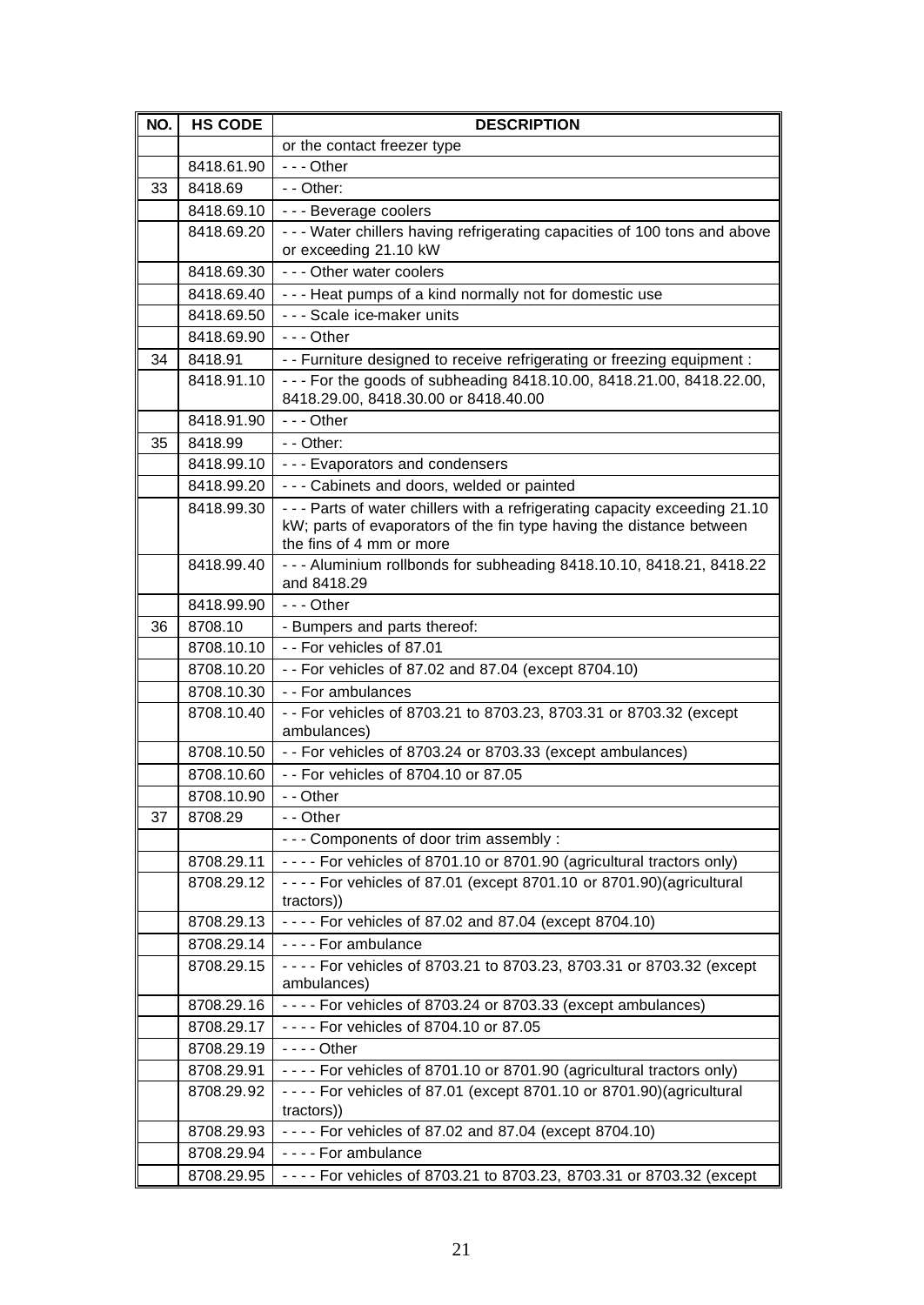| NO. | HS CODE | DESCRIPTION |
|---|---|---|
| | | or the contact freezer type |
| | 8418.61.90 | - - - Other |
| 33 | 8418.69 | - - Other: |
| | 8418.69.10 | - - - Beverage coolers |
| | 8418.69.20 | - - - Water chillers having refrigerating capacities of 100 tons and above or exceeding 21.10 kW |
| | 8418.69.30 | - - - Other water coolers |
| | 8418.69.40 | - - - Heat pumps of a kind normally not for domestic use |
| | 8418.69.50 | - - - Scale ice-maker units |
| | 8418.69.90 | - - - Other |
| 34 | 8418.91 | - - Furniture designed to receive refrigerating or freezing equipment : |
| | 8418.91.10 | - - - For the goods of subheading 8418.10.00, 8418.21.00, 8418.22.00, 8418.29.00, 8418.30.00 or 8418.40.00 |
| | 8418.91.90 | - - - Other |
| 35 | 8418.99 | - - Other: |
| | 8418.99.10 | - - - Evaporators and condensers |
| | 8418.99.20 | - - - Cabinets and doors, welded or painted |
| | 8418.99.30 | - - - Parts of water chillers with a refrigerating capacity exceeding 21.10 kW; parts of evaporators of the fin type having the distance between the fins of 4 mm or more |
| | 8418.99.40 | - - - Aluminium rollbonds for subheading 8418.10.10, 8418.21, 8418.22 and 8418.29 |
| | 8418.99.90 | - - - Other |
| 36 | 8708.10 | - Bumpers and parts thereof: |
| | 8708.10.10 | - - For vehicles of 87.01 |
| | 8708.10.20 | - - For vehicles of 87.02 and 87.04 (except 8704.10) |
| | 8708.10.30 | - - For ambulances |
| | 8708.10.40 | - - For vehicles of 8703.21 to 8703.23, 8703.31 or 8703.32 (except ambulances) |
| | 8708.10.50 | - - For vehicles of 8703.24 or 8703.33 (except ambulances) |
| | 8708.10.60 | - - For vehicles of 8704.10 or 87.05 |
| | 8708.10.90 | - - Other |
| 37 | 8708.29 | - - Other |
| | | - - - Components of door trim assembly : |
| | 8708.29.11 | - - - - For vehicles of 8701.10 or 8701.90 (agricultural tractors only) |
| | 8708.29.12 | - - - - For vehicles of 87.01 (except 8701.10 or 8701.90)(agricultural tractors)) |
| | 8708.29.13 | - - - - For vehicles of 87.02 and 87.04 (except 8704.10) |
| | 8708.29.14 | - - - - For ambulance |
| | 8708.29.15 | - - - - For vehicles of 8703.21 to 8703.23, 8703.31 or 8703.32 (except ambulances) |
| | 8708.29.16 | - - - - For vehicles of 8703.24 or 8703.33 (except ambulances) |
| | 8708.29.17 | - - - - For vehicles of 8704.10 or 87.05 |
| | 8708.29.19 | - - - - Other |
| | 8708.29.91 | - - - - For vehicles of 8701.10 or 8701.90 (agricultural tractors only) |
| | 8708.29.92 | - - - - For vehicles of 87.01 (except 8701.10 or 8701.90)(agricultural tractors)) |
| | 8708.29.93 | - - - - For vehicles of 87.02 and 87.04 (except 8704.10) |
| | 8708.29.94 | - - - - For ambulance |
| | 8708.29.95 | - - - - For vehicles of 8703.21 to 8703.23, 8703.31 or 8703.32 (except |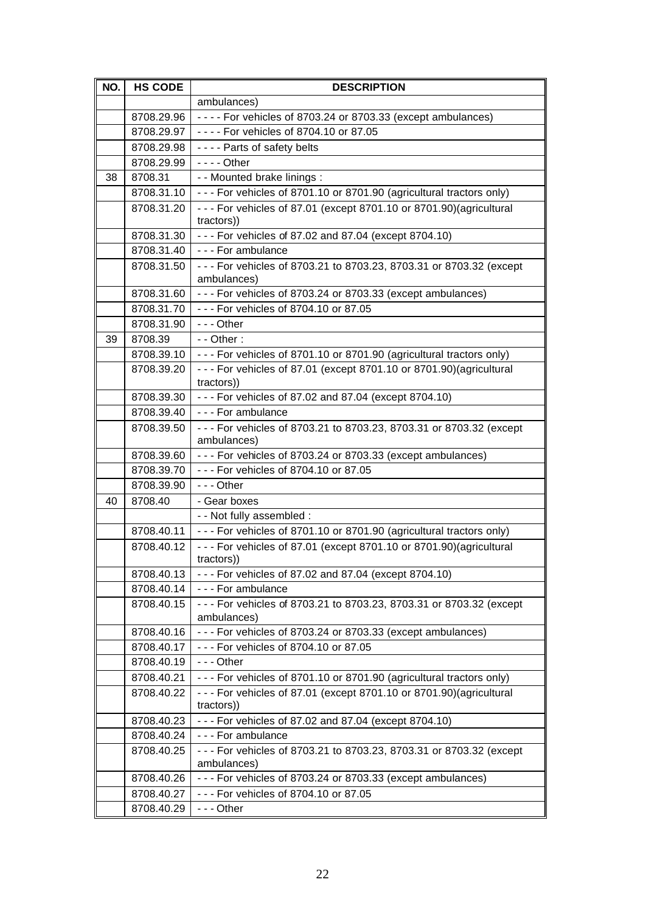| NO. | HS CODE | DESCRIPTION |
|---|---|---|
| | | ambulances) |
| | 8708.29.96 | - - - - For vehicles of 8703.24 or 8703.33 (except ambulances) |
| | 8708.29.97 | - - - - For vehicles of 8704.10 or 87.05 |
| | 8708.29.98 | - - - - Parts of safety belts |
| | 8708.29.99 | - - - - Other |
| 38 | 8708.31 | - - Mounted brake linings : |
| | 8708.31.10 | - - - For vehicles of 8701.10 or 8701.90 (agricultural tractors only) |
| | 8708.31.20 | - - - For vehicles of 87.01 (except 8701.10 or 8701.90)(agricultural tractors)) |
| | 8708.31.30 | - - - For vehicles of 87.02 and 87.04 (except 8704.10) |
| | 8708.31.40 | - - - For ambulance |
| | 8708.31.50 | - - - For vehicles of 8703.21 to 8703.23, 8703.31 or 8703.32 (except ambulances) |
| | 8708.31.60 | - - - For vehicles of 8703.24 or 8703.33 (except ambulances) |
| | 8708.31.70 | - - - For vehicles of 8704.10 or 87.05 |
| | 8708.31.90 | - - - Other |
| 39 | 8708.39 | - - Other : |
| | 8708.39.10 | - - - For vehicles of 8701.10 or 8701.90 (agricultural tractors only) |
| | 8708.39.20 | - - - For vehicles of 87.01 (except 8701.10 or 8701.90)(agricultural tractors)) |
| | 8708.39.30 | - - - For vehicles of 87.02 and 87.04 (except 8704.10) |
| | 8708.39.40 | - - - For ambulance |
| | 8708.39.50 | - - - For vehicles of 8703.21 to 8703.23, 8703.31 or 8703.32 (except ambulances) |
| | 8708.39.60 | - - - For vehicles of 8703.24 or 8703.33 (except ambulances) |
| | 8708.39.70 | - - - For vehicles of 8704.10 or 87.05 |
| | 8708.39.90 | - - - Other |
| 40 | 8708.40 | - Gear boxes |
| | | - - Not fully assembled : |
| | 8708.40.11 | - - - For vehicles of 8701.10 or 8701.90 (agricultural tractors only) |
| | 8708.40.12 | - - - For vehicles of 87.01 (except 8701.10 or 8701.90)(agricultural tractors)) |
| | 8708.40.13 | - - - For vehicles of 87.02 and 87.04 (except 8704.10) |
| | 8708.40.14 | - - - For ambulance |
| | 8708.40.15 | - - - For vehicles of 8703.21 to 8703.23, 8703.31 or 8703.32 (except ambulances) |
| | 8708.40.16 | - - - For vehicles of 8703.24 or 8703.33 (except ambulances) |
| | 8708.40.17 | - - - For vehicles of 8704.10 or 87.05 |
| | 8708.40.19 | - - - Other |
| | 8708.40.21 | - - - For vehicles of 8701.10 or 8701.90 (agricultural tractors only) |
| | 8708.40.22 | - - - For vehicles of 87.01 (except 8701.10 or 8701.90)(agricultural tractors)) |
| | 8708.40.23 | - - - For vehicles of 87.02 and 87.04 (except 8704.10) |
| | 8708.40.24 | - - - For ambulance |
| | 8708.40.25 | - - - For vehicles of 8703.21 to 8703.23, 8703.31 or 8703.32 (except ambulances) |
| | 8708.40.26 | - - - For vehicles of 8703.24 or 8703.33 (except ambulances) |
| | 8708.40.27 | - - - For vehicles of 8704.10 or 87.05 |
| | 8708.40.29 | - - - Other |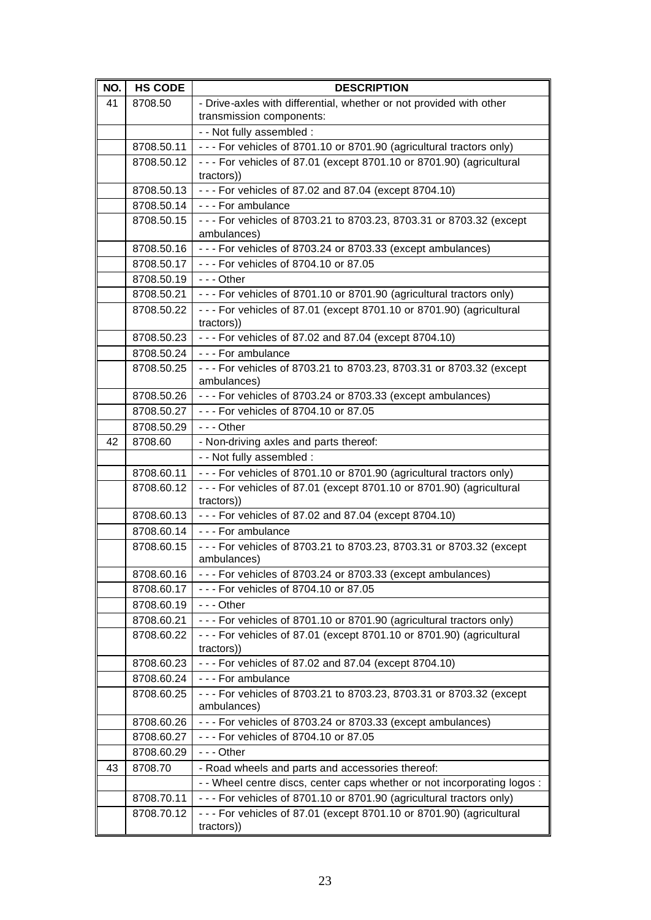| NO. | HS CODE | DESCRIPTION |
|---|---|---|
| 41 | 8708.50 | - Drive-axles with differential, whether or not provided with other transmission components: |
| | | - - Not fully assembled : |
| | 8708.50.11 | - - - For vehicles of 8701.10 or 8701.90 (agricultural tractors only) |
| | 8708.50.12 | - - - For vehicles of 87.01 (except 8701.10 or 8701.90) (agricultural tractors)) |
| | 8708.50.13 | - - - For vehicles of 87.02 and 87.04 (except 8704.10) |
| | 8708.50.14 | - - - For ambulance |
| | 8708.50.15 | - - - For vehicles of 8703.21 to 8703.23, 8703.31 or 8703.32 (except ambulances) |
| | 8708.50.16 | - - - For vehicles of 8703.24 or 8703.33 (except ambulances) |
| | 8708.50.17 | - - - For vehicles of 8704.10 or 87.05 |
| | 8708.50.19 | - - - Other |
| | 8708.50.21 | - - - For vehicles of 8701.10 or 8701.90 (agricultural tractors only) |
| | 8708.50.22 | - - - For vehicles of 87.01 (except 8701.10 or 8701.90) (agricultural tractors)) |
| | 8708.50.23 | - - - For vehicles of 87.02 and 87.04 (except 8704.10) |
| | 8708.50.24 | - - - For ambulance |
| | 8708.50.25 | - - - For vehicles of 8703.21 to 8703.23, 8703.31 or 8703.32 (except ambulances) |
| | 8708.50.26 | - - - For vehicles of 8703.24 or 8703.33 (except ambulances) |
| | 8708.50.27 | - - - For vehicles of 8704.10 or 87.05 |
| | 8708.50.29 | - - - Other |
| 42 | 8708.60 | - Non-driving axles and parts thereof: |
| | | - - Not fully assembled : |
| | 8708.60.11 | - - - For vehicles of 8701.10 or 8701.90 (agricultural tractors only) |
| | 8708.60.12 | - - - For vehicles of 87.01 (except 8701.10 or 8701.90) (agricultural tractors)) |
| | 8708.60.13 | - - - For vehicles of 87.02 and 87.04 (except 8704.10) |
| | 8708.60.14 | - - - For ambulance |
| | 8708.60.15 | - - - For vehicles of 8703.21 to 8703.23, 8703.31 or 8703.32 (except ambulances) |
| | 8708.60.16 | - - - For vehicles of 8703.24 or 8703.33 (except ambulances) |
| | 8708.60.17 | - - - For vehicles of 8704.10 or 87.05 |
| | 8708.60.19 | - - - Other |
| | 8708.60.21 | - - - For vehicles of 8701.10 or 8701.90 (agricultural tractors only) |
| | 8708.60.22 | - - - For vehicles of 87.01 (except 8701.10 or 8701.90) (agricultural tractors)) |
| | 8708.60.23 | - - - For vehicles of 87.02 and 87.04 (except 8704.10) |
| | 8708.60.24 | - - - For ambulance |
| | 8708.60.25 | - - - For vehicles of 8703.21 to 8703.23, 8703.31 or 8703.32 (except ambulances) |
| | 8708.60.26 | - - - For vehicles of 8703.24 or 8703.33 (except ambulances) |
| | 8708.60.27 | - - - For vehicles of 8704.10 or 87.05 |
| | 8708.60.29 | - - - Other |
| 43 | 8708.70 | - Road wheels and parts and accessories thereof: |
| | | - - Wheel centre discs, center caps whether or not incorporating logos : |
| | 8708.70.11 | - - - For vehicles of 8701.10 or 8701.90 (agricultural tractors only) |
| | 8708.70.12 | - - - For vehicles of 87.01 (except 8701.10 or 8701.90) (agricultural tractors)) |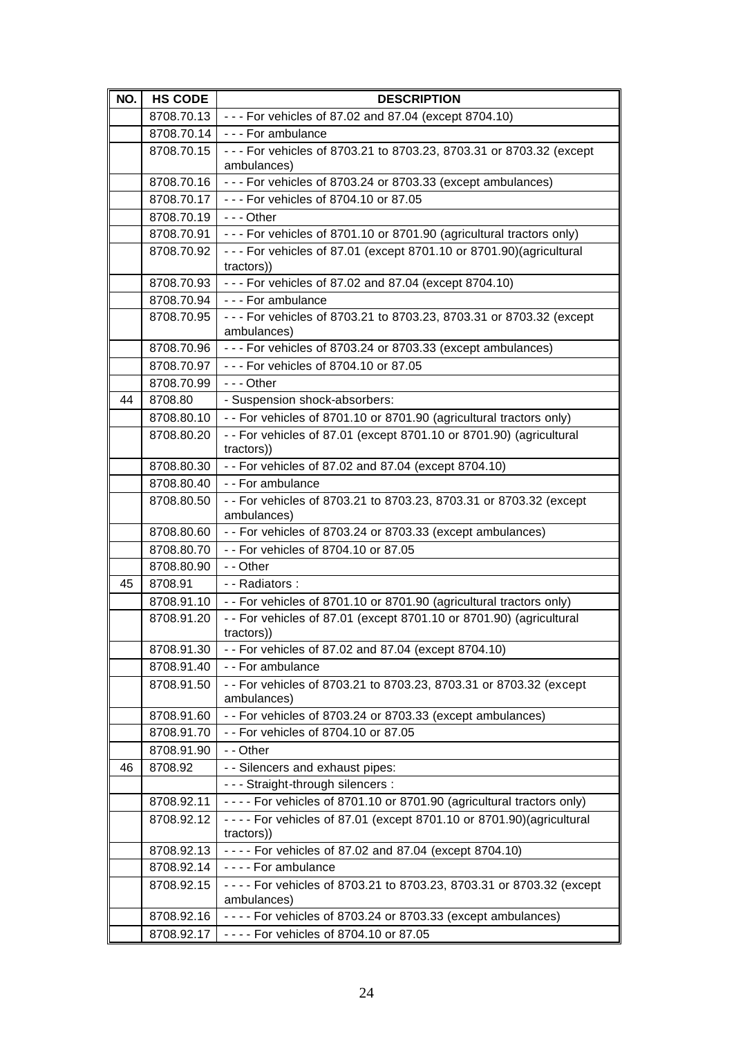| NO. | HS CODE | DESCRIPTION |
|---|---|---|
| | 8708.70.13 | - - - For vehicles of 87.02 and 87.04 (except 8704.10) |
| | 8708.70.14 | - - - For ambulance |
| | 8708.70.15 | - - - For vehicles of 8703.21 to 8703.23, 8703.31 or 8703.32 (except ambulances) |
| | 8708.70.16 | - - - For vehicles of 8703.24 or 8703.33 (except ambulances) |
| | 8708.70.17 | - - - For vehicles of 8704.10 or 87.05 |
| | 8708.70.19 | - - - Other |
| | 8708.70.91 | - - - For vehicles of 8701.10 or 8701.90 (agricultural tractors only) |
| | 8708.70.92 | - - - For vehicles of 87.01 (except 8701.10 or 8701.90)(agricultural tractors)) |
| | 8708.70.93 | - - - For vehicles of 87.02 and 87.04 (except 8704.10) |
| | 8708.70.94 | - - - For ambulance |
| | 8708.70.95 | - - - For vehicles of 8703.21 to 8703.23, 8703.31 or 8703.32 (except ambulances) |
| | 8708.70.96 | - - - For vehicles of 8703.24 or 8703.33 (except ambulances) |
| | 8708.70.97 | - - - For vehicles of 8704.10 or 87.05 |
| | 8708.70.99 | - - - Other |
| 44 | 8708.80 | - Suspension shock-absorbers: |
| | 8708.80.10 | - - For vehicles of 8701.10 or 8701.90 (agricultural tractors only) |
| | 8708.80.20 | - - For vehicles of 87.01 (except 8701.10 or 8701.90) (agricultural tractors)) |
| | 8708.80.30 | - - For vehicles of 87.02 and 87.04 (except 8704.10) |
| | 8708.80.40 | - - For ambulance |
| | 8708.80.50 | - - For vehicles of 8703.21 to 8703.23, 8703.31 or 8703.32 (except ambulances) |
| | 8708.80.60 | - - For vehicles of 8703.24 or 8703.33 (except ambulances) |
| | 8708.80.70 | - - For vehicles of 8704.10 or 87.05 |
| | 8708.80.90 | - - Other |
| 45 | 8708.91 | - - Radiators : |
| | 8708.91.10 | - - For vehicles of 8701.10 or 8701.90 (agricultural tractors only) |
| | 8708.91.20 | - - For vehicles of 87.01 (except 8701.10 or 8701.90) (agricultural tractors)) |
| | 8708.91.30 | - - For vehicles of 87.02 and 87.04 (except 8704.10) |
| | 8708.91.40 | - - For ambulance |
| | 8708.91.50 | - - For vehicles of 8703.21 to 8703.23, 8703.31 or 8703.32 (except ambulances) |
| | 8708.91.60 | - - For vehicles of 8703.24 or 8703.33 (except ambulances) |
| | 8708.91.70 | - - For vehicles of 8704.10 or 87.05 |
| | 8708.91.90 | - - Other |
| 46 | 8708.92 | - - Silencers and exhaust pipes: |
| | | - - - Straight-through silencers : |
| | 8708.92.11 | - - - - For vehicles of 8701.10 or 8701.90 (agricultural tractors only) |
| | 8708.92.12 | - - - - For vehicles of 87.01 (except 8701.10 or 8701.90)(agricultural tractors)) |
| | 8708.92.13 | - - - - For vehicles of 87.02 and 87.04 (except 8704.10) |
| | 8708.92.14 | - - - - For ambulance |
| | 8708.92.15 | - - - - For vehicles of 8703.21 to 8703.23, 8703.31 or 8703.32 (except ambulances) |
| | 8708.92.16 | - - - - For vehicles of 8703.24 or 8703.33 (except ambulances) |
| | 8708.92.17 | - - - - For vehicles of 8704.10 or 87.05 |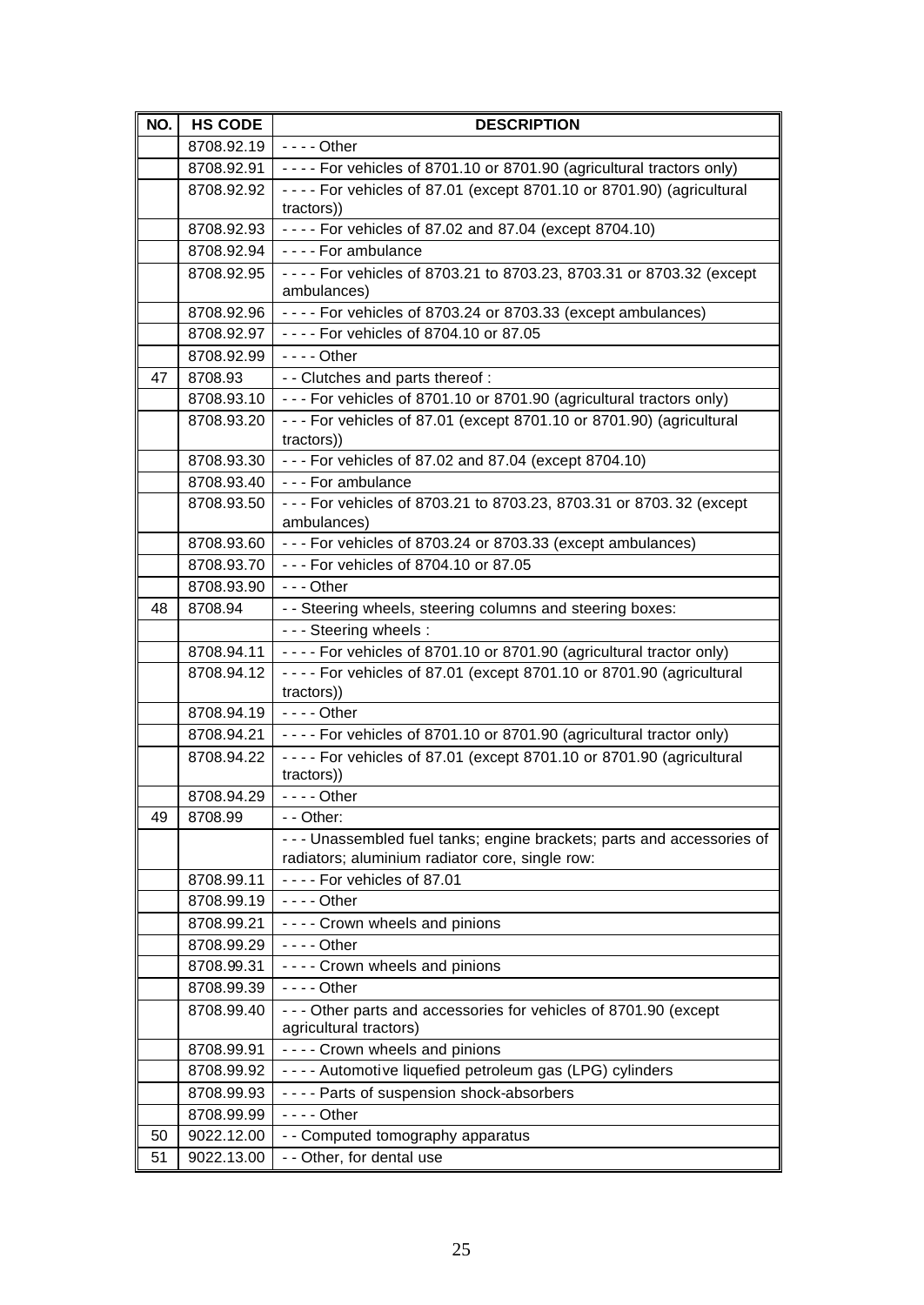| NO. | HS CODE | DESCRIPTION |
|---|---|---|
| | 8708.92.19 | - - - - Other |
| | 8708.92.91 | - - - - For vehicles of 8701.10 or 8701.90 (agricultural tractors only) |
| | 8708.92.92 | - - - - For vehicles of 87.01 (except 8701.10 or 8701.90) (agricultural tractors)) |
| | 8708.92.93 | - - - - For vehicles of 87.02 and 87.04 (except 8704.10) |
| | 8708.92.94 | - - - - For ambulance |
| | 8708.92.95 | - - - - For vehicles of 8703.21 to 8703.23, 8703.31 or 8703.32 (except ambulances) |
| | 8708.92.96 | - - - - For vehicles of 8703.24 or 8703.33 (except ambulances) |
| | 8708.92.97 | - - - - For vehicles of 8704.10 or 87.05 |
| | 8708.92.99 | - - - - Other |
| 47 | 8708.93 | - - Clutches and parts thereof : |
| | 8708.93.10 | - - - For vehicles of 8701.10 or 8701.90 (agricultural tractors only) |
| | 8708.93.20 | - - - For vehicles of 87.01 (except 8701.10 or 8701.90) (agricultural tractors)) |
| | 8708.93.30 | - - - For vehicles of 87.02 and 87.04 (except 8704.10) |
| | 8708.93.40 | - - - For ambulance |
| | 8708.93.50 | - - - For vehicles of 8703.21 to 8703.23, 8703.31 or 8703. 32 (except ambulances) |
| | 8708.93.60 | - - - For vehicles of 8703.24 or 8703.33 (except ambulances) |
| | 8708.93.70 | - - - For vehicles of 8704.10 or 87.05 |
| | 8708.93.90 | - - - Other |
| 48 | 8708.94 | - - Steering wheels, steering columns and steering boxes: |
| | | - - - Steering wheels : |
| | 8708.94.11 | - - - - For vehicles of 8701.10 or 8701.90 (agricultural tractor only) |
| | 8708.94.12 | - - - - For vehicles of 87.01 (except 8701.10 or 8701.90 (agricultural tractors)) |
| | 8708.94.19 | - - - - Other |
| | 8708.94.21 | - - - - For vehicles of 8701.10 or 8701.90 (agricultural tractor only) |
| | 8708.94.22 | - - - - For vehicles of 87.01 (except 8701.10 or 8701.90 (agricultural tractors)) |
| | 8708.94.29 | - - - - Other |
| 49 | 8708.99 | - - Other: |
| | | - - - Unassembled fuel tanks; engine brackets; parts and accessories of radiators; aluminium radiator core, single row: |
| | 8708.99.11 | - - - - For vehicles of 87.01 |
| | 8708.99.19 | - - - - Other |
| | 8708.99.21 | - - - - Crown wheels and pinions |
| | 8708.99.29 | - - - - Other |
| | 8708.99.31 | - - - - Crown wheels and pinions |
| | 8708.99.39 | - - - - Other |
| | 8708.99.40 | - - - Other parts and accessories for vehicles of 8701.90 (except agricultural tractors) |
| | 8708.99.91 | - - - - Crown wheels and pinions |
| | 8708.99.92 | - - - - Automotive liquefied petroleum gas (LPG) cylinders |
| | 8708.99.93 | - - - - Parts of suspension shock-absorbers |
| | 8708.99.99 | - - - - Other |
| 50 | 9022.12.00 | - - Computed tomography apparatus |
| 51 | 9022.13.00 | - - Other, for dental use |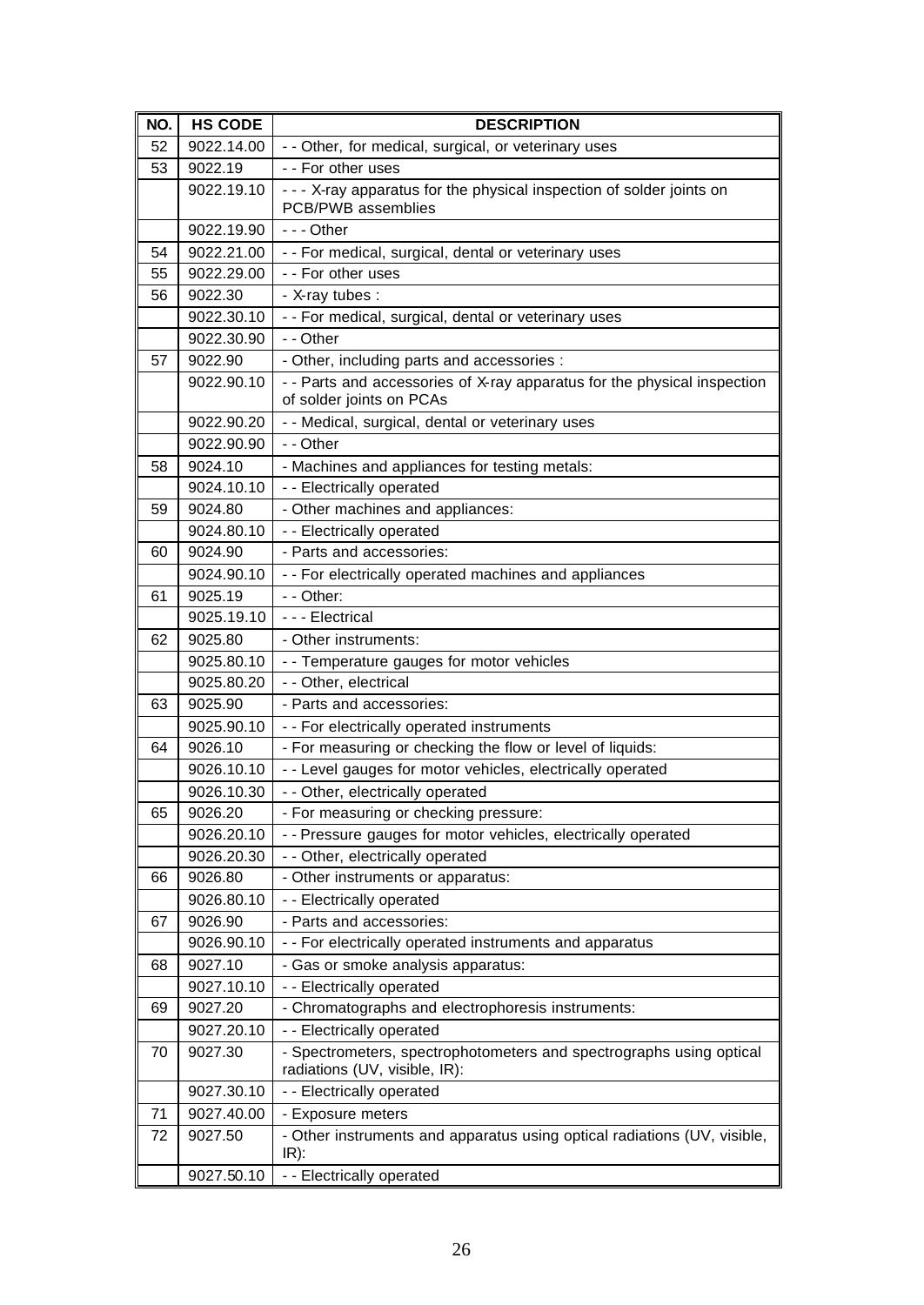| NO. | HS CODE | DESCRIPTION |
|---|---|---|
| 52 | 9022.14.00 | - - Other, for medical, surgical, or veterinary uses |
| 53 | 9022.19 | - - For other uses |
| | 9022.19.10 | - - - X-ray apparatus for the physical inspection of solder joints on PCB/PWB assemblies |
| | 9022.19.90 | - - - Other |
| 54 | 9022.21.00 | - - For medical, surgical, dental or veterinary uses |
| 55 | 9022.29.00 | - - For other uses |
| 56 | 9022.30 | - X-ray tubes : |
| | 9022.30.10 | - - For medical, surgical, dental or veterinary uses |
| | 9022.30.90 | - - Other |
| 57 | 9022.90 | - Other, including parts and accessories : |
| | 9022.90.10 | - - Parts and accessories of X-ray apparatus for the physical inspection of solder joints on PCAs |
| | 9022.90.20 | - - Medical, surgical, dental or veterinary uses |
| | 9022.90.90 | - - Other |
| 58 | 9024.10 | - Machines and appliances for testing metals: |
| | 9024.10.10 | - - Electrically operated |
| 59 | 9024.80 | - Other machines and appliances: |
| | 9024.80.10 | - - Electrically operated |
| 60 | 9024.90 | - Parts and accessories: |
| | 9024.90.10 | - - For electrically operated machines and appliances |
| 61 | 9025.19 | - - Other: |
| | 9025.19.10 | - - - Electrical |
| 62 | 9025.80 | - Other instruments: |
| | 9025.80.10 | - - Temperature gauges for motor vehicles |
| | 9025.80.20 | - - Other, electrical |
| 63 | 9025.90 | - Parts and accessories: |
| | 9025.90.10 | - - For electrically operated instruments |
| 64 | 9026.10 | - For measuring or checking the flow or level of liquids: |
| | 9026.10.10 | - - Level gauges for motor vehicles, electrically operated |
| | 9026.10.30 | - - Other, electrically operated |
| 65 | 9026.20 | - For measuring or checking pressure: |
| | 9026.20.10 | - - Pressure gauges for motor vehicles, electrically operated |
| | 9026.20.30 | - - Other, electrically operated |
| 66 | 9026.80 | - Other instruments or apparatus: |
| | 9026.80.10 | - - Electrically operated |
| 67 | 9026.90 | - Parts and accessories: |
| | 9026.90.10 | - - For electrically operated instruments and apparatus |
| 68 | 9027.10 | - Gas or smoke analysis apparatus: |
| | 9027.10.10 | - - Electrically operated |
| 69 | 9027.20 | - Chromatographs and electrophoresis instruments: |
| | 9027.20.10 | - - Electrically operated |
| 70 | 9027.30 | - Spectrometers, spectrophotometers and spectrographs using optical radiations (UV, visible, IR): |
| | 9027.30.10 | - - Electrically operated |
| 71 | 9027.40.00 | - Exposure meters |
| 72 | 9027.50 | - Other instruments and apparatus using optical radiations (UV, visible, IR): |
| | 9027.50.10 | - - Electrically operated |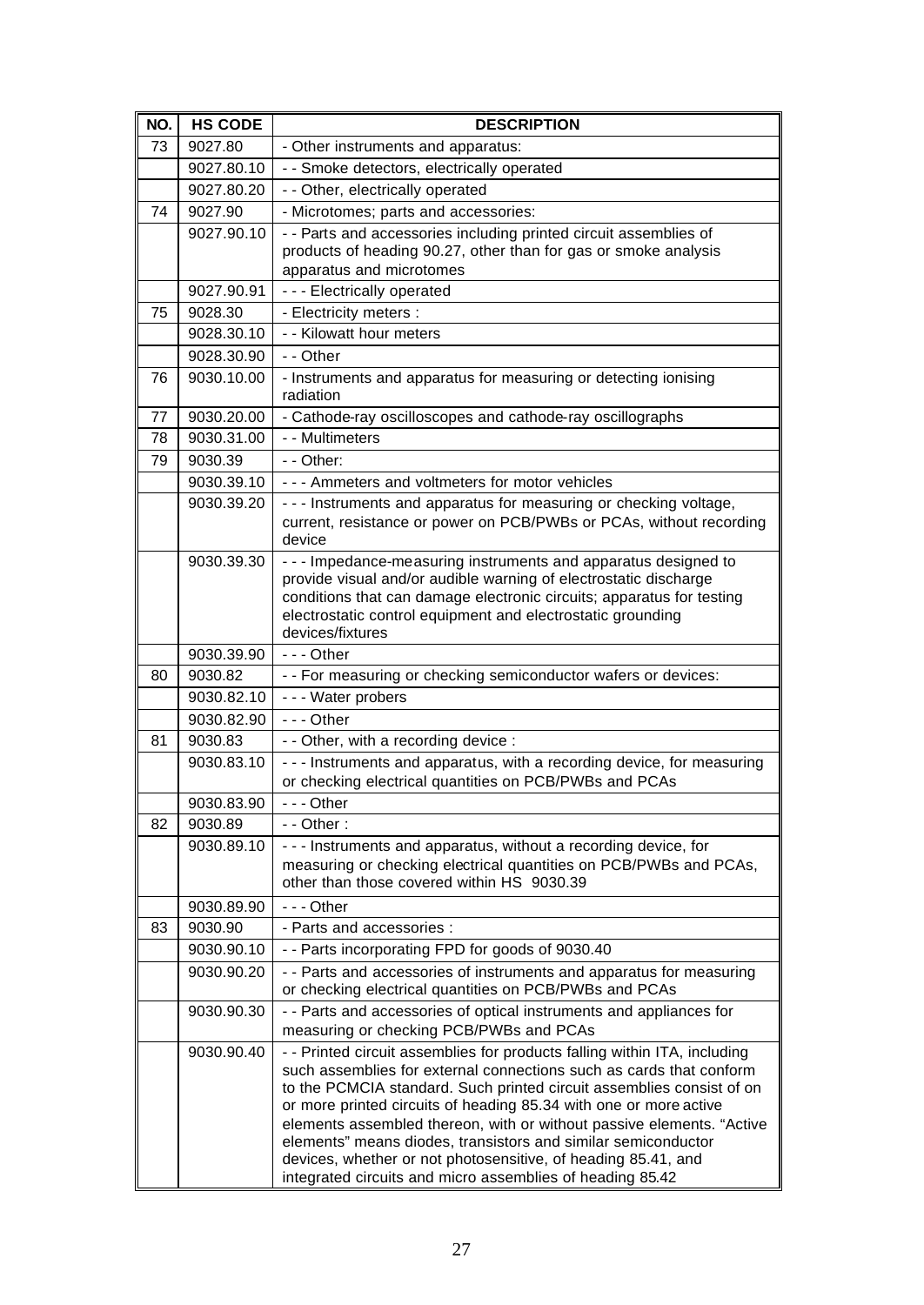| NO. | HS CODE | DESCRIPTION |
| --- | --- | --- |
| 73 | 9027.80 | - Other instruments and apparatus: |
| | 9027.80.10 | - - Smoke detectors, electrically operated |
| | 9027.80.20 | - - Other, electrically operated |
| 74 | 9027.90 | - Microtomes; parts and accessories: |
| | 9027.90.10 | - - Parts and accessories including printed circuit assemblies of products of heading 90.27, other than for gas or smoke analysis apparatus and microtomes |
| | 9027.90.91 | - - - Electrically operated |
| 75 | 9028.30 | - Electricity meters : |
| | 9028.30.10 | - - Kilowatt hour meters |
| | 9028.30.90 | - - Other |
| 76 | 9030.10.00 | - Instruments and apparatus for measuring or detecting ionising radiation |
| 77 | 9030.20.00 | - Cathode-ray oscilloscopes and cathode-ray oscillographs |
| 78 | 9030.31.00 | - - Multimeters |
| 79 | 9030.39 | - - Other: |
| | 9030.39.10 | - - - Ammeters and voltmeters for motor vehicles |
| | 9030.39.20 | - - - Instruments and apparatus for measuring or checking voltage, current, resistance or power on PCB/PWBs or PCAs, without recording device |
| | 9030.39.30 | - - - Impedance-measuring instruments and apparatus designed to provide visual and/or audible warning of electrostatic discharge conditions that can damage electronic circuits; apparatus for testing electrostatic control equipment and electrostatic grounding devices/fixtures |
| | 9030.39.90 | - - - Other |
| 80 | 9030.82 | - - For measuring or checking semiconductor wafers or devices: |
| | 9030.82.10 | - - - Water probers |
| | 9030.82.90 | - - - Other |
| 81 | 9030.83 | - - Other, with a recording device : |
| | 9030.83.10 | - - - Instruments and apparatus, with a recording device, for measuring or checking electrical quantities on PCB/PWBs and PCAs |
| | 9030.83.90 | - - - Other |
| 82 | 9030.89 | - - Other : |
| | 9030.89.10 | - - - Instruments and apparatus, without a recording device, for measuring or checking electrical quantities on PCB/PWBs and PCAs, other than those covered within HS 9030.39 |
| | 9030.89.90 | - - - Other |
| 83 | 9030.90 | - Parts and accessories : |
| | 9030.90.10 | - - Parts incorporating FPD for goods of 9030.40 |
| | 9030.90.20 | - - Parts and accessories of instruments and apparatus for measuring or checking electrical quantities on PCB/PWBs and PCAs |
| | 9030.90.30 | - - Parts and accessories of optical instruments and appliances for measuring or checking PCB/PWBs and PCAs |
| | 9030.90.40 | - - Printed circuit assemblies for products falling within ITA, including such assemblies for external connections such as cards that conform to the PCMCIA standard. Such printed circuit assemblies consist of on or more printed circuits of heading 85.34 with one or more active elements assembled thereon, with or without passive elements. "Active elements" means diodes, transistors and similar semiconductor devices, whether or not photosensitive, of heading 85.41, and integrated circuits and micro assemblies of heading 85.42 |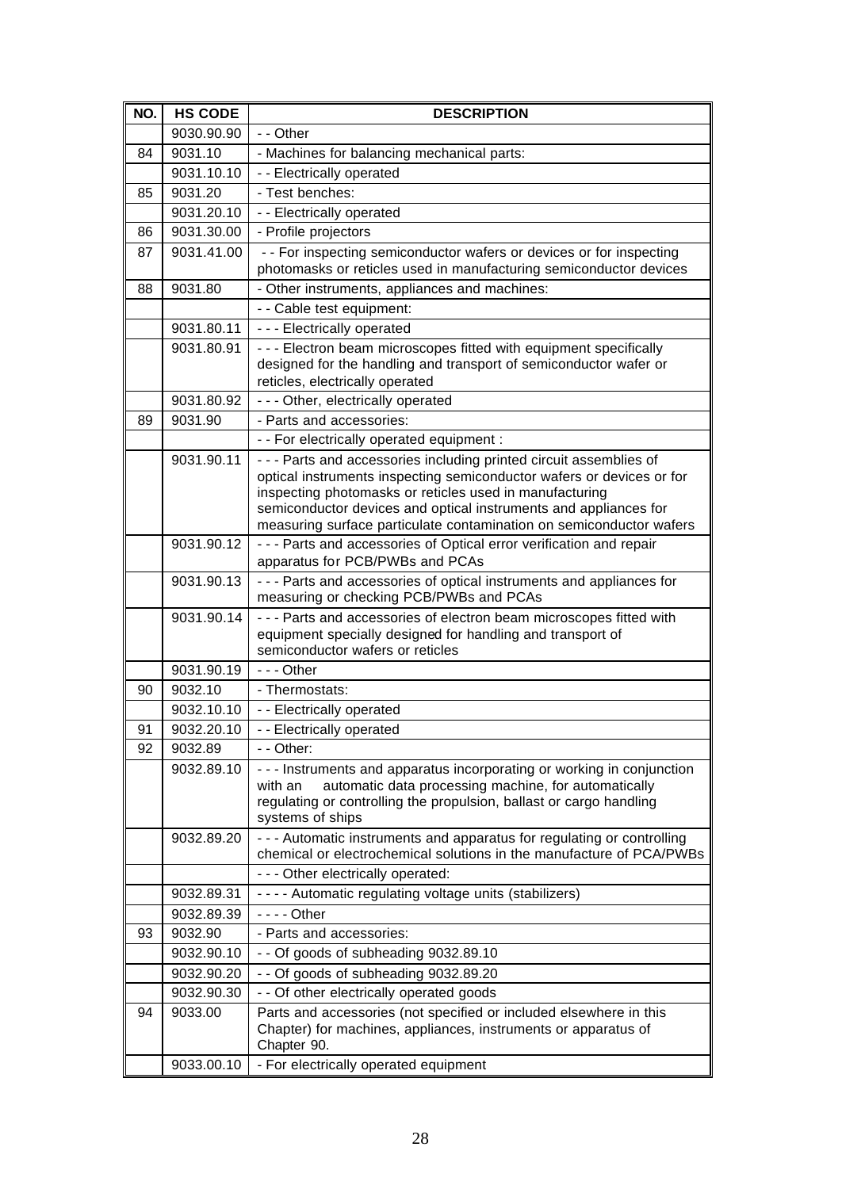| NO. | HS CODE | DESCRIPTION |
|---|---|---|
| | 9030.90.90 | - - Other |
| 84 | 9031.10 | - Machines for balancing mechanical parts: |
| | 9031.10.10 | - - Electrically operated |
| 85 | 9031.20 | - Test benches: |
| | 9031.20.10 | - - Electrically operated |
| 86 | 9031.30.00 | - Profile projectors |
| 87 | 9031.41.00 | - - For inspecting semiconductor wafers or devices or for inspecting photomasks or reticles used in manufacturing semiconductor devices |
| 88 | 9031.80 | - Other instruments, appliances and machines: |
| | | - - Cable test equipment: |
| | 9031.80.11 | - - - Electrically operated |
| | 9031.80.91 | - - - Electron beam microscopes fitted with equipment specifically designed for the handling and transport of semiconductor wafer or reticles, electrically operated |
| | 9031.80.92 | - - - Other, electrically operated |
| 89 | 9031.90 | - Parts and accessories: |
| | | - - For electrically operated equipment : |
| | 9031.90.11 | - - - Parts and accessories including printed circuit assemblies of optical instruments inspecting semiconductor wafers or devices or for inspecting photomasks or reticles used in manufacturing semiconductor devices and optical instruments and appliances for measuring surface particulate contamination on semiconductor wafers |
| | 9031.90.12 | - - - Parts and accessories of Optical error verification and repair apparatus for PCB/PWBs and PCAs |
| | 9031.90.13 | - - - Parts and accessories of optical instruments and appliances for measuring or checking PCB/PWBs and PCAs |
| | 9031.90.14 | - - - Parts and accessories of electron beam microscopes fitted with equipment specially designed for handling and transport of semiconductor wafers or reticles |
| | 9031.90.19 | - - - Other |
| 90 | 9032.10 | - Thermostats: |
| | 9032.10.10 | - - Electrically operated |
| 91 | 9032.20.10 | - - Electrically operated |
| 92 | 9032.89 | - - Other: |
| | 9032.89.10 | - - - Instruments and apparatus incorporating or working in conjunction with an automatic data processing machine, for automatically regulating or controlling the propulsion, ballast or cargo handling systems of ships |
| | 9032.89.20 | - - - Automatic instruments and apparatus for regulating or controlling chemical or electrochemical solutions in the manufacture of PCA/PWBs |
| | | - - - Other electrically operated: |
| | 9032.89.31 | - - - - Automatic regulating voltage units (stabilizers) |
| | 9032.89.39 | - - - - Other |
| 93 | 9032.90 | - Parts and accessories: |
| | 9032.90.10 | - - Of goods of subheading 9032.89.10 |
| | 9032.90.20 | - - Of goods of subheading 9032.89.20 |
| | 9032.90.30 | - - Of other electrically operated goods |
| 94 | 9033.00 | Parts and accessories (not specified or included elsewhere in this Chapter) for machines, appliances, instruments or apparatus of Chapter 90. |
| | 9033.00.10 | - For electrically operated equipment |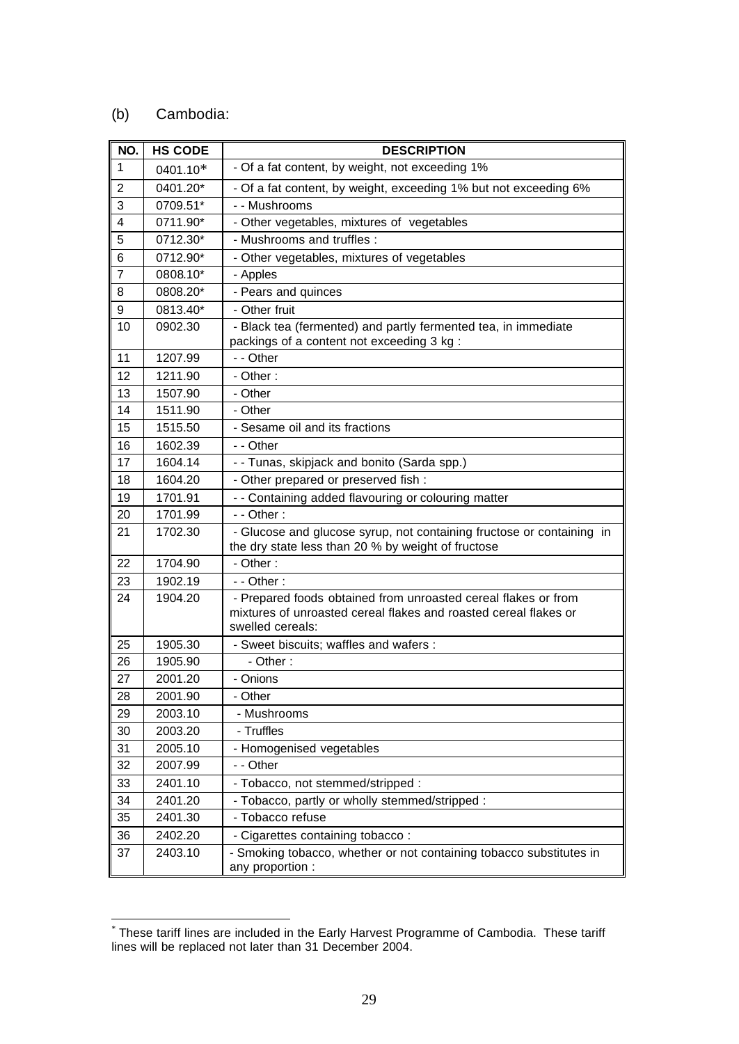(b) Cambodia:

| NO. | HS CODE | DESCRIPTION |
| --- | --- | --- |
| 1 | 0401.10* | - Of a fat content, by weight, not exceeding 1% |
| 2 | 0401.20* | - Of a fat content, by weight, exceeding 1% but not exceeding 6% |
| 3 | 0709.51* | - - Mushrooms |
| 4 | 0711.90* | - Other vegetables, mixtures of vegetables |
| 5 | 0712.30* | - Mushrooms and truffles : |
| 6 | 0712.90* | - Other vegetables, mixtures of vegetables |
| 7 | 0808.10* | - Apples |
| 8 | 0808.20* | - Pears and quinces |
| 9 | 0813.40* | - Other fruit |
| 10 | 0902.30 | - Black tea (fermented) and partly fermented tea, in immediate packings of a content not exceeding 3 kg : |
| 11 | 1207.99 | - - Other |
| 12 | 1211.90 | - Other : |
| 13 | 1507.90 | - Other |
| 14 | 1511.90 | - Other |
| 15 | 1515.50 | - Sesame oil and its fractions |
| 16 | 1602.39 | - - Other |
| 17 | 1604.14 | - - Tunas, skipjack and bonito (Sarda spp.) |
| 18 | 1604.20 | - Other prepared or preserved fish : |
| 19 | 1701.91 | - - Containing added flavouring or colouring matter |
| 20 | 1701.99 | - - Other : |
| 21 | 1702.30 | - Glucose and glucose syrup, not containing fructose or containing in the dry state less than 20 % by weight of fructose |
| 22 | 1704.90 | - Other : |
| 23 | 1902.19 | - - Other : |
| 24 | 1904.20 | - Prepared foods obtained from unroasted cereal flakes or from mixtures of unroasted cereal flakes and roasted cereal flakes or swelled cereals: |
| 25 | 1905.30 | - Sweet biscuits; waffles and wafers : |
| 26 | 1905.90 | - Other : |
| 27 | 2001.20 | - Onions |
| 28 | 2001.90 | - Other |
| 29 | 2003.10 | - Mushrooms |
| 30 | 2003.20 | - Truffles |
| 31 | 2005.10 | - Homogenised vegetables |
| 32 | 2007.99 | - - Other |
| 33 | 2401.10 | - Tobacco, not stemmed/stripped : |
| 34 | 2401.20 | - Tobacco, partly or wholly stemmed/stripped : |
| 35 | 2401.30 | - Tobacco refuse |
| 36 | 2402.20 | - Cigarettes containing tobacco : |
| 37 | 2403.10 | - Smoking tobacco, whether or not containing tobacco substitutes in any proportion : |

* These tariff lines are included in the Early Harvest Programme of Cambodia. These tariff lines will be replaced not later than 31 December 2004.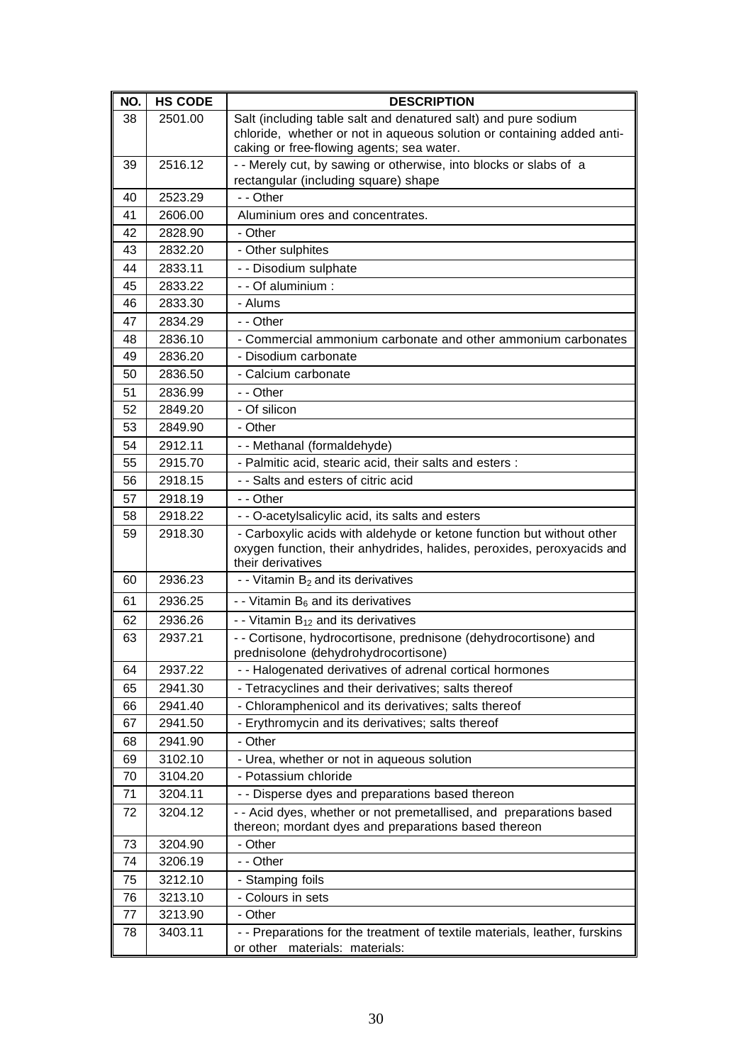| NO. | HS CODE | DESCRIPTION |
|---|---|---|
| 38 | 2501.00 | Salt (including table salt and denatured salt) and pure sodium chloride, whether or not in aqueous solution or containing added anti-caking or free-flowing agents; sea water. |
| 39 | 2516.12 | - - Merely cut, by sawing or otherwise, into blocks or slabs of a rectangular (including square) shape |
| 40 | 2523.29 | - - Other |
| 41 | 2606.00 | Aluminium ores and concentrates. |
| 42 | 2828.90 | - Other |
| 43 | 2832.20 | - Other sulphites |
| 44 | 2833.11 | - - Disodium sulphate |
| 45 | 2833.22 | - - Of aluminium : |
| 46 | 2833.30 | - Alums |
| 47 | 2834.29 | - - Other |
| 48 | 2836.10 | - Commercial ammonium carbonate and other ammonium carbonates |
| 49 | 2836.20 | - Disodium carbonate |
| 50 | 2836.50 | - Calcium carbonate |
| 51 | 2836.99 | - - Other |
| 52 | 2849.20 | - Of silicon |
| 53 | 2849.90 | - Other |
| 54 | 2912.11 | - - Methanal (formaldehyde) |
| 55 | 2915.70 | - Palmitic acid, stearic acid, their salts and esters : |
| 56 | 2918.15 | - - Salts and esters of citric acid |
| 57 | 2918.19 | - - Other |
| 58 | 2918.22 | - - O-acetylsalicylic acid, its salts and esters |
| 59 | 2918.30 | - Carboxylic acids with aldehyde or ketone function but without other oxygen function, their anhydrides, halides, peroxides, peroxyacids and their derivatives |
| 60 | 2936.23 | - - Vitamin $B_2$ and its derivatives |
| 61 | 2936.25 | - - Vitamin $B_6$ and its derivatives |
| 62 | 2936.26 | - - Vitamin $B_{12}$ and its derivatives |
| 63 | 2937.21 | - - Cortisone, hydrocortisone, prednisone (dehydrocortisone) and prednisolone (dehydrohydrocortisone) |
| 64 | 2937.22 | - - Halogenated derivatives of adrenal cortical hormones |
| 65 | 2941.30 | - Tetracyclines and their derivatives; salts thereof |
| 66 | 2941.40 | - Chloramphenicol and its derivatives; salts thereof |
| 67 | 2941.50 | - Erythromycin and its derivatives; salts thereof |
| 68 | 2941.90 | - Other |
| 69 | 3102.10 | - Urea, whether or not in aqueous solution |
| 70 | 3104.20 | - Potassium chloride |
| 71 | 3204.11 | - - Disperse dyes and preparations based thereon |
| 72 | 3204.12 | - - Acid dyes, whether or not premetallised, and preparations based thereon; mordant dyes and preparations based thereon |
| 73 | 3204.90 | - Other |
| 74 | 3206.19 | - - Other |
| 75 | 3212.10 | - Stamping foils |
| 76 | 3213.10 | - Colours in sets |
| 77 | 3213.90 | - Other |
| 78 | 3403.11 | - - Preparations for the treatment of textile materials, leather, furskins or other materials: materials: |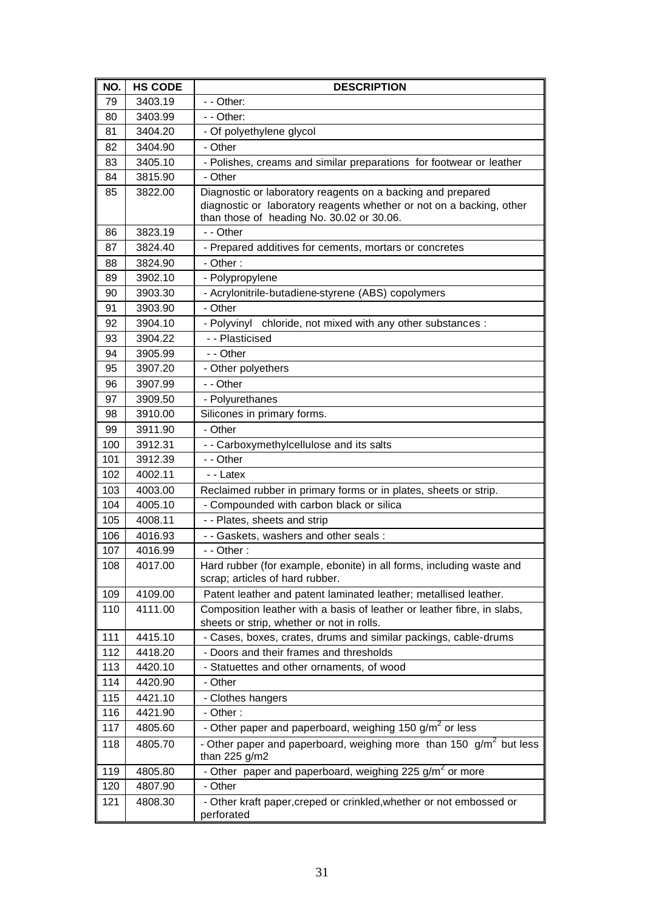| NO. | HS CODE | DESCRIPTION |
|---|---|---|
| 79 | 3403.19 | - - Other: |
| 80 | 3403.99 | - - Other: |
| 81 | 3404.20 | - Of polyethylene glycol |
| 82 | 3404.90 | - Other |
| 83 | 3405.10 | - Polishes, creams and similar preparations for footwear or leather |
| 84 | 3815.90 | - Other |
| 85 | 3822.00 | Diagnostic or laboratory reagents on a backing and prepared diagnostic or laboratory reagents whether or not on a backing, other than those of heading No. 30.02 or 30.06. |
| 86 | 3823.19 | - - Other |
| 87 | 3824.40 | - Prepared additives for cements, mortars or concretes |
| 88 | 3824.90 | - Other : |
| 89 | 3902.10 | - Polypropylene |
| 90 | 3903.30 | - Acrylonitrile-butadiene-styrene (ABS) copolymers |
| 91 | 3903.90 | - Other |
| 92 | 3904.10 | - Polyvinyl chloride, not mixed with any other substances : |
| 93 | 3904.22 | - - Plasticised |
| 94 | 3905.99 | - - Other |
| 95 | 3907.20 | - Other polyethers |
| 96 | 3907.99 | - - Other |
| 97 | 3909.50 | - Polyurethanes |
| 98 | 3910.00 | Silicones in primary forms. |
| 99 | 3911.90 | - Other |
| 100 | 3912.31 | - - Carboxymethylcellulose and its salts |
| 101 | 3912.39 | - - Other |
| 102 | 4002.11 | - - Latex |
| 103 | 4003.00 | Reclaimed rubber in primary forms or in plates, sheets or strip. |
| 104 | 4005.10 | - Compounded with carbon black or silica |
| 105 | 4008.11 | - - Plates, sheets and strip |
| 106 | 4016.93 | - - Gaskets, washers and other seals : |
| 107 | 4016.99 | - - Other : |
| 108 | 4017.00 | Hard rubber (for example, ebonite) in all forms, including waste and scrap; articles of hard rubber. |
| 109 | 4109.00 | Patent leather and patent laminated leather; metallised leather. |
| 110 | 4111.00 | Composition leather with a basis of leather or leather fibre, in slabs, sheets or strip, whether or not in rolls. |
| 111 | 4415.10 | - Cases, boxes, crates, drums and similar packings, cable-drums |
| 112 | 4418.20 | - Doors and their frames and thresholds |
| 113 | 4420.10 | - Statuettes and other ornaments, of wood |
| 114 | 4420.90 | - Other |
| 115 | 4421.10 | - Clothes hangers |
| 116 | 4421.90 | - Other : |
| 117 | 4805.60 | - Other paper and paperboard, weighing 150 $g/m^2$ or less |
| 118 | 4805.70 | - Other paper and paperboard, weighing more than 150 $g/m^2$ but less than 225 g/m2 |
| 119 | 4805.80 | - Other paper and paperboard, weighing 225 $g/m^2$ or more |
| 120 | 4807.90 | - Other |
| 121 | 4808.30 | - Other kraft paper,creped or crinkled,whether or not embossed or perforated |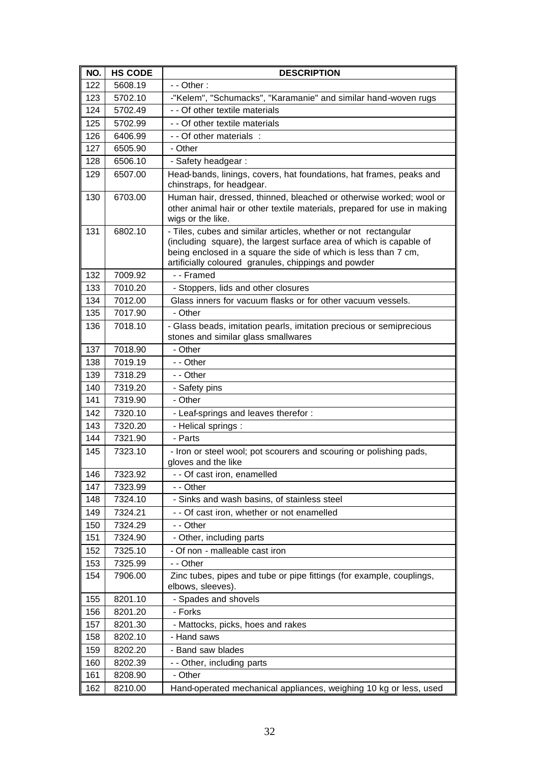| NO. | HS CODE | DESCRIPTION |
|---|---|---|
| 122 | 5608.19 | - - Other : |
| 123 | 5702.10 | -"Kelem", "Schumacks", "Karamanie" and similar hand-woven rugs |
| 124 | 5702.49 | - - Of other textile materials |
| 125 | 5702.99 | - - Of other textile materials |
| 126 | 6406.99 | - - Of other materials : |
| 127 | 6505.90 | - Other |
| 128 | 6506.10 | - Safety headgear : |
| 129 | 6507.00 | Head-bands, linings, covers, hat foundations, hat frames, peaks and chinstraps, for headgear. |
| 130 | 6703.00 | Human hair, dressed, thinned, bleached or otherwise worked; wool or other animal hair or other textile materials, prepared for use in making wigs or the like. |
| 131 | 6802.10 | - Tiles, cubes and similar articles, whether or not rectangular (including square), the largest surface area of which is capable of being enclosed in a square the side of which is less than 7 cm, artificially coloured granules, chippings and powder |
| 132 | 7009.92 | - - Framed |
| 133 | 7010.20 | - Stoppers, lids and other closures |
| 134 | 7012.00 | Glass inners for vacuum flasks or for other vacuum vessels. |
| 135 | 7017.90 | - Other |
| 136 | 7018.10 | - Glass beads, imitation pearls, imitation precious or semiprecious stones and similar glass smallwares |
| 137 | 7018.90 | - Other |
| 138 | 7019.19 | - - Other |
| 139 | 7318.29 | - - Other |
| 140 | 7319.20 | - Safety pins |
| 141 | 7319.90 | - Other |
| 142 | 7320.10 | - Leaf-springs and leaves therefor : |
| 143 | 7320.20 | - Helical springs : |
| 144 | 7321.90 | - Parts |
| 145 | 7323.10 | - Iron or steel wool; pot scourers and scouring or polishing pads, gloves and the like |
| 146 | 7323.92 | - - Of cast iron, enamelled |
| 147 | 7323.99 | - - Other |
| 148 | 7324.10 | - Sinks and wash basins, of stainless steel |
| 149 | 7324.21 | - - Of cast iron, whether or not enamelled |
| 150 | 7324.29 | - - Other |
| 151 | 7324.90 | - Other, including parts |
| 152 | 7325.10 | - Of non - malleable cast iron |
| 153 | 7325.99 | - - Other |
| 154 | 7906.00 | Zinc tubes, pipes and tube or pipe fittings (for example, couplings, elbows, sleeves). |
| 155 | 8201.10 | - Spades and shovels |
| 156 | 8201.20 | - Forks |
| 157 | 8201.30 | - Mattocks, picks, hoes and rakes |
| 158 | 8202.10 | - Hand saws |
| 159 | 8202.20 | - Band saw blades |
| 160 | 8202.39 | - - Other, including parts |
| 161 | 8208.90 | - Other |
| 162 | 8210.00 | Hand-operated mechanical appliances, weighing 10 kg or less, used |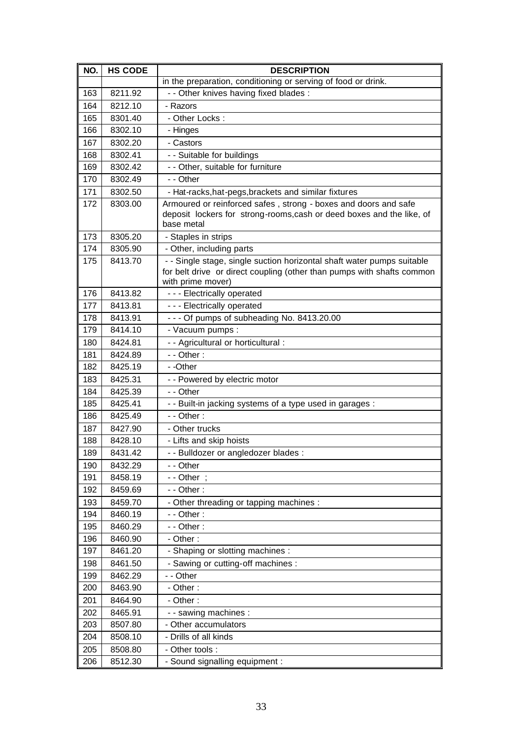| NO. | HS CODE | DESCRIPTION |
| --- | --- | --- |
| | | in the preparation, conditioning or serving of food or drink. |
| 163 | 8211.92 | - - Other knives having fixed blades : |
| 164 | 8212.10 | - Razors |
| 165 | 8301.40 | - Other Locks : |
| 166 | 8302.10 | - Hinges |
| 167 | 8302.20 | - Castors |
| 168 | 8302.41 | - - Suitable for buildings |
| 169 | 8302.42 | - - Other, suitable for furniture |
| 170 | 8302.49 | - - Other |
| 171 | 8302.50 | - Hat-racks,hat-pegs,brackets and similar fixtures |
| 172 | 8303.00 | Armoured or reinforced safes , strong - boxes and doors and safe deposit lockers for strong-rooms,cash or deed boxes and the like, of base metal |
| 173 | 8305.20 | - Staples in strips |
| 174 | 8305.90 | - Other, including parts |
| 175 | 8413.70 | - - Single stage, single suction horizontal shaft water pumps suitable for belt drive or direct coupling (other than pumps with shafts common with prime mover) |
| 176 | 8413.82 | - - - Electrically operated |
| 177 | 8413.81 | - - - Electrically operated |
| 178 | 8413.91 | - - - Of pumps of subheading No. 8413.20.00 |
| 179 | 8414.10 | - Vacuum pumps : |
| 180 | 8424.81 | - - Agricultural or horticultural : |
| 181 | 8424.89 | - - Other : |
| 182 | 8425.19 | - -Other |
| 183 | 8425.31 | - - Powered by electric motor |
| 184 | 8425.39 | - - Other |
| 185 | 8425.41 | - - Built-in jacking systems of a type used in garages : |
| 186 | 8425.49 | - - Other : |
| 187 | 8427.90 | - Other trucks |
| 188 | 8428.10 | - Lifts and skip hoists |
| 189 | 8431.42 | - - Bulldozer or angledozer blades : |
| 190 | 8432.29 | - - Other |
| 191 | 8458.19 | - - Other ; |
| 192 | 8459.69 | - - Other : |
| 193 | 8459.70 | - Other threading or tapping machines : |
| 194 | 8460.19 | - - Other : |
| 195 | 8460.29 | - - Other : |
| 196 | 8460.90 | - Other : |
| 197 | 8461.20 | - Shaping or slotting machines : |
| 198 | 8461.50 | - Sawing or cutting-off machines : |
| 199 | 8462.29 | - - Other |
| 200 | 8463.90 | - Other : |
| 201 | 8464.90 | - Other : |
| 202 | 8465.91 | - - sawing machines : |
| 203 | 8507.80 | - Other accumulators |
| 204 | 8508.10 | - Drills of all kinds |
| 205 | 8508.80 | - Other tools : |
| 206 | 8512.30 | - Sound signalling equipment : |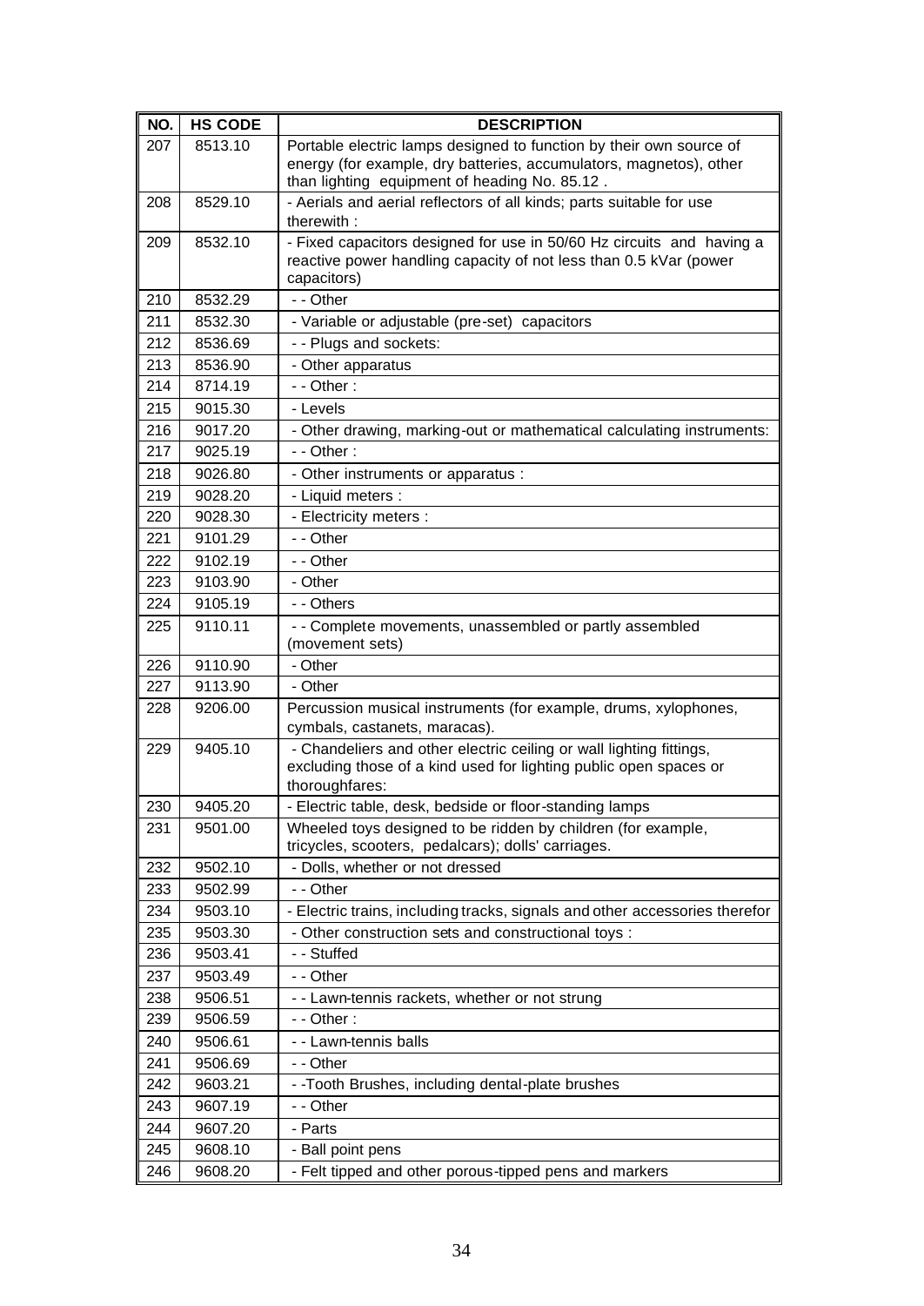| NO. | HS CODE | DESCRIPTION |
|---|---|---|
| 207 | 8513.10 | Portable electric lamps designed to function by their own source of energy (for example, dry batteries, accumulators, magnetos), other than lighting equipment of heading No. 85.12 . |
| 208 | 8529.10 | - Aerials and aerial reflectors of all kinds; parts suitable for use therewith : |
| 209 | 8532.10 | - Fixed capacitors designed for use in 50/60 Hz circuits and having a reactive power handling capacity of not less than 0.5 kVar (power capacitors) |
| 210 | 8532.29 | - - Other |
| 211 | 8532.30 | - Variable or adjustable (pre-set) capacitors |
| 212 | 8536.69 | - - Plugs and sockets: |
| 213 | 8536.90 | - Other apparatus |
| 214 | 8714.19 | - - Other : |
| 215 | 9015.30 | - Levels |
| 216 | 9017.20 | - Other drawing, marking-out or mathematical calculating instruments: |
| 217 | 9025.19 | - - Other : |
| 218 | 9026.80 | - Other instruments or apparatus : |
| 219 | 9028.20 | - Liquid meters : |
| 220 | 9028.30 | - Electricity meters : |
| 221 | 9101.29 | - - Other |
| 222 | 9102.19 | - - Other |
| 223 | 9103.90 | - Other |
| 224 | 9105.19 | - - Others |
| 225 | 9110.11 | - - Complete movements, unassembled or partly assembled (movement sets) |
| 226 | 9110.90 | - Other |
| 227 | 9113.90 | - Other |
| 228 | 9206.00 | Percussion musical instruments (for example, drums, xylophones, cymbals, castanets, maracas). |
| 229 | 9405.10 | - Chandeliers and other electric ceiling or wall lighting fittings, excluding those of a kind used for lighting public open spaces or thoroughfares: |
| 230 | 9405.20 | - Electric table, desk, bedside or floor-standing lamps |
| 231 | 9501.00 | Wheeled toys designed to be ridden by children (for example, tricycles, scooters, pedalcars); dolls' carriages. |
| 232 | 9502.10 | - Dolls, whether or not dressed |
| 233 | 9502.99 | - - Other |
| 234 | 9503.10 | - Electric trains, including tracks, signals and other accessories therefor |
| 235 | 9503.30 | - Other construction sets and constructional toys : |
| 236 | 9503.41 | - - Stuffed |
| 237 | 9503.49 | - - Other |
| 238 | 9506.51 | - - Lawn-tennis rackets, whether or not strung |
| 239 | 9506.59 | - - Other : |
| 240 | 9506.61 | - - Lawn-tennis balls |
| 241 | 9506.69 | - - Other |
| 242 | 9603.21 | - -Tooth Brushes, including dental-plate brushes |
| 243 | 9607.19 | - - Other |
| 244 | 9607.20 | - Parts |
| 245 | 9608.10 | - Ball point pens |
| 246 | 9608.20 | - Felt tipped and other porous-tipped pens and markers |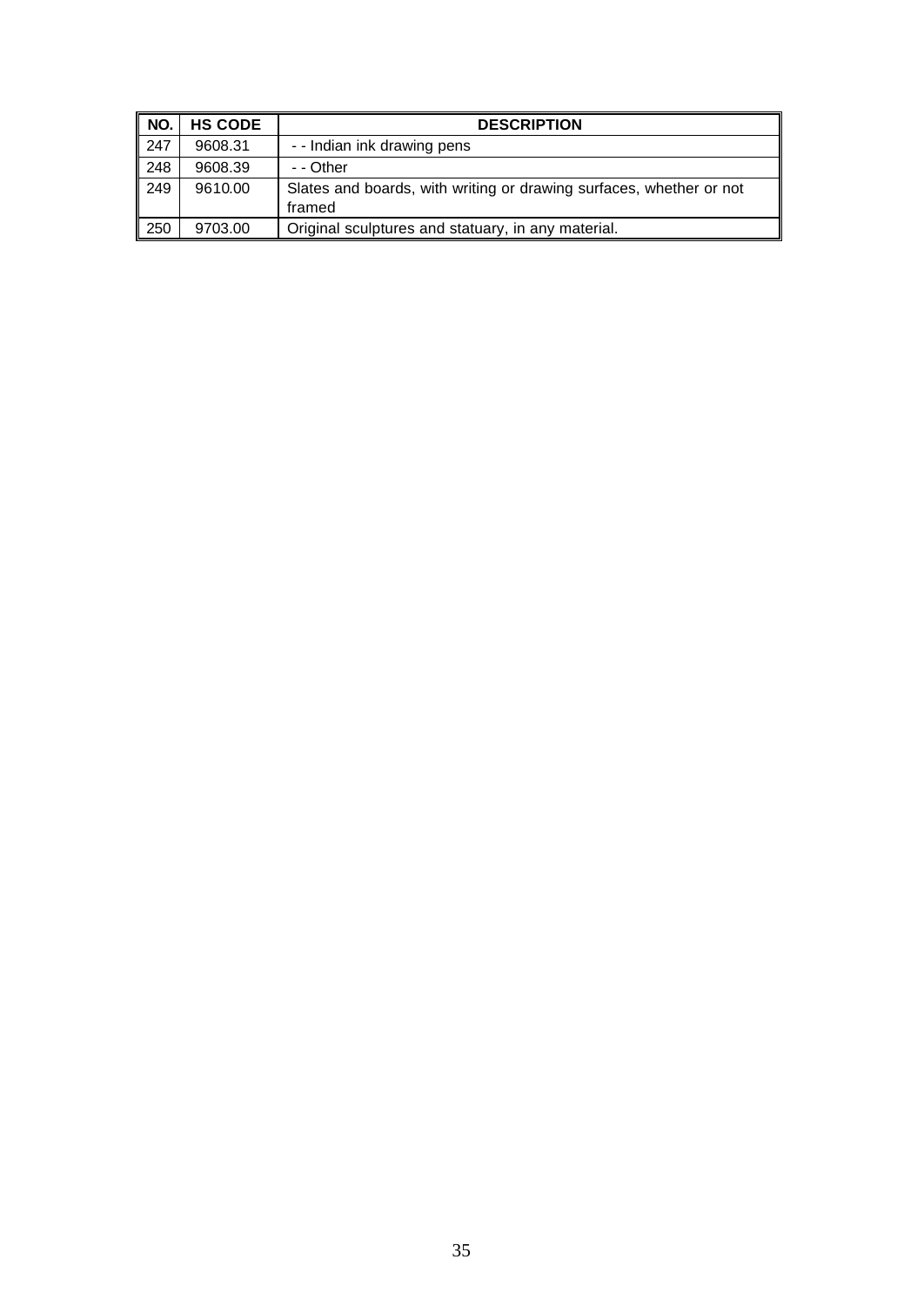| NO. | HS CODE | DESCRIPTION |
|---|---|---|
| 247 | 9608.31 | - - Indian ink drawing pens |
| 248 | 9608.39 | - - Other |
| 249 | 9610.00 | Slates and boards, with writing or drawing surfaces, whether or not framed |
| 250 | 9703.00 | Original sculptures and statuary, in any material. |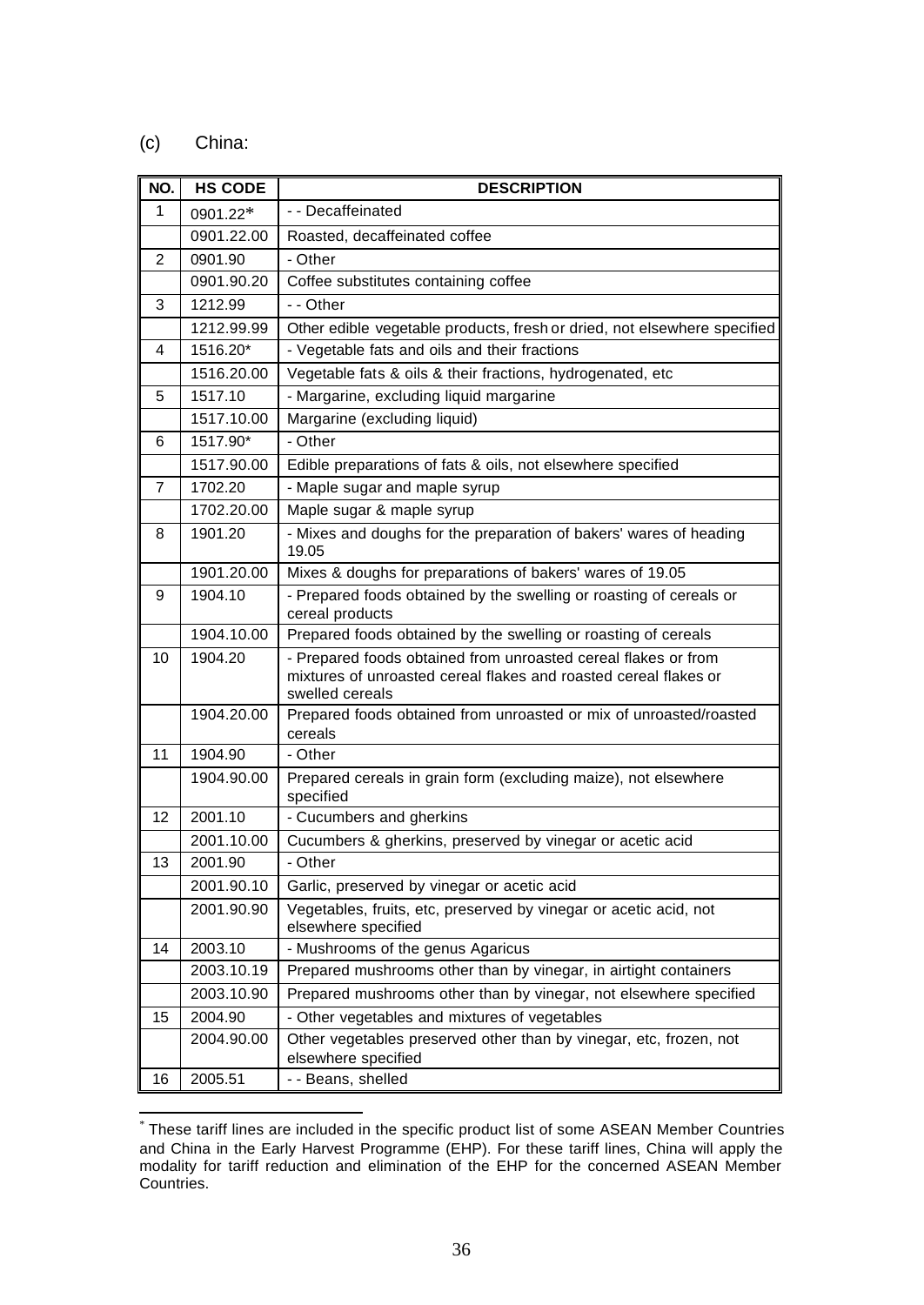(c) China:

| NO. | HS CODE | DESCRIPTION |
|---|---|---|
| 1 | 0901.22* | - - Decaffeinated |
| | 0901.22.00 | Roasted, decaffeinated coffee |
| 2 | 0901.90 | - Other |
| | 0901.90.20 | Coffee substitutes containing coffee |
| 3 | 1212.99 | - - Other |
| | 1212.99.99 | Other edible vegetable products, fresh or dried, not elsewhere specified |
| 4 | 1516.20* | - Vegetable fats and oils and their fractions |
| | 1516.20.00 | Vegetable fats & oils & their fractions, hydrogenated, etc |
| 5 | 1517.10 | - Margarine, excluding liquid margarine |
| | 1517.10.00 | Margarine (excluding liquid) |
| 6 | 1517.90* | - Other |
| | 1517.90.00 | Edible preparations of fats & oils, not elsewhere specified |
| 7 | 1702.20 | - Maple sugar and maple syrup |
| | 1702.20.00 | Maple sugar & maple syrup |
| 8 | 1901.20 | - Mixes and doughs for the preparation of bakers' wares of heading 19.05 |
| | 1901.20.00 | Mixes & doughs for preparations of bakers' wares of 19.05 |
| 9 | 1904.10 | - Prepared foods obtained by the swelling or roasting of cereals or cereal products |
| | 1904.10.00 | Prepared foods obtained by the swelling or roasting of cereals |
| 10 | 1904.20 | - Prepared foods obtained from unroasted cereal flakes or from mixtures of unroasted cereal flakes and roasted cereal flakes or swelled cereals |
| | 1904.20.00 | Prepared foods obtained from unroasted or mix of unroasted/roasted cereals |
| 11 | 1904.90 | - Other |
| | 1904.90.00 | Prepared cereals in grain form (excluding maize), not elsewhere specified |
| 12 | 2001.10 | - Cucumbers and gherkins |
| | 2001.10.00 | Cucumbers & gherkins, preserved by vinegar or acetic acid |
| 13 | 2001.90 | - Other |
| | 2001.90.10 | Garlic, preserved by vinegar or acetic acid |
| | 2001.90.90 | Vegetables, fruits, etc, preserved by vinegar or acetic acid, not elsewhere specified |
| 14 | 2003.10 | - Mushrooms of the genus Agaricus |
| | 2003.10.19 | Prepared mushrooms other than by vinegar, in airtight containers |
| | 2003.10.90 | Prepared mushrooms other than by vinegar, not elsewhere specified |
| 15 | 2004.90 | - Other vegetables and mixtures of vegetables |
| | 2004.90.00 | Other vegetables preserved other than by vinegar, etc, frozen, not elsewhere specified |
| 16 | 2005.51 | - - Beans, shelled |

* These tariff lines are included in the specific product list of some ASEAN Member Countries and China in the Early Harvest Programme (EHP). For these tariff lines, China will apply the modality for tariff reduction and elimination of the EHP for the concerned ASEAN Member Countries.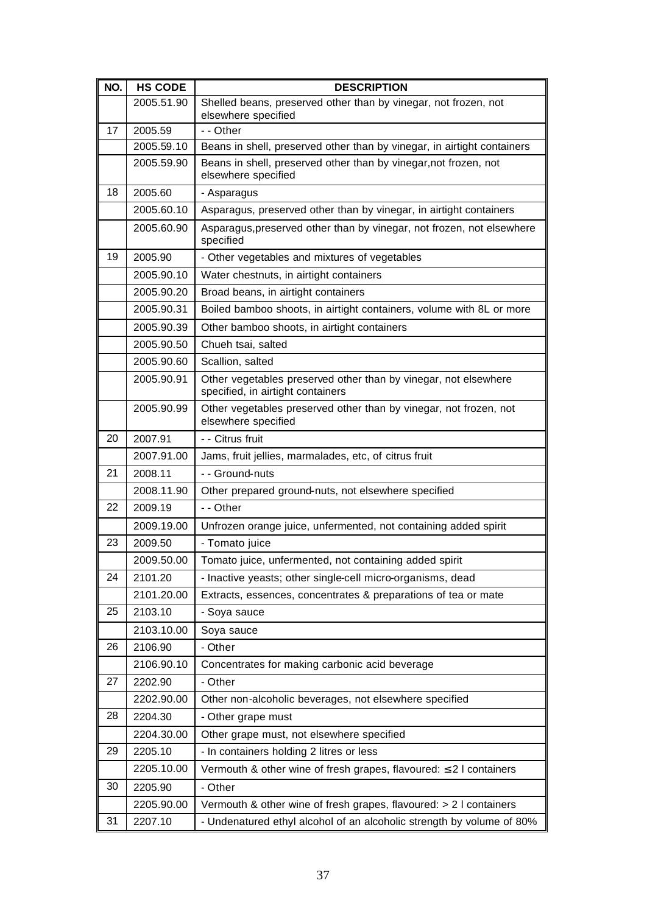| NO. | HS CODE | DESCRIPTION |
| --- | --- | --- |
| | 2005.51.90 | Shelled beans, preserved other than by vinegar, not frozen, not elsewhere specified |
| 17 | 2005.59 | - - Other |
| | 2005.59.10 | Beans in shell, preserved other than by vinegar, in airtight containers |
| | 2005.59.90 | Beans in shell, preserved other than by vinegar,not frozen, not elsewhere specified |
| 18 | 2005.60 | - Asparagus |
| | 2005.60.10 | Asparagus, preserved other than by vinegar, in airtight containers |
| | 2005.60.90 | Asparagus,preserved other than by vinegar, not frozen, not elsewhere specified |
| 19 | 2005.90 | - Other vegetables and mixtures of vegetables |
| | 2005.90.10 | Water chestnuts, in airtight containers |
| | 2005.90.20 | Broad beans, in airtight containers |
| | 2005.90.31 | Boiled bamboo shoots, in airtight containers, volume with 8L or more |
| | 2005.90.39 | Other bamboo shoots, in airtight containers |
| | 2005.90.50 | Chueh tsai, salted |
| | 2005.90.60 | Scallion, salted |
| | 2005.90.91 | Other vegetables preserved other than by vinegar, not elsewhere specified, in airtight containers |
| | 2005.90.99 | Other vegetables preserved other than by vinegar, not frozen, not elsewhere specified |
| 20 | 2007.91 | - - Citrus fruit |
| | 2007.91.00 | Jams, fruit jellies, marmalades, etc, of citrus fruit |
| 21 | 2008.11 | - - Ground-nuts |
| | 2008.11.90 | Other prepared ground-nuts, not elsewhere specified |
| 22 | 2009.19 | - - Other |
| | 2009.19.00 | Unfrozen orange juice, unfermented, not containing added spirit |
| 23 | 2009.50 | - Tomato juice |
| | 2009.50.00 | Tomato juice, unfermented, not containing added spirit |
| 24 | 2101.20 | - Inactive yeasts; other single-cell micro-organisms, dead |
| | 2101.20.00 | Extracts, essences, concentrates & preparations of tea or mate |
| 25 | 2103.10 | - Soya sauce |
| | 2103.10.00 | Soya sauce |
| 26 | 2106.90 | - Other |
| | 2106.90.10 | Concentrates for making carbonic acid beverage |
| 27 | 2202.90 | - Other |
| | 2202.90.00 | Other non-alcoholic beverages, not elsewhere specified |
| 28 | 2204.30 | - Other grape must |
| | 2204.30.00 | Other grape must, not elsewhere specified |
| 29 | 2205.10 | - In containers holding 2 litres or less |
| | 2205.10.00 | Vermouth & other wine of fresh grapes, flavoured: ≤ 2 l containers |
| 30 | 2205.90 | - Other |
| | 2205.90.00 | Vermouth & other wine of fresh grapes, flavoured: > 2 l containers |
| 31 | 2207.10 | - Undenatured ethyl alcohol of an alcoholic strength by volume of 80% |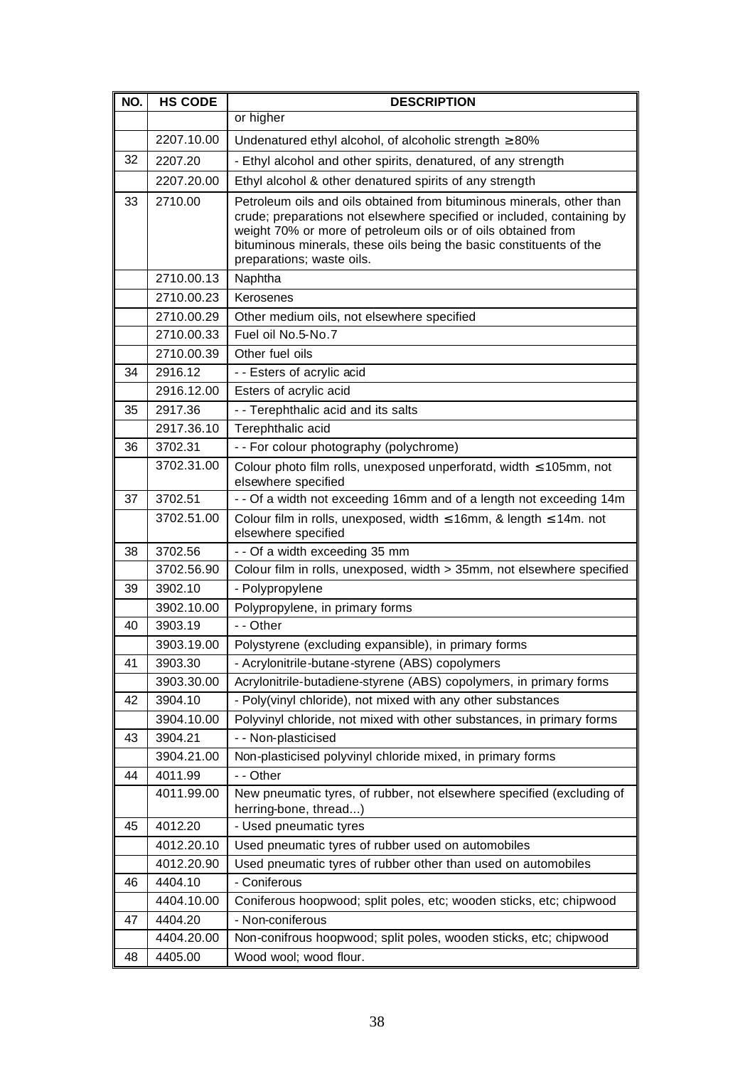| NO. | HS CODE | DESCRIPTION |
|---|---|---|
| | | or higher |
| | 2207.10.00 | Undenatured ethyl alcohol, of alcoholic strength ≥ 80% |
| 32 | 2207.20 | - Ethyl alcohol and other spirits, denatured, of any strength |
| | 2207.20.00 | Ethyl alcohol & other denatured spirits of any strength |
| 33 | 2710.00 | Petroleum oils and oils obtained from bituminous minerals, other than crude; preparations not elsewhere specified or included, containing by weight 70% or more of petroleum oils or of oils obtained from bituminous minerals, these oils being the basic constituents of the preparations; waste oils. |
| | 2710.00.13 | Naphtha |
| | 2710.00.23 | Kerosenes |
| | 2710.00.29 | Other medium oils, not elsewhere specified |
| | 2710.00.33 | Fuel oil No.5-No.7 |
| | 2710.00.39 | Other fuel oils |
| 34 | 2916.12 | - - Esters of acrylic acid |
| | 2916.12.00 | Esters of acrylic acid |
| 35 | 2917.36 | - - Terephthalic acid and its salts |
| | 2917.36.10 | Terephthalic acid |
| 36 | 3702.31 | - - For colour photography (polychrome) |
| | 3702.31.00 | Colour photo film rolls, unexposed unperforatd, width ≤ 105mm, not elsewhere specified |
| 37 | 3702.51 | - - Of a width not exceeding 16mm and of a length not exceeding 14m |
| | 3702.51.00 | Colour film in rolls, unexposed, width ≤ 16mm, & length ≤ 14m. not elsewhere specified |
| 38 | 3702.56 | - - Of a width exceeding 35 mm |
| | 3702.56.90 | Colour film in rolls, unexposed, width > 35mm, not elsewhere specified |
| 39 | 3902.10 | - Polypropylene |
| | 3902.10.00 | Polypropylene, in primary forms |
| 40 | 3903.19 | - - Other |
| | 3903.19.00 | Polystyrene (excluding expansible), in primary forms |
| 41 | 3903.30 | - Acrylonitrile-butane-styrene (ABS) copolymers |
| | 3903.30.00 | Acrylonitrile-butadiene-styrene (ABS) copolymers, in primary forms |
| 42 | 3904.10 | - Poly(vinyl chloride), not mixed with any other substances |
| | 3904.10.00 | Polyvinyl chloride, not mixed with other substances, in primary forms |
| 43 | 3904.21 | - - Non-plasticised |
| | 3904.21.00 | Non-plasticised polyvinyl chloride mixed, in primary forms |
| 44 | 4011.99 | - - Other |
| | 4011.99.00 | New pneumatic tyres, of rubber, not elsewhere specified (excluding of herring-bone, thread...) |
| 45 | 4012.20 | - Used pneumatic tyres |
| | 4012.20.10 | Used pneumatic tyres of rubber used on automobiles |
| | 4012.20.90 | Used pneumatic tyres of rubber other than used on automobiles |
| 46 | 4404.10 | - Coniferous |
| | 4404.10.00 | Coniferous hoopwood; split poles, etc; wooden sticks, etc; chipwood |
| 47 | 4404.20 | - Non-coniferous |
| | 4404.20.00 | Non-conifrous hoopwood; split poles, wooden sticks, etc; chipwood |
| 48 | 4405.00 | Wood wool; wood flour. |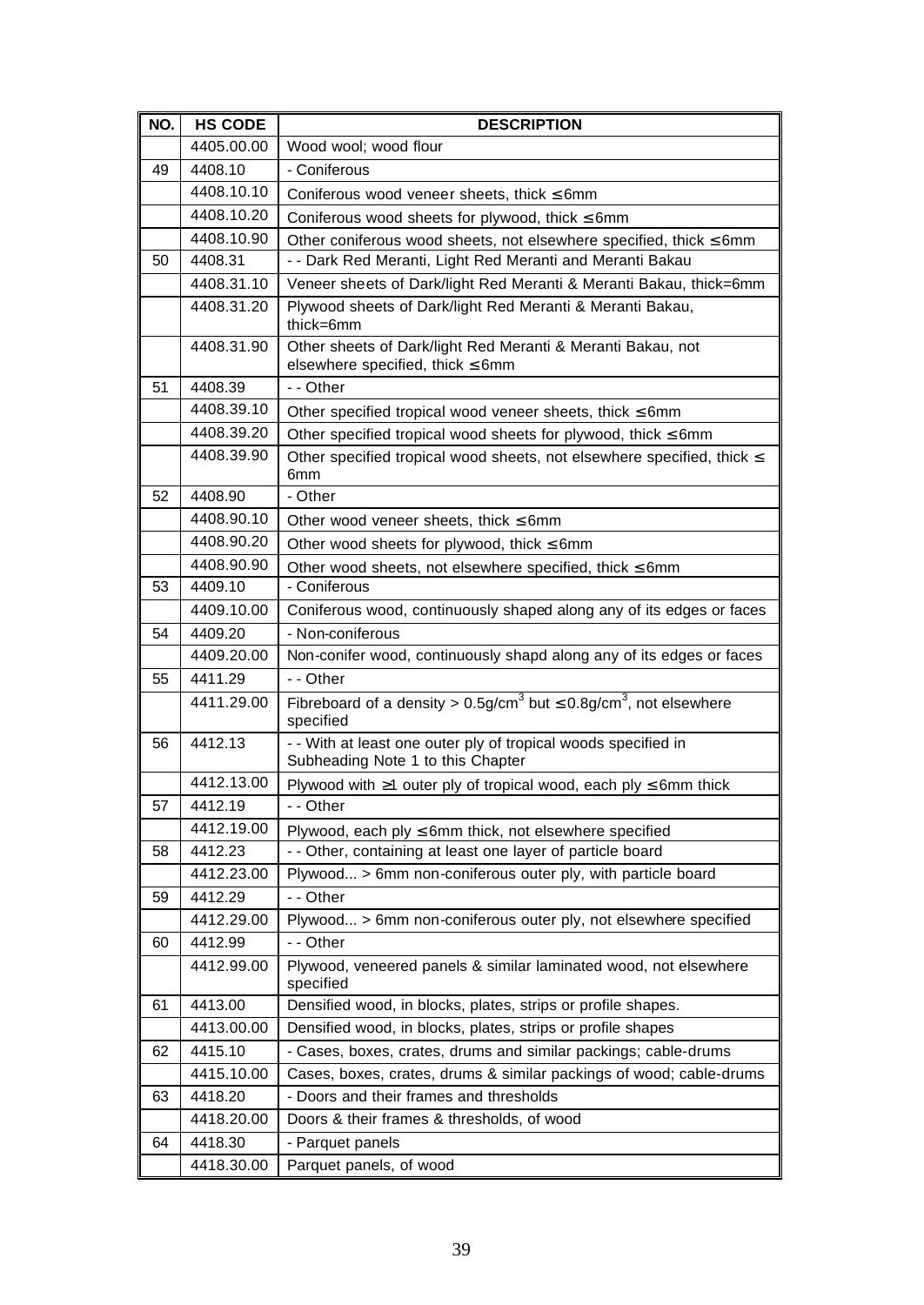| NO. | HS CODE | DESCRIPTION |
|---|---|---|
| | 4405.00.00 | Wood wool; wood flour |
| 49 | 4408.10 | - Coniferous |
| | 4408.10.10 | Coniferous wood veneer sheets, thick ≤ 6mm |
| | 4408.10.20 | Coniferous wood sheets for plywood, thick ≤ 6mm |
| | 4408.10.90 | Other coniferous wood sheets, not elsewhere specified, thick ≤ 6mm |
| 50 | 4408.31 | - - Dark Red Meranti, Light Red Meranti and Meranti Bakau |
| | 4408.31.10 | Veneer sheets of Dark/light Red Meranti & Meranti Bakau, thick=6mm |
| | 4408.31.20 | Plywood sheets of Dark/light Red Meranti & Meranti Bakau, thick=6mm |
| | 4408.31.90 | Other sheets of Dark/light Red Meranti & Meranti Bakau, not elsewhere specified, thick ≤ 6mm |
| 51 | 4408.39 | - - Other |
| | 4408.39.10 | Other specified tropical wood veneer sheets, thick ≤ 6mm |
| | 4408.39.20 | Other specified tropical wood sheets for plywood, thick ≤ 6mm |
| | 4408.39.90 | Other specified tropical wood sheets, not elsewhere specified, thick ≤ 6mm |
| 52 | 4408.90 | - Other |
| | 4408.90.10 | Other wood veneer sheets, thick ≤ 6mm |
| | 4408.90.20 | Other wood sheets for plywood, thick ≤ 6mm |
| | 4408.90.90 | Other wood sheets, not elsewhere specified, thick ≤ 6mm |
| 53 | 4409.10 | - Coniferous |
| | 4409.10.00 | Coniferous wood, continuously shaped along any of its edges or faces |
| 54 | 4409.20 | - Non-coniferous |
| | 4409.20.00 | Non-conifer wood, continuously shapd along any of its edges or faces |
| 55 | 4411.29 | - - Other |
| | 4411.29.00 | Fibreboard of a density > 0.5g/cm$^3$ but ≤ 0.8g/cm$^3$, not elsewhere specified |
| 56 | 4412.13 | - - With at least one outer ply of tropical woods specified in Subheading Note 1 to this Chapter |
| | 4412.13.00 | Plywood with ≥1 outer ply of tropical wood, each ply ≤ 6mm thick |
| 57 | 4412.19 | - - Other |
| | 4412.19.00 | Plywood, each ply ≤ 6mm thick, not elsewhere specified |
| 58 | 4412.23 | - - Other, containing at least one layer of particle board |
| | 4412.23.00 | Plywood... > 6mm non-coniferous outer ply, with particle board |
| 59 | 4412.29 | - - Other |
| | 4412.29.00 | Plywood... > 6mm non-coniferous outer ply, not elsewhere specified |
| 60 | 4412.99 | - - Other |
| | 4412.99.00 | Plywood, veneered panels & similar laminated wood, not elsewhere specified |
| 61 | 4413.00 | Densified wood, in blocks, plates, strips or profile shapes. |
| | 4413.00.00 | Densified wood, in blocks, plates, strips or profile shapes |
| 62 | 4415.10 | - Cases, boxes, crates, drums and similar packings; cable-drums |
| | 4415.10.00 | Cases, boxes, crates, drums & similar packings of wood; cable-drums |
| 63 | 4418.20 | - Doors and their frames and thresholds |
| | 4418.20.00 | Doors & their frames & thresholds, of wood |
| 64 | 4418.30 | - Parquet panels |
| | 4418.30.00 | Parquet panels, of wood |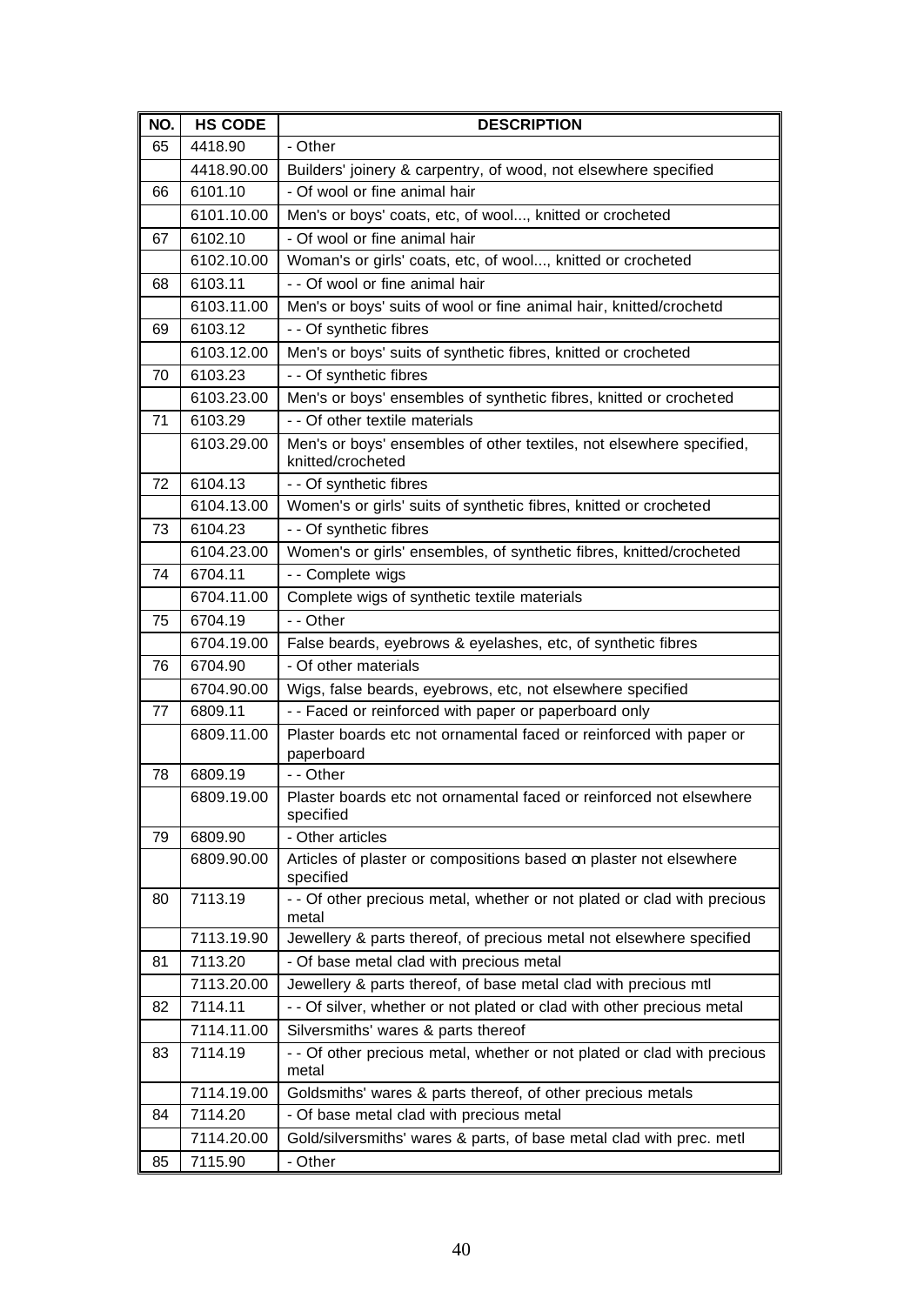| NO. | HS CODE | DESCRIPTION |
|---|---|---|
| 65 | 4418.90 | - Other |
| | 4418.90.00 | Builders' joinery & carpentry, of wood, not elsewhere specified |
| 66 | 6101.10 | - Of wool or fine animal hair |
| | 6101.10.00 | Men's or boys' coats, etc, of wool..., knitted or crocheted |
| 67 | 6102.10 | - Of wool or fine animal hair |
| | 6102.10.00 | Woman's or girls' coats, etc, of wool..., knitted or crocheted |
| 68 | 6103.11 | - - Of wool or fine animal hair |
| | 6103.11.00 | Men's or boys' suits of wool or fine animal hair, knitted/crochetd |
| 69 | 6103.12 | - - Of synthetic fibres |
| | 6103.12.00 | Men's or boys' suits of synthetic fibres, knitted or crocheted |
| 70 | 6103.23 | - - Of synthetic fibres |
| | 6103.23.00 | Men's or boys' ensembles of synthetic fibres, knitted or crocheted |
| 71 | 6103.29 | - - Of other textile materials |
| | 6103.29.00 | Men's or boys' ensembles of other textiles, not elsewhere specified, knitted/crocheted |
| 72 | 6104.13 | - - Of synthetic fibres |
| | 6104.13.00 | Women's or girls' suits of synthetic fibres, knitted or crocheted |
| 73 | 6104.23 | - - Of synthetic fibres |
| | 6104.23.00 | Women's or girls' ensembles, of synthetic fibres, knitted/crocheted |
| 74 | 6704.11 | - - Complete wigs |
| | 6704.11.00 | Complete wigs of synthetic textile materials |
| 75 | 6704.19 | - - Other |
| | 6704.19.00 | False beards, eyebrows & eyelashes, etc, of synthetic fibres |
| 76 | 6704.90 | - Of other materials |
| | 6704.90.00 | Wigs, false beards, eyebrows, etc, not elsewhere specified |
| 77 | 6809.11 | - - Faced or reinforced with paper or paperboard only |
| | 6809.11.00 | Plaster boards etc not ornamental faced or reinforced with paper or paperboard |
| 78 | 6809.19 | - - Other |
| | 6809.19.00 | Plaster boards etc not ornamental faced or reinforced not elsewhere specified |
| 79 | 6809.90 | - Other articles |
| | 6809.90.00 | Articles of plaster or compositions based on plaster not elsewhere specified |
| 80 | 7113.19 | - - Of other precious metal, whether or not plated or clad with precious metal |
| | 7113.19.90 | Jewellery & parts thereof, of precious metal not elsewhere specified |
| 81 | 7113.20 | - Of base metal clad with precious metal |
| | 7113.20.00 | Jewellery & parts thereof, of base metal clad with precious mtl |
| 82 | 7114.11 | - - Of silver, whether or not plated or clad with other precious metal |
| | 7114.11.00 | Silversmiths' wares & parts thereof |
| 83 | 7114.19 | - - Of other precious metal, whether or not plated or clad with precious metal |
| | 7114.19.00 | Goldsmiths' wares & parts thereof, of other precious metals |
| 84 | 7114.20 | - Of base metal clad with precious metal |
| | 7114.20.00 | Gold/silversmiths' wares & parts, of base metal clad with prec. metl |
| 85 | 7115.90 | - Other |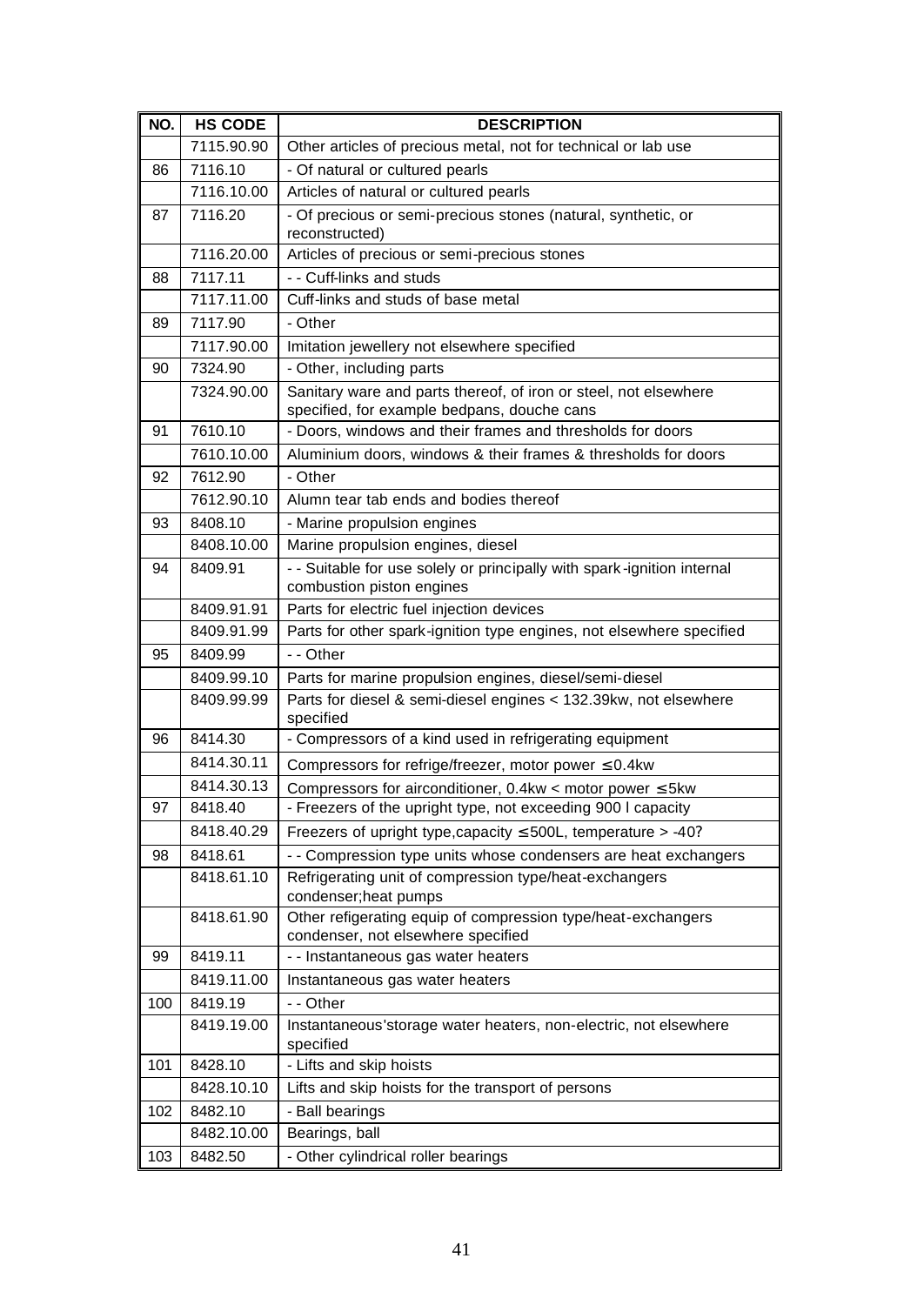| NO. | HS CODE | DESCRIPTION |
|---|---|---|
| | 7115.90.90 | Other articles of precious metal, not for technical or lab use |
| 86 | 7116.10 | - Of natural or cultured pearls |
| | 7116.10.00 | Articles of natural or cultured pearls |
| 87 | 7116.20 | - Of precious or semi-precious stones (natural, synthetic, or reconstructed) |
| | 7116.20.00 | Articles of precious or semi-precious stones |
| 88 | 7117.11 | - - Cuff-links and studs |
| | 7117.11.00 | Cuff-links and studs of base metal |
| 89 | 7117.90 | - Other |
| | 7117.90.00 | Imitation jewellery not elsewhere specified |
| 90 | 7324.90 | - Other, including parts |
| | 7324.90.00 | Sanitary ware and parts thereof, of iron or steel, not elsewhere specified, for example bedpans, douche cans |
| 91 | 7610.10 | - Doors, windows and their frames and thresholds for doors |
| | 7610.10.00 | Aluminium doors, windows & their frames & thresholds for doors |
| 92 | 7612.90 | - Other |
| | 7612.90.10 | Alumn tear tab ends and bodies thereof |
| 93 | 8408.10 | - Marine propulsion engines |
| | 8408.10.00 | Marine propulsion engines, diesel |
| 94 | 8409.91 | - - Suitable for use solely or principally with spark-ignition internal combustion piston engines |
| | 8409.91.91 | Parts for electric fuel injection devices |
| | 8409.91.99 | Parts for other spark-ignition type engines, not elsewhere specified |
| 95 | 8409.99 | - - Other |
| | 8409.99.10 | Parts for marine propulsion engines, diesel/semi-diesel |
| | 8409.99.99 | Parts for diesel & semi-diesel engines < 132.39kw, not elsewhere specified |
| 96 | 8414.30 | - Compressors of a kind used in refrigerating equipment |
| | 8414.30.11 | Compressors for refrige/freezer, motor power ≤ 0.4kw |
| | 8414.30.13 | Compressors for airconditioner, 0.4kw < motor power ≤ 5kw |
| 97 | 8418.40 | - Freezers of the upright type, not exceeding 900 l capacity |
| | 8418.40.29 | Freezers of upright type,capacity ≤ 500L, temperature > -40? |
| 98 | 8418.61 | - - Compression type units whose condensers are heat exchangers |
| | 8418.61.10 | Refrigerating unit of compression type/heat-exchangers condenser;heat pumps |
| | 8418.61.90 | Other refigerating equip of compression type/heat-exchangers condenser, not elsewhere specified |
| 99 | 8419.11 | - - Instantaneous gas water heaters |
| | 8419.11.00 | Instantaneous gas water heaters |
| 100 | 8419.19 | - - Other |
| | 8419.19.00 | Instantaneous'storage water heaters, non-electric, not elsewhere specified |
| 101 | 8428.10 | - Lifts and skip hoists |
| | 8428.10.10 | Lifts and skip hoists for the transport of persons |
| 102 | 8482.10 | - Ball bearings |
| | 8482.10.00 | Bearings, ball |
| 103 | 8482.50 | - Other cylindrical roller bearings |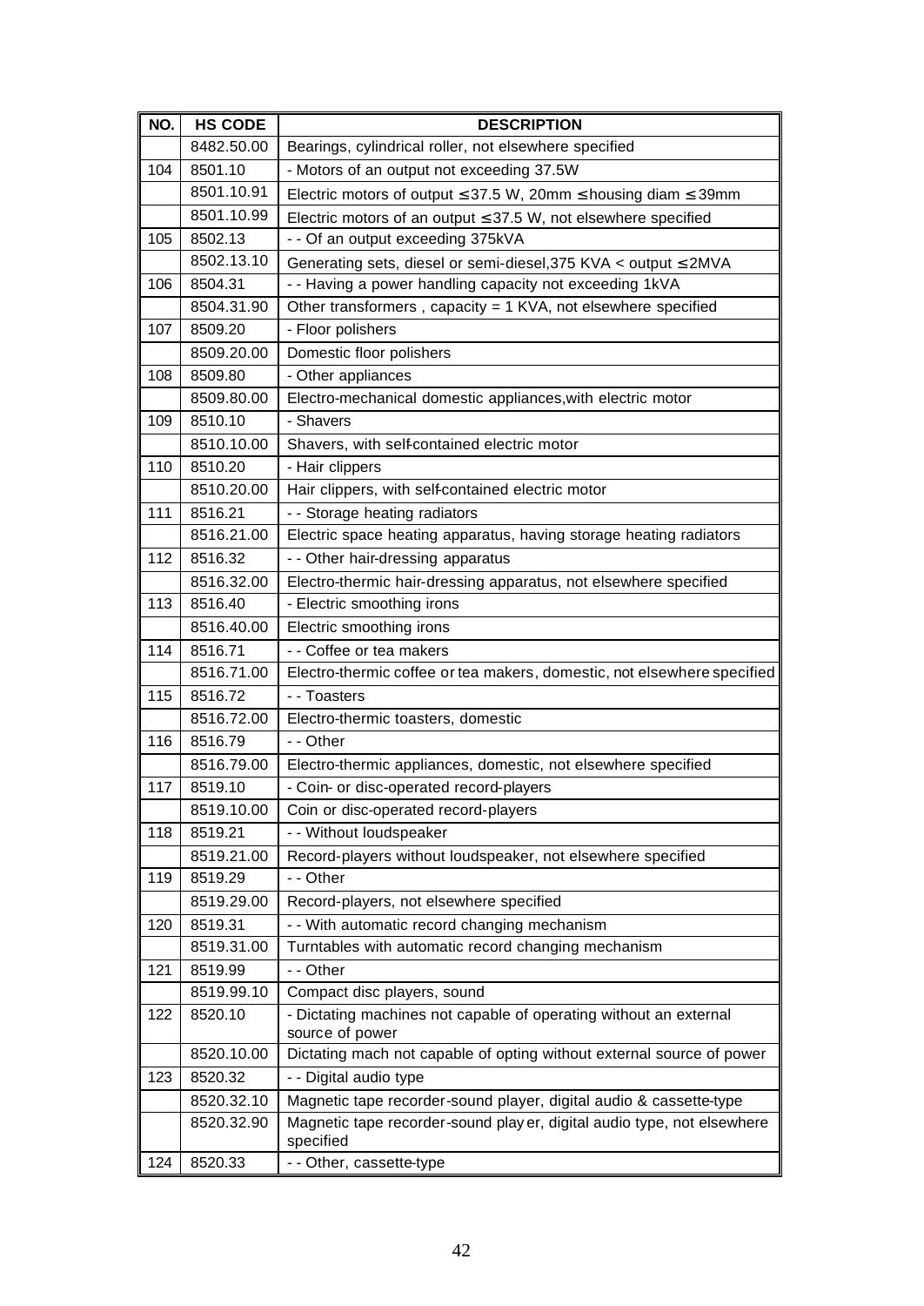| NO. | HS CODE | DESCRIPTION |
|---|---|---|
| | 8482.50.00 | Bearings, cylindrical roller, not elsewhere specified |
| 104 | 8501.10 | - Motors of an output not exceeding 37.5W |
| | 8501.10.91 | Electric motors of output ≤ 37.5 W, 20mm ≤ housing diam ≤ 39mm |
| | 8501.10.99 | Electric motors of an output ≤ 37.5 W, not elsewhere specified |
| 105 | 8502.13 | - - Of an output exceeding 375kVA |
| | 8502.13.10 | Generating sets, diesel or semi-diesel,375 KVA < output ≤ 2MVA |
| 106 | 8504.31 | - - Having a power handling capacity not exceeding 1kVA |
| | 8504.31.90 | Other transformers , capacity = 1 KVA, not elsewhere specified |
| 107 | 8509.20 | - Floor polishers |
| | 8509.20.00 | Domestic floor polishers |
| 108 | 8509.80 | - Other appliances |
| | 8509.80.00 | Electro-mechanical domestic appliances,with electric motor |
| 109 | 8510.10 | - Shavers |
| | 8510.10.00 | Shavers, with self-contained electric motor |
| 110 | 8510.20 | - Hair clippers |
| | 8510.20.00 | Hair clippers, with self-contained electric motor |
| 111 | 8516.21 | - - Storage heating radiators |
| | 8516.21.00 | Electric space heating apparatus, having storage heating radiators |
| 112 | 8516.32 | - - Other hair-dressing apparatus |
| | 8516.32.00 | Electro-thermic hair-dressing apparatus, not elsewhere specified |
| 113 | 8516.40 | - Electric smoothing irons |
| | 8516.40.00 | Electric smoothing irons |
| 114 | 8516.71 | - - Coffee or tea makers |
| | 8516.71.00 | Electro-thermic coffee or tea makers, domestic, not elsewhere specified |
| 115 | 8516.72 | - - Toasters |
| | 8516.72.00 | Electro-thermic toasters, domestic |
| 116 | 8516.79 | - - Other |
| | 8516.79.00 | Electro-thermic appliances, domestic, not elsewhere specified |
| 117 | 8519.10 | - Coin- or disc-operated record-players |
| | 8519.10.00 | Coin or disc-operated record-players |
| 118 | 8519.21 | - - Without loudspeaker |
| | 8519.21.00 | Record-players without loudspeaker, not elsewhere specified |
| 119 | 8519.29 | - - Other |
| | 8519.29.00 | Record-players, not elsewhere specified |
| 120 | 8519.31 | - - With automatic record changing mechanism |
| | 8519.31.00 | Turntables with automatic record changing mechanism |
| 121 | 8519.99 | - - Other |
| | 8519.99.10 | Compact disc players, sound |
| 122 | 8520.10 | - Dictating machines not capable of operating without an external source of power |
| | 8520.10.00 | Dictating mach not capable of opting without external source of power |
| 123 | 8520.32 | - - Digital audio type |
| | 8520.32.10 | Magnetic tape recorder-sound player, digital audio & cassette-type |
| | 8520.32.90 | Magnetic tape recorder-sound player, digital audio type, not elsewhere specified |
| 124 | 8520.33 | - - Other, cassette-type |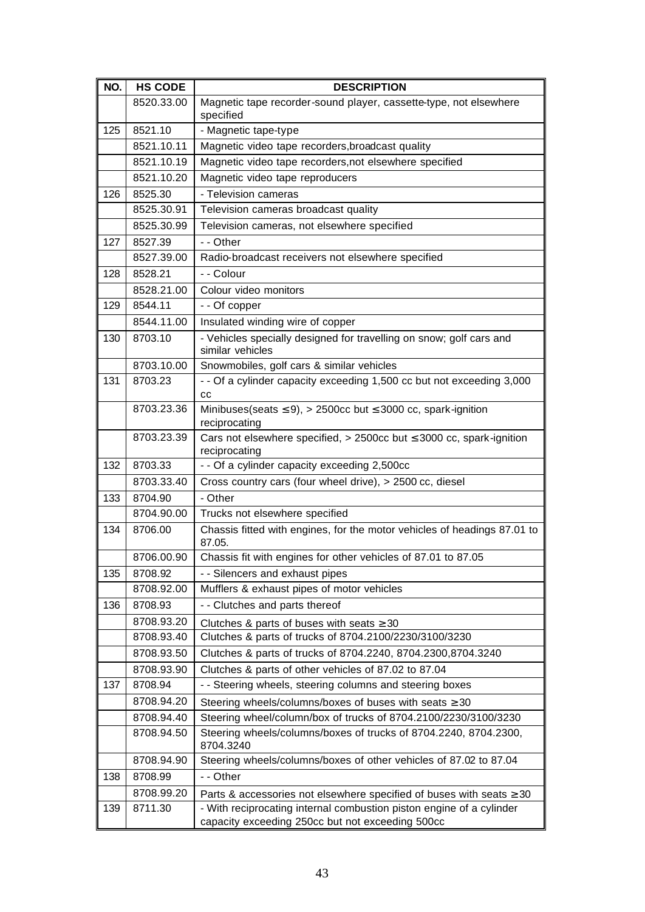| NO. | HS CODE | DESCRIPTION |
|---|---|---|
| | 8520.33.00 | Magnetic tape recorder-sound player, cassette-type, not elsewhere specified |
| 125 | 8521.10 | - Magnetic tape-type |
| | 8521.10.11 | Magnetic video tape recorders,broadcast quality |
| | 8521.10.19 | Magnetic video tape recorders,not elsewhere specified |
| | 8521.10.20 | Magnetic video tape reproducers |
| 126 | 8525.30 | - Television cameras |
| | 8525.30.91 | Television cameras broadcast quality |
| | 8525.30.99 | Television cameras, not elsewhere specified |
| 127 | 8527.39 | - - Other |
| | 8527.39.00 | Radio-broadcast receivers not elsewhere specified |
| 128 | 8528.21 | - - Colour |
| | 8528.21.00 | Colour video monitors |
| 129 | 8544.11 | - - Of copper |
| | 8544.11.00 | Insulated winding wire of copper |
| 130 | 8703.10 | - Vehicles specially designed for travelling on snow; golf cars and similar vehicles |
| | 8703.10.00 | Snowmobiles, golf cars & similar vehicles |
| 131 | 8703.23 | - - Of a cylinder capacity exceeding 1,500 cc but not exceeding 3,000 cc |
| | 8703.23.36 | Minibuses(seats ≤ 9), > 2500cc but ≤ 3000 cc, spark-ignition reciprocating |
| | 8703.23.39 | Cars not elsewhere specified, > 2500cc but ≤ 3000 cc, spark-ignition reciprocating |
| 132 | 8703.33 | - - Of a cylinder capacity exceeding 2,500cc |
| | 8703.33.40 | Cross country cars (four wheel drive), > 2500 cc, diesel |
| 133 | 8704.90 | - Other |
| | 8704.90.00 | Trucks not elsewhere specified |
| 134 | 8706.00 | Chassis fitted with engines, for the motor vehicles of headings 87.01 to 87.05. |
| | 8706.00.90 | Chassis fit with engines for other vehicles of 87.01 to 87.05 |
| 135 | 8708.92 | - - Silencers and exhaust pipes |
| | 8708.92.00 | Mufflers & exhaust pipes of motor vehicles |
| 136 | 8708.93 | - - Clutches and parts thereof |
| | 8708.93.20 | Clutches & parts of buses with seats ≥ 30 |
| | 8708.93.40 | Clutches & parts of trucks of 8704.2100/2230/3100/3230 |
| | 8708.93.50 | Clutches & parts of trucks of 8704.2240, 8704.2300,8704.3240 |
| | 8708.93.90 | Clutches & parts of other vehicles of 87.02 to 87.04 |
| 137 | 8708.94 | - - Steering wheels, steering columns and steering boxes |
| | 8708.94.20 | Steering wheels/columns/boxes of buses with seats ≥ 30 |
| | 8708.94.40 | Steering wheel/column/box of trucks of 8704.2100/2230/3100/3230 |
| | 8708.94.50 | Steering wheels/columns/boxes of trucks of 8704.2240, 8704.2300, 8704.3240 |
| | 8708.94.90 | Steering wheels/columns/boxes of other vehicles of 87.02 to 87.04 |
| 138 | 8708.99 | - - Other |
| | 8708.99.20 | Parts & accessories not elsewhere specified of buses with seats ≥ 30 |
| 139 | 8711.30 | - With reciprocating internal combustion piston engine of a cylinder capacity exceeding 250cc but not exceeding 500cc |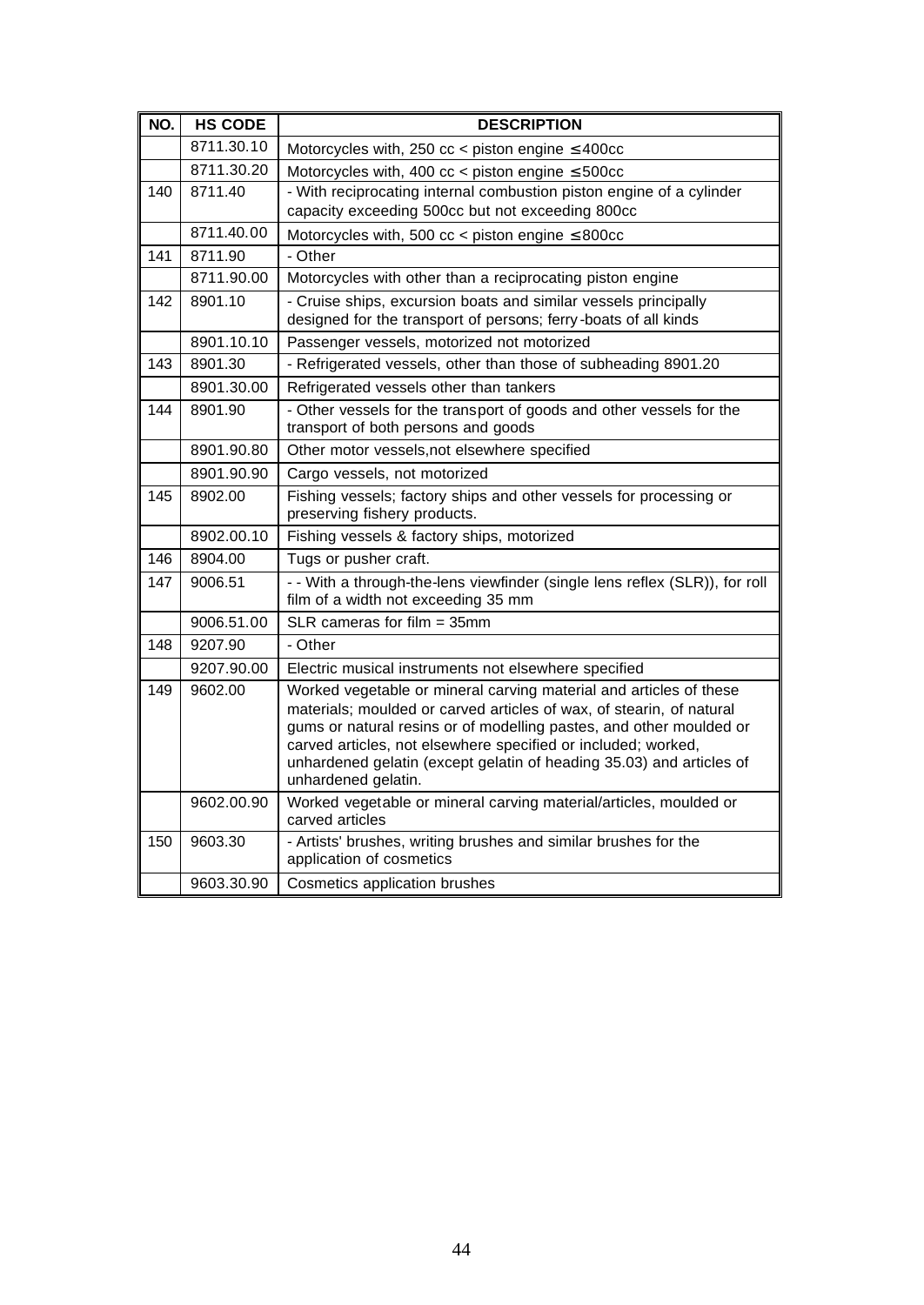| NO. | HS CODE | DESCRIPTION |
|---|---|---|
| | 8711.30.10 | Motorcycles with, 250 cc < piston engine ≤ 400cc |
| | 8711.30.20 | Motorcycles with, 400 cc < piston engine ≤ 500cc |
| 140 | 8711.40 | - With reciprocating internal combustion piston engine of a cylinder capacity exceeding 500cc but not exceeding 800cc |
| | 8711.40.00 | Motorcycles with, 500 cc < piston engine ≤ 800cc |
| 141 | 8711.90 | - Other |
| | 8711.90.00 | Motorcycles with other than a reciprocating piston engine |
| 142 | 8901.10 | - Cruise ships, excursion boats and similar vessels principally designed for the transport of persons; ferry-boats of all kinds |
| | 8901.10.10 | Passenger vessels, motorized not motorized |
| 143 | 8901.30 | - Refrigerated vessels, other than those of subheading 8901.20 |
| | 8901.30.00 | Refrigerated vessels other than tankers |
| 144 | 8901.90 | - Other vessels for the transport of goods and other vessels for the transport of both persons and goods |
| | 8901.90.80 | Other motor vessels,not elsewhere specified |
| | 8901.90.90 | Cargo vessels, not motorized |
| 145 | 8902.00 | Fishing vessels; factory ships and other vessels for processing or preserving fishery products. |
| | 8902.00.10 | Fishing vessels & factory ships, motorized |
| 146 | 8904.00 | Tugs or pusher craft. |
| 147 | 9006.51 | - - With a through-the-lens viewfinder (single lens reflex (SLR)), for roll film of a width not exceeding 35 mm |
| | 9006.51.00 | SLR cameras for film = 35mm |
| 148 | 9207.90 | - Other |
| | 9207.90.00 | Electric musical instruments not elsewhere specified |
| 149 | 9602.00 | Worked vegetable or mineral carving material and articles of these materials; moulded or carved articles of wax, of stearin, of natural gums or natural resins or of modelling pastes, and other moulded or carved articles, not elsewhere specified or included; worked, unhardened gelatin (except gelatin of heading 35.03) and articles of unhardened gelatin. |
| | 9602.00.90 | Worked vegetable or mineral carving material/articles, moulded or carved articles |
| 150 | 9603.30 | - Artists' brushes, writing brushes and similar brushes for the application of cosmetics |
| | 9603.30.90 | Cosmetics application brushes |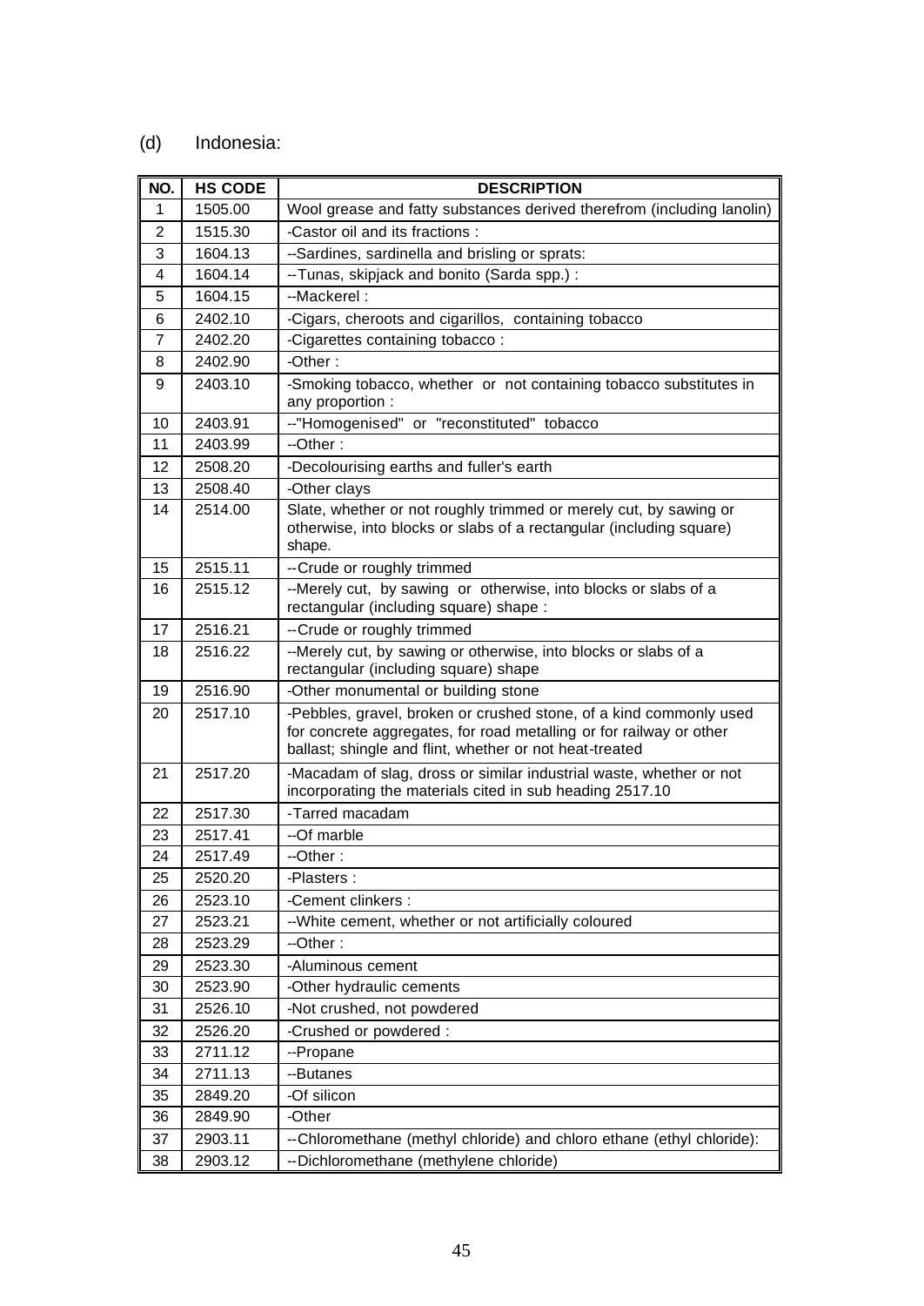(d) Indonesia:

| NO. | HS CODE | DESCRIPTION |
|---|---|---|
| 1 | 1505.00 | Wool grease and fatty substances derived therefrom (including lanolin) |
| 2 | 1515.30 | -Castor oil and its fractions : |
| 3 | 1604.13 | --Sardines, sardinella and brisling or sprats: |
| 4 | 1604.14 | --Tunas, skipjack and bonito (Sarda spp.) : |
| 5 | 1604.15 | --Mackerel : |
| 6 | 2402.10 | -Cigars, cheroots and cigarillos, containing tobacco |
| 7 | 2402.20 | -Cigarettes containing tobacco : |
| 8 | 2402.90 | -Other : |
| 9 | 2403.10 | -Smoking tobacco, whether or not containing tobacco substitutes in any proportion : |
| 10 | 2403.91 | --"Homogenised" or "reconstituted" tobacco |
| 11 | 2403.99 | --Other : |
| 12 | 2508.20 | -Decolourising earths and fuller's earth |
| 13 | 2508.40 | -Other clays |
| 14 | 2514.00 | Slate, whether or not roughly trimmed or merely cut, by sawing or otherwise, into blocks or slabs of a rectangular (including square) shape. |
| 15 | 2515.11 | --Crude or roughly trimmed |
| 16 | 2515.12 | --Merely cut, by sawing or otherwise, into blocks or slabs of a rectangular (including square) shape : |
| 17 | 2516.21 | --Crude or roughly trimmed |
| 18 | 2516.22 | --Merely cut, by sawing or otherwise, into blocks or slabs of a rectangular (including square) shape |
| 19 | 2516.90 | -Other monumental or building stone |
| 20 | 2517.10 | -Pebbles, gravel, broken or crushed stone, of a kind commonly used for concrete aggregates, for road metalling or for railway or other ballast; shingle and flint, whether or not heat-treated |
| 21 | 2517.20 | -Macadam of slag, dross or similar industrial waste, whether or not incorporating the materials cited in sub heading 2517.10 |
| 22 | 2517.30 | -Tarred macadam |
| 23 | 2517.41 | --Of marble |
| 24 | 2517.49 | --Other : |
| 25 | 2520.20 | -Plasters : |
| 26 | 2523.10 | -Cement clinkers : |
| 27 | 2523.21 | --White cement, whether or not artificially coloured |
| 28 | 2523.29 | --Other : |
| 29 | 2523.30 | -Aluminous cement |
| 30 | 2523.90 | -Other hydraulic cements |
| 31 | 2526.10 | -Not crushed, not powdered |
| 32 | 2526.20 | -Crushed or powdered : |
| 33 | 2711.12 | --Propane |
| 34 | 2711.13 | --Butanes |
| 35 | 2849.20 | -Of silicon |
| 36 | 2849.90 | -Other |
| 37 | 2903.11 | --Chloromethane (methyl chloride) and chloro ethane (ethyl chloride): |
| 38 | 2903.12 | --Dichloromethane (methylene chloride) |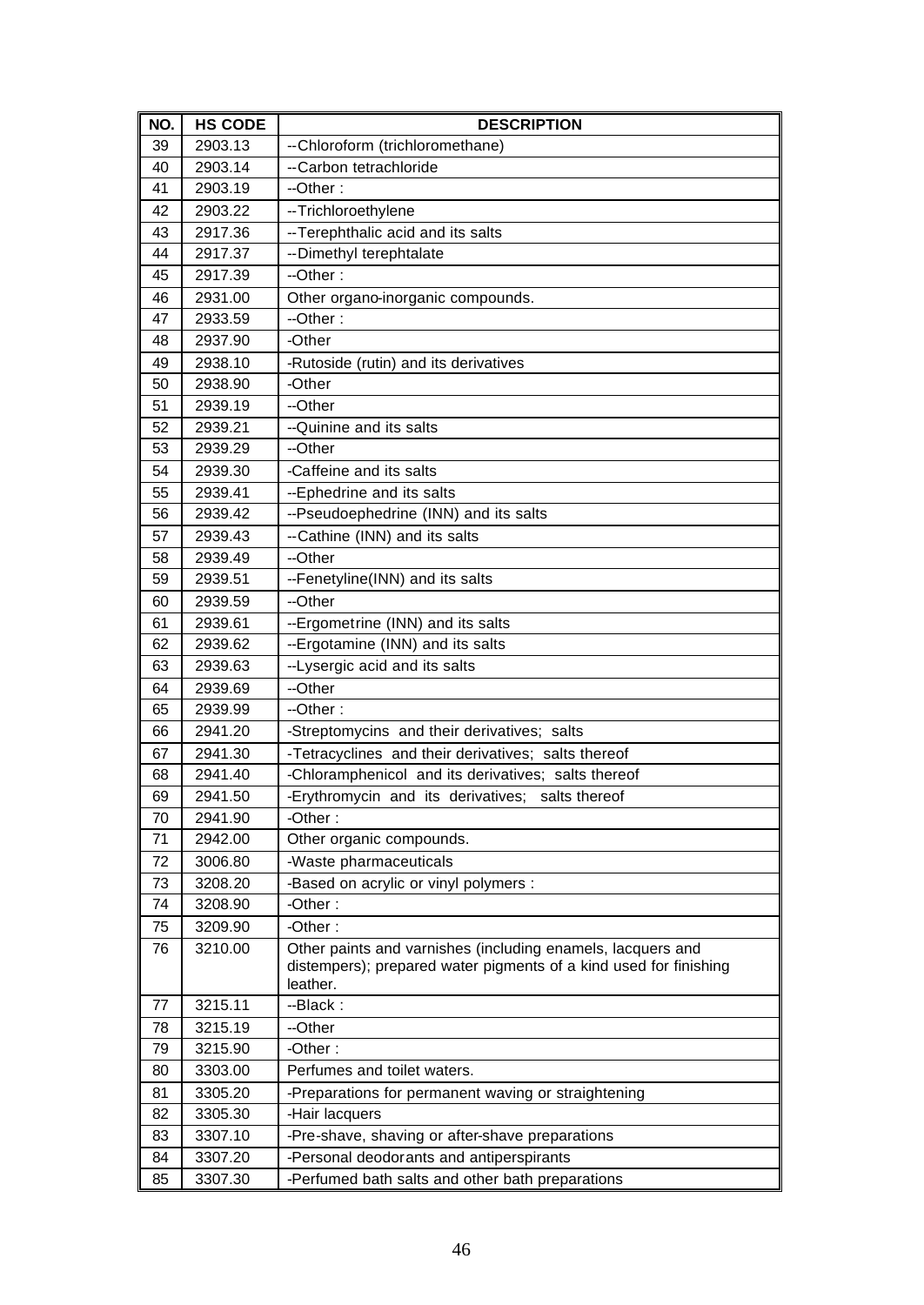| NO. | HS CODE | DESCRIPTION |
|---|---|---|
| 39 | 2903.13 | --Chloroform (trichloromethane) |
| 40 | 2903.14 | --Carbon tetrachloride |
| 41 | 2903.19 | --Other : |
| 42 | 2903.22 | --Trichloroethylene |
| 43 | 2917.36 | --Terephthalic acid and its salts |
| 44 | 2917.37 | --Dimethyl terephtalate |
| 45 | 2917.39 | --Other : |
| 46 | 2931.00 | Other organo-inorganic compounds. |
| 47 | 2933.59 | --Other : |
| 48 | 2937.90 | -Other |
| 49 | 2938.10 | -Rutoside (rutin) and its derivatives |
| 50 | 2938.90 | -Other |
| 51 | 2939.19 | --Other |
| 52 | 2939.21 | --Quinine and its salts |
| 53 | 2939.29 | --Other |
| 54 | 2939.30 | -Caffeine and its salts |
| 55 | 2939.41 | --Ephedrine and its salts |
| 56 | 2939.42 | --Pseudoephedrine (INN) and its salts |
| 57 | 2939.43 | --Cathine (INN) and its salts |
| 58 | 2939.49 | --Other |
| 59 | 2939.51 | --Fenetyline(INN) and its salts |
| 60 | 2939.59 | --Other |
| 61 | 2939.61 | --Ergometrine (INN) and its salts |
| 62 | 2939.62 | --Ergotamine (INN) and its salts |
| 63 | 2939.63 | --Lysergic acid and its salts |
| 64 | 2939.69 | --Other |
| 65 | 2939.99 | --Other : |
| 66 | 2941.20 | -Streptomycins and their derivatives; salts |
| 67 | 2941.30 | -Tetracyclines and their derivatives; salts thereof |
| 68 | 2941.40 | -Chloramphenicol and its derivatives; salts thereof |
| 69 | 2941.50 | -Erythromycin and its derivatives; salts thereof |
| 70 | 2941.90 | -Other : |
| 71 | 2942.00 | Other organic compounds. |
| 72 | 3006.80 | -Waste pharmaceuticals |
| 73 | 3208.20 | -Based on acrylic or vinyl polymers : |
| 74 | 3208.90 | -Other : |
| 75 | 3209.90 | -Other : |
| 76 | 3210.00 | Other paints and varnishes (including enamels, lacquers and distempers); prepared water pigments of a kind used for finishing leather. |
| 77 | 3215.11 | --Black : |
| 78 | 3215.19 | --Other |
| 79 | 3215.90 | -Other : |
| 80 | 3303.00 | Perfumes and toilet waters. |
| 81 | 3305.20 | -Preparations for permanent waving or straightening |
| 82 | 3305.30 | -Hair lacquers |
| 83 | 3307.10 | -Pre-shave, shaving or after-shave preparations |
| 84 | 3307.20 | -Personal deodorants and antiperspirants |
| 85 | 3307.30 | -Perfumed bath salts and other bath preparations |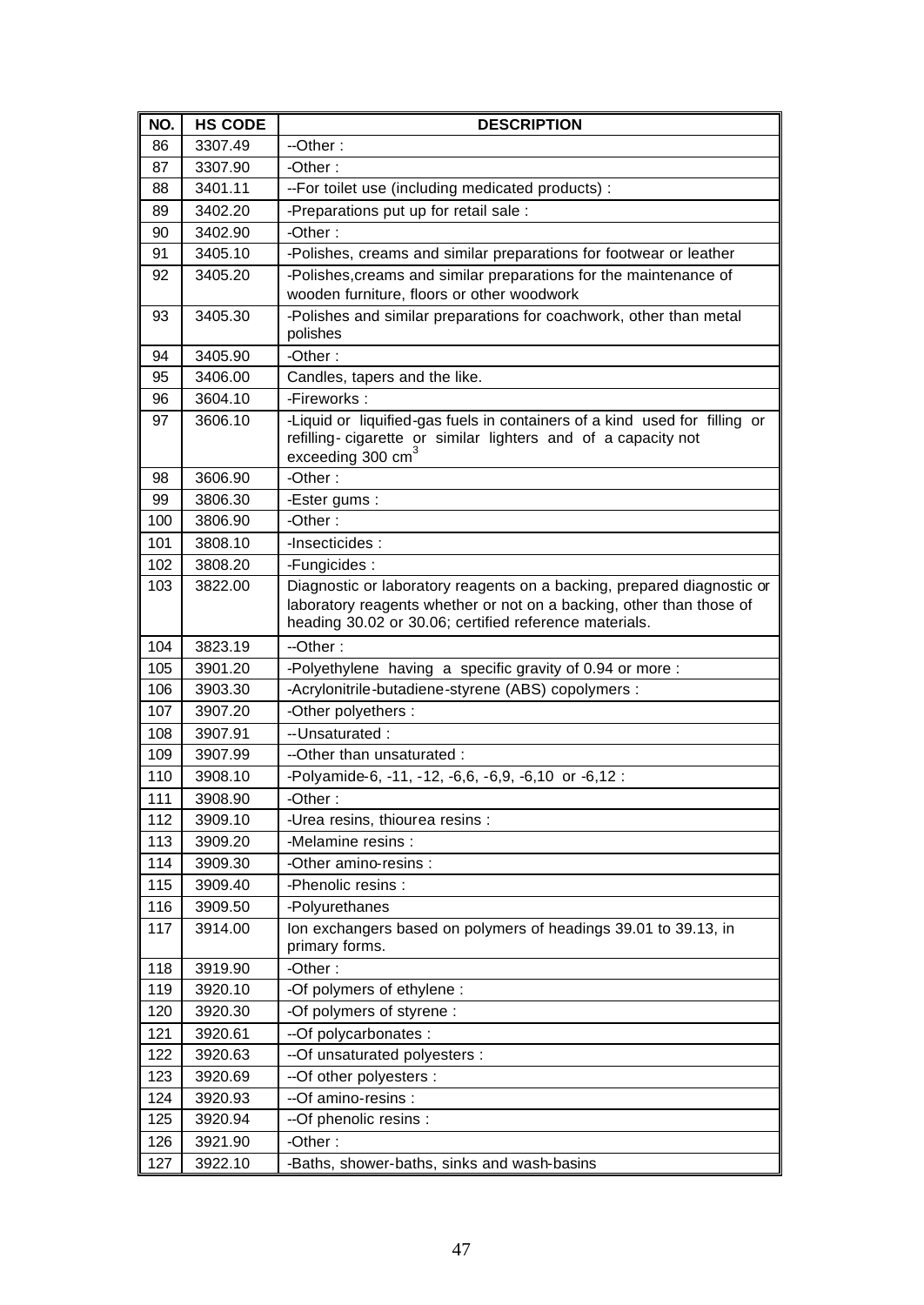| NO. | HS CODE | DESCRIPTION |
|---|---|---|
| 86 | 3307.49 | --Other : |
| 87 | 3307.90 | -Other : |
| 88 | 3401.11 | --For toilet use (including medicated products) : |
| 89 | 3402.20 | -Preparations put up for retail sale : |
| 90 | 3402.90 | -Other : |
| 91 | 3405.10 | -Polishes, creams and similar preparations for footwear or leather |
| 92 | 3405.20 | -Polishes,creams and similar preparations for the maintenance of wooden furniture, floors or other woodwork |
| 93 | 3405.30 | -Polishes and similar preparations for coachwork, other than metal polishes |
| 94 | 3405.90 | -Other : |
| 95 | 3406.00 | Candles, tapers and the like. |
| 96 | 3604.10 | -Fireworks : |
| 97 | 3606.10 | -Liquid or liquified-gas fuels in containers of a kind used for filling or refilling- cigarette or similar lighters and of a capacity not exceeding 300 $cm^3$ |
| 98 | 3606.90 | -Other : |
| 99 | 3806.30 | -Ester gums : |
| 100 | 3806.90 | -Other : |
| 101 | 3808.10 | -Insecticides : |
| 102 | 3808.20 | -Fungicides : |
| 103 | 3822.00 | Diagnostic or laboratory reagents on a backing, prepared diagnostic or laboratory reagents whether or not on a backing, other than those of heading 30.02 or 30.06; certified reference materials. |
| 104 | 3823.19 | --Other : |
| 105 | 3901.20 | -Polyethylene having a specific gravity of 0.94 or more : |
| 106 | 3903.30 | -Acrylonitrile-butadiene-styrene (ABS) copolymers : |
| 107 | 3907.20 | -Other polyethers : |
| 108 | 3907.91 | --Unsaturated : |
| 109 | 3907.99 | --Other than unsaturated : |
| 110 | 3908.10 | -Polyamide-6, -11, -12, -6,6, -6,9, -6,10 or -6,12 : |
| 111 | 3908.90 | -Other : |
| 112 | 3909.10 | -Urea resins, thiourea resins : |
| 113 | 3909.20 | -Melamine resins : |
| 114 | 3909.30 | -Other amino-resins : |
| 115 | 3909.40 | -Phenolic resins : |
| 116 | 3909.50 | -Polyurethanes |
| 117 | 3914.00 | Ion exchangers based on polymers of headings 39.01 to 39.13, in primary forms. |
| 118 | 3919.90 | -Other : |
| 119 | 3920.10 | -Of polymers of ethylene : |
| 120 | 3920.30 | -Of polymers of styrene : |
| 121 | 3920.61 | --Of polycarbonates : |
| 122 | 3920.63 | --Of unsaturated polyesters : |
| 123 | 3920.69 | --Of other polyesters : |
| 124 | 3920.93 | --Of amino-resins : |
| 125 | 3920.94 | --Of phenolic resins : |
| 126 | 3921.90 | -Other : |
| 127 | 3922.10 | -Baths, shower-baths, sinks and wash-basins |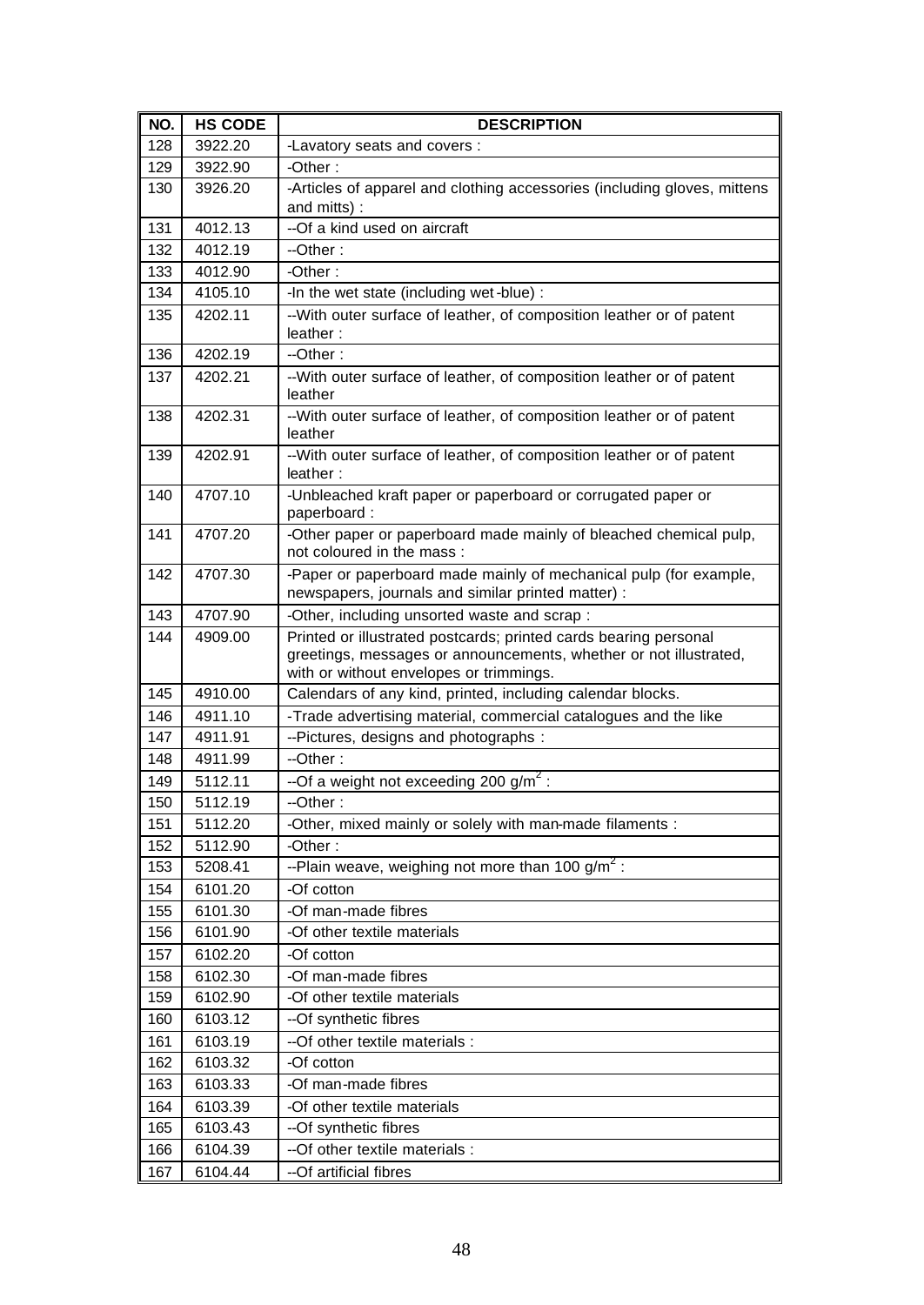| NO. | HS CODE | DESCRIPTION |
|---|---|---|
| 128 | 3922.20 | -Lavatory seats and covers : |
| 129 | 3922.90 | -Other : |
| 130 | 3926.20 | -Articles of apparel and clothing accessories (including gloves, mittens and mitts) : |
| 131 | 4012.13 | --Of a kind used on aircraft |
| 132 | 4012.19 | --Other : |
| 133 | 4012.90 | -Other : |
| 134 | 4105.10 | -In the wet state (including wet-blue) : |
| 135 | 4202.11 | --With outer surface of leather, of composition leather or of patent leather : |
| 136 | 4202.19 | --Other : |
| 137 | 4202.21 | --With outer surface of leather, of composition leather or of patent leather |
| 138 | 4202.31 | --With outer surface of leather, of composition leather or of patent leather |
| 139 | 4202.91 | --With outer surface of leather, of composition leather or of patent leather : |
| 140 | 4707.10 | -Unbleached kraft paper or paperboard or corrugated paper or paperboard : |
| 141 | 4707.20 | -Other paper or paperboard made mainly of bleached chemical pulp, not coloured in the mass : |
| 142 | 4707.30 | -Paper or paperboard made mainly of mechanical pulp (for example, newspapers, journals and similar printed matter) : |
| 143 | 4707.90 | -Other, including unsorted waste and scrap : |
| 144 | 4909.00 | Printed or illustrated postcards; printed cards bearing personal greetings, messages or announcements, whether or not illustrated, with or without envelopes or trimmings. |
| 145 | 4910.00 | Calendars of any kind, printed, including calendar blocks. |
| 146 | 4911.10 | -Trade advertising material, commercial catalogues and the like |
| 147 | 4911.91 | --Pictures, designs and photographs : |
| 148 | 4911.99 | --Other : |
| 149 | 5112.11 | --Of a weight not exceeding 200 g/m$^2$ : |
| 150 | 5112.19 | --Other : |
| 151 | 5112.20 | -Other, mixed mainly or solely with man-made filaments : |
| 152 | 5112.90 | -Other : |
| 153 | 5208.41 | --Plain weave, weighing not more than 100 g/m$^2$ : |
| 154 | 6101.20 | -Of cotton |
| 155 | 6101.30 | -Of man-made fibres |
| 156 | 6101.90 | -Of other textile materials |
| 157 | 6102.20 | -Of cotton |
| 158 | 6102.30 | -Of man-made fibres |
| 159 | 6102.90 | -Of other textile materials |
| 160 | 6103.12 | --Of synthetic fibres |
| 161 | 6103.19 | --Of other textile materials : |
| 162 | 6103.32 | -Of cotton |
| 163 | 6103.33 | -Of man-made fibres |
| 164 | 6103.39 | -Of other textile materials |
| 165 | 6103.43 | --Of synthetic fibres |
| 166 | 6104.39 | --Of other textile materials : |
| 167 | 6104.44 | --Of artificial fibres |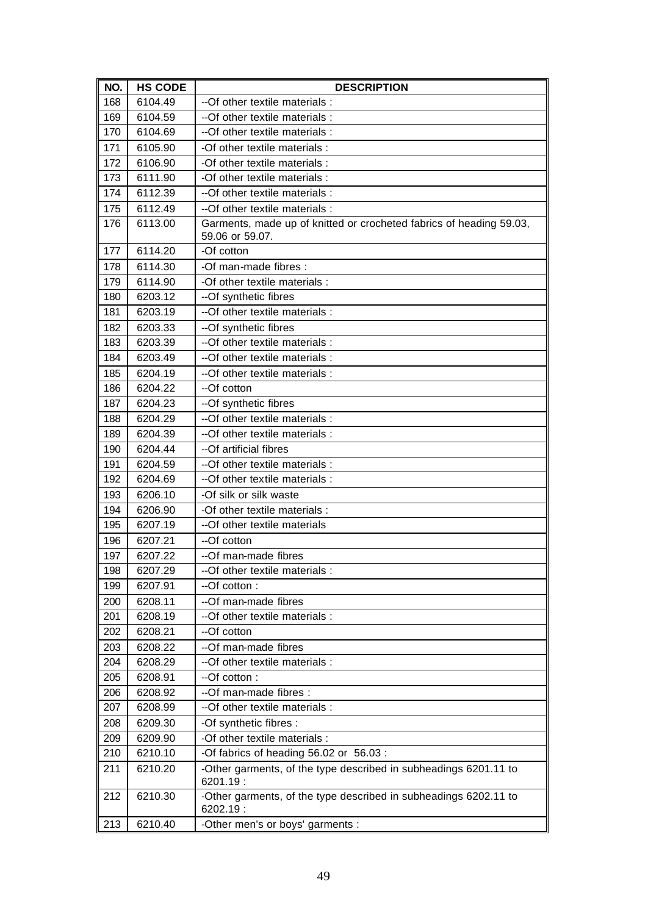| NO. | HS CODE | DESCRIPTION |
|---|---|---|
| 168 | 6104.49 | --Of other textile materials : |
| 169 | 6104.59 | --Of other textile materials : |
| 170 | 6104.69 | --Of other textile materials : |
| 171 | 6105.90 | -Of other textile materials : |
| 172 | 6106.90 | -Of other textile materials : |
| 173 | 6111.90 | -Of other textile materials : |
| 174 | 6112.39 | --Of other textile materials : |
| 175 | 6112.49 | --Of other textile materials : |
| 176 | 6113.00 | Garments, made up of knitted or crocheted fabrics of heading 59.03, 59.06 or 59.07. |
| 177 | 6114.20 | -Of cotton |
| 178 | 6114.30 | -Of man-made fibres : |
| 179 | 6114.90 | -Of other textile materials : |
| 180 | 6203.12 | --Of synthetic fibres |
| 181 | 6203.19 | --Of other textile materials : |
| 182 | 6203.33 | --Of synthetic fibres |
| 183 | 6203.39 | --Of other textile materials : |
| 184 | 6203.49 | --Of other textile materials : |
| 185 | 6204.19 | --Of other textile materials : |
| 186 | 6204.22 | --Of cotton |
| 187 | 6204.23 | --Of synthetic fibres |
| 188 | 6204.29 | --Of other textile materials : |
| 189 | 6204.39 | --Of other textile materials : |
| 190 | 6204.44 | --Of artificial fibres |
| 191 | 6204.59 | --Of other textile materials : |
| 192 | 6204.69 | --Of other textile materials : |
| 193 | 6206.10 | -Of silk or silk waste |
| 194 | 6206.90 | -Of other textile materials : |
| 195 | 6207.19 | --Of other textile materials |
| 196 | 6207.21 | --Of cotton |
| 197 | 6207.22 | --Of man-made fibres |
| 198 | 6207.29 | --Of other textile materials : |
| 199 | 6207.91 | --Of cotton : |
| 200 | 6208.11 | --Of man-made fibres |
| 201 | 6208.19 | --Of other textile materials : |
| 202 | 6208.21 | --Of cotton |
| 203 | 6208.22 | --Of man-made fibres |
| 204 | 6208.29 | --Of other textile materials : |
| 205 | 6208.91 | --Of cotton : |
| 206 | 6208.92 | --Of man-made fibres : |
| 207 | 6208.99 | --Of other textile materials : |
| 208 | 6209.30 | -Of synthetic fibres : |
| 209 | 6209.90 | -Of other textile materials : |
| 210 | 6210.10 | -Of fabrics of heading 56.02 or 56.03 : |
| 211 | 6210.20 | -Other garments, of the type described in subheadings 6201.11 to 6201.19 : |
| 212 | 6210.30 | -Other garments, of the type described in subheadings 6202.11 to 6202.19 : |
| 213 | 6210.40 | -Other men's or boys' garments : |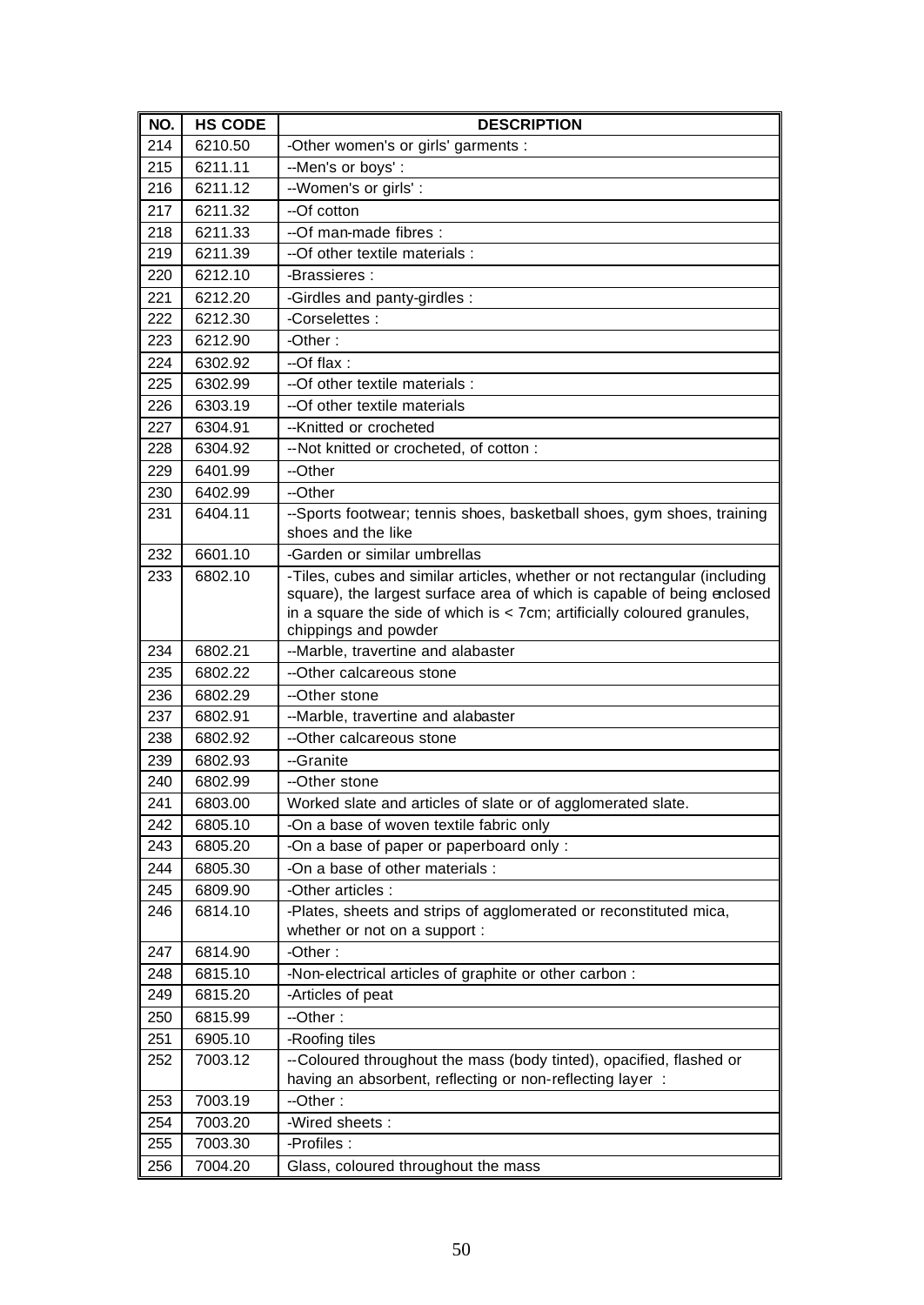| NO. | HS CODE | DESCRIPTION |
|---|---|---|
| 214 | 6210.50 | -Other women's or girls' garments : |
| 215 | 6211.11 | --Men's or boys' : |
| 216 | 6211.12 | --Women's or girls' : |
| 217 | 6211.32 | --Of cotton |
| 218 | 6211.33 | --Of man-made fibres : |
| 219 | 6211.39 | --Of other textile materials : |
| 220 | 6212.10 | -Brassieres : |
| 221 | 6212.20 | -Girdles and panty-girdles : |
| 222 | 6212.30 | -Corselettes : |
| 223 | 6212.90 | -Other : |
| 224 | 6302.92 | --Of flax : |
| 225 | 6302.99 | --Of other textile materials : |
| 226 | 6303.19 | --Of other textile materials |
| 227 | 6304.91 | --Knitted or crocheted |
| 228 | 6304.92 | --Not knitted or crocheted, of cotton : |
| 229 | 6401.99 | --Other |
| 230 | 6402.99 | --Other |
| 231 | 6404.11 | --Sports footwear; tennis shoes, basketball shoes, gym shoes, training shoes and the like |
| 232 | 6601.10 | -Garden or similar umbrellas |
| 233 | 6802.10 | -Tiles, cubes and similar articles, whether or not rectangular (including square), the largest surface area of which is capable of being enclosed in a square the side of which is < 7cm; artificially coloured granules, chippings and powder |
| 234 | 6802.21 | --Marble, travertine and alabaster |
| 235 | 6802.22 | --Other calcareous stone |
| 236 | 6802.29 | --Other stone |
| 237 | 6802.91 | --Marble, travertine and alabaster |
| 238 | 6802.92 | --Other calcareous stone |
| 239 | 6802.93 | --Granite |
| 240 | 6802.99 | --Other stone |
| 241 | 6803.00 | Worked slate and articles of slate or of agglomerated slate. |
| 242 | 6805.10 | -On a base of woven textile fabric only |
| 243 | 6805.20 | -On a base of paper or paperboard only : |
| 244 | 6805.30 | -On a base of other materials : |
| 245 | 6809.90 | -Other articles : |
| 246 | 6814.10 | -Plates, sheets and strips of agglomerated or reconstituted mica, whether or not on a support : |
| 247 | 6814.90 | -Other : |
| 248 | 6815.10 | -Non-electrical articles of graphite or other carbon : |
| 249 | 6815.20 | -Articles of peat |
| 250 | 6815.99 | --Other : |
| 251 | 6905.10 | -Roofing tiles |
| 252 | 7003.12 | --Coloured throughout the mass (body tinted), opacified, flashed or having an absorbent, reflecting or non-reflecting layer : |
| 253 | 7003.19 | --Other : |
| 254 | 7003.20 | -Wired sheets : |
| 255 | 7003.30 | -Profiles : |
| 256 | 7004.20 | Glass, coloured throughout the mass |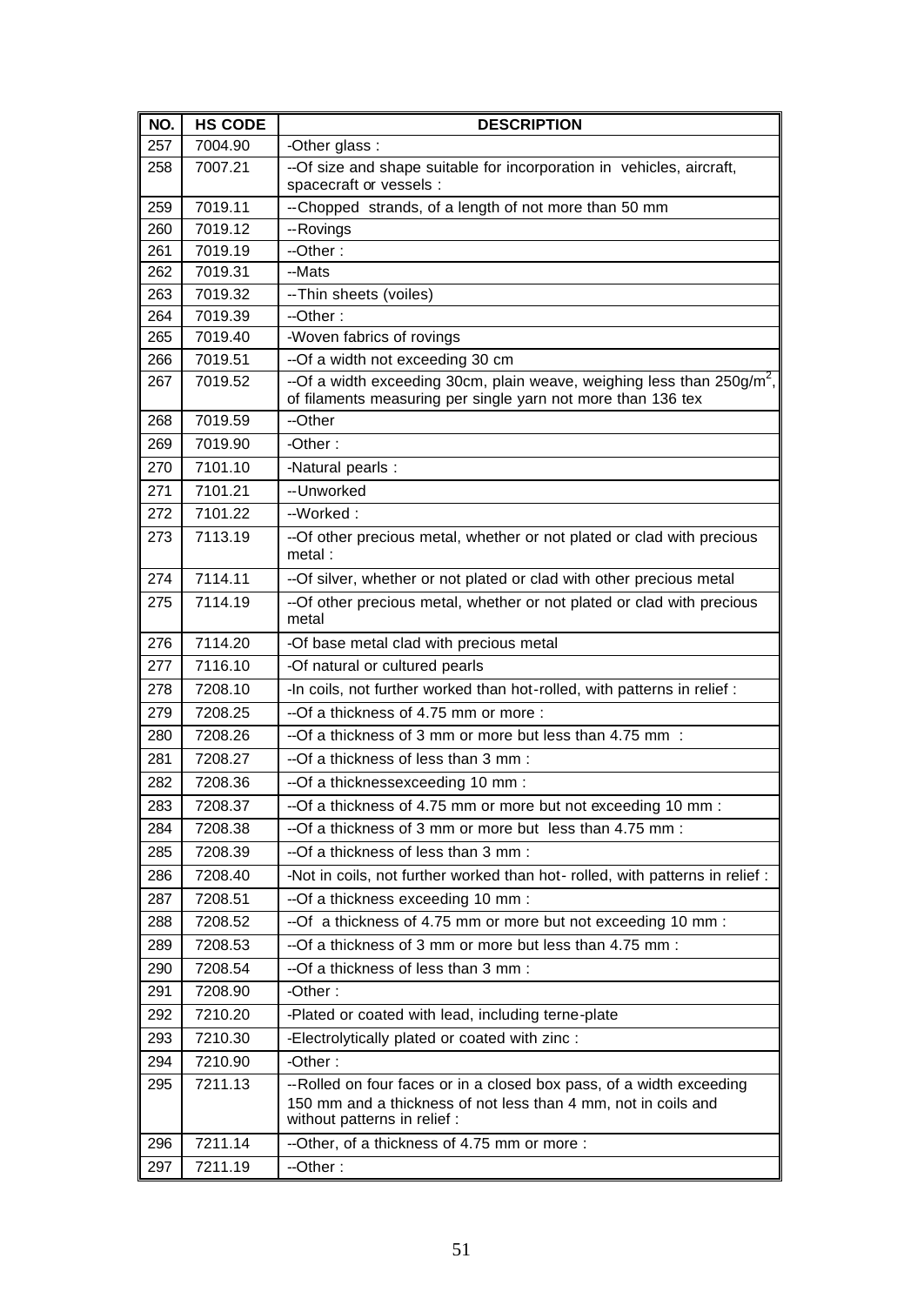| NO. | HS CODE | DESCRIPTION |
|---|---|---|
| 257 | 7004.90 | -Other glass : |
| 258 | 7007.21 | --Of size and shape suitable for incorporation in vehicles, aircraft, spacecraft or vessels : |
| 259 | 7019.11 | --Chopped strands, of a length of not more than 50 mm |
| 260 | 7019.12 | --Rovings |
| 261 | 7019.19 | --Other : |
| 262 | 7019.31 | --Mats |
| 263 | 7019.32 | --Thin sheets (voiles) |
| 264 | 7019.39 | --Other : |
| 265 | 7019.40 | -Woven fabrics of rovings |
| 266 | 7019.51 | --Of a width not exceeding 30 cm |
| 267 | 7019.52 | --Of a width exceeding 30cm, plain weave, weighing less than 250g/m$^2$, of filaments measuring per single yarn not more than 136 tex |
| 268 | 7019.59 | --Other |
| 269 | 7019.90 | -Other : |
| 270 | 7101.10 | -Natural pearls : |
| 271 | 7101.21 | --Unworked |
| 272 | 7101.22 | --Worked : |
| 273 | 7113.19 | --Of other precious metal, whether or not plated or clad with precious metal : |
| 274 | 7114.11 | --Of silver, whether or not plated or clad with other precious metal |
| 275 | 7114.19 | --Of other precious metal, whether or not plated or clad with precious metal |
| 276 | 7114.20 | -Of base metal clad with precious metal |
| 277 | 7116.10 | -Of natural or cultured pearls |
| 278 | 7208.10 | -In coils, not further worked than hot-rolled, with patterns in relief : |
| 279 | 7208.25 | --Of a thickness of 4.75 mm or more : |
| 280 | 7208.26 | --Of a thickness of 3 mm or more but less than 4.75 mm : |
| 281 | 7208.27 | --Of a thickness of less than 3 mm : |
| 282 | 7208.36 | --Of a thicknessexceeding 10 mm : |
| 283 | 7208.37 | --Of a thickness of 4.75 mm or more but not exceeding 10 mm : |
| 284 | 7208.38 | --Of a thickness of 3 mm or more but less than 4.75 mm : |
| 285 | 7208.39 | --Of a thickness of less than 3 mm : |
| 286 | 7208.40 | -Not in coils, not further worked than hot- rolled, with patterns in relief : |
| 287 | 7208.51 | --Of a thickness exceeding 10 mm : |
| 288 | 7208.52 | --Of a thickness of 4.75 mm or more but not exceeding 10 mm : |
| 289 | 7208.53 | --Of a thickness of 3 mm or more but less than 4.75 mm : |
| 290 | 7208.54 | --Of a thickness of less than 3 mm : |
| 291 | 7208.90 | -Other : |
| 292 | 7210.20 | -Plated or coated with lead, including terne-plate |
| 293 | 7210.30 | -Electrolytically plated or coated with zinc : |
| 294 | 7210.90 | -Other : |
| 295 | 7211.13 | --Rolled on four faces or in a closed box pass, of a width exceeding 150 mm and a thickness of not less than 4 mm, not in coils and without patterns in relief : |
| 296 | 7211.14 | --Other, of a thickness of 4.75 mm or more : |
| 297 | 7211.19 | --Other : |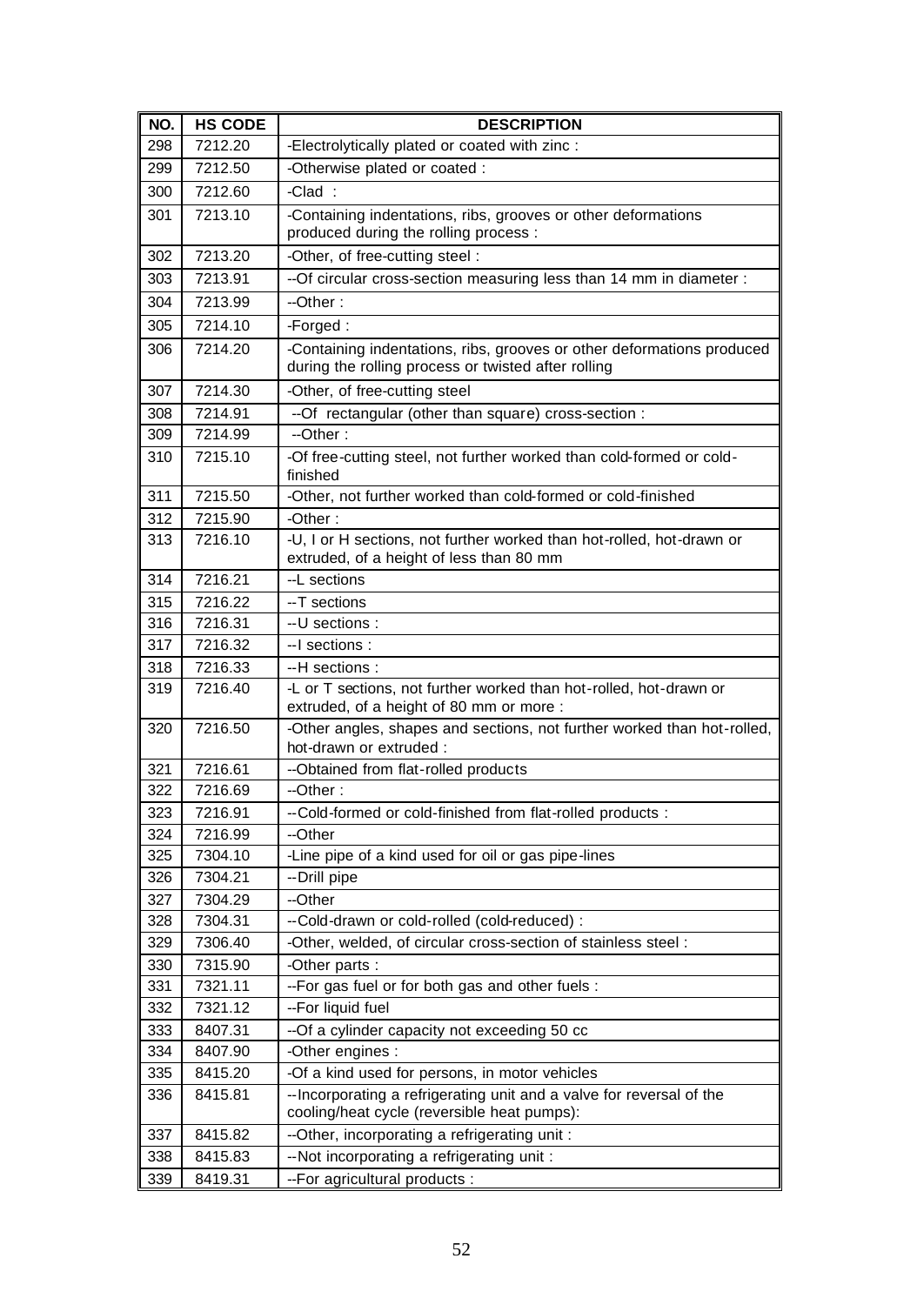| NO. | HS CODE | DESCRIPTION |
|---|---|---|
| 298 | 7212.20 | -Electrolytically plated or coated with zinc : |
| 299 | 7212.50 | -Otherwise plated or coated : |
| 300 | 7212.60 | -Clad : |
| 301 | 7213.10 | -Containing indentations, ribs, grooves or other deformations produced during the rolling process : |
| 302 | 7213.20 | -Other, of free-cutting steel : |
| 303 | 7213.91 | --Of circular cross-section measuring less than 14 mm in diameter : |
| 304 | 7213.99 | --Other : |
| 305 | 7214.10 | -Forged : |
| 306 | 7214.20 | -Containing indentations, ribs, grooves or other deformations produced during the rolling process or twisted after rolling |
| 307 | 7214.30 | -Other, of free-cutting steel |
| 308 | 7214.91 | --Of rectangular (other than square) cross-section : |
| 309 | 7214.99 | --Other : |
| 310 | 7215.10 | -Of free-cutting steel, not further worked than cold-formed or cold-finished |
| 311 | 7215.50 | -Other, not further worked than cold-formed or cold-finished |
| 312 | 7215.90 | -Other : |
| 313 | 7216.10 | -U, I or H sections, not further worked than hot-rolled, hot-drawn or extruded, of a height of less than 80 mm |
| 314 | 7216.21 | --L sections |
| 315 | 7216.22 | --T sections |
| 316 | 7216.31 | --U sections : |
| 317 | 7216.32 | --I sections : |
| 318 | 7216.33 | --H sections : |
| 319 | 7216.40 | -L or T sections, not further worked than hot-rolled, hot-drawn or extruded, of a height of 80 mm or more : |
| 320 | 7216.50 | -Other angles, shapes and sections, not further worked than hot-rolled, hot-drawn or extruded : |
| 321 | 7216.61 | --Obtained from flat-rolled products |
| 322 | 7216.69 | --Other : |
| 323 | 7216.91 | --Cold-formed or cold-finished from flat-rolled products : |
| 324 | 7216.99 | --Other |
| 325 | 7304.10 | -Line pipe of a kind used for oil or gas pipe-lines |
| 326 | 7304.21 | --Drill pipe |
| 327 | 7304.29 | --Other |
| 328 | 7304.31 | --Cold-drawn or cold-rolled (cold-reduced) : |
| 329 | 7306.40 | -Other, welded, of circular cross-section of stainless steel : |
| 330 | 7315.90 | -Other parts : |
| 331 | 7321.11 | --For gas fuel or for both gas and other fuels : |
| 332 | 7321.12 | --For liquid fuel |
| 333 | 8407.31 | --Of a cylinder capacity not exceeding 50 cc |
| 334 | 8407.90 | -Other engines : |
| 335 | 8415.20 | -Of a kind used for persons, in motor vehicles |
| 336 | 8415.81 | --Incorporating a refrigerating unit and a valve for reversal of the cooling/heat cycle (reversible heat pumps): |
| 337 | 8415.82 | --Other, incorporating a refrigerating unit : |
| 338 | 8415.83 | --Not incorporating a refrigerating unit : |
| 339 | 8419.31 | --For agricultural products : |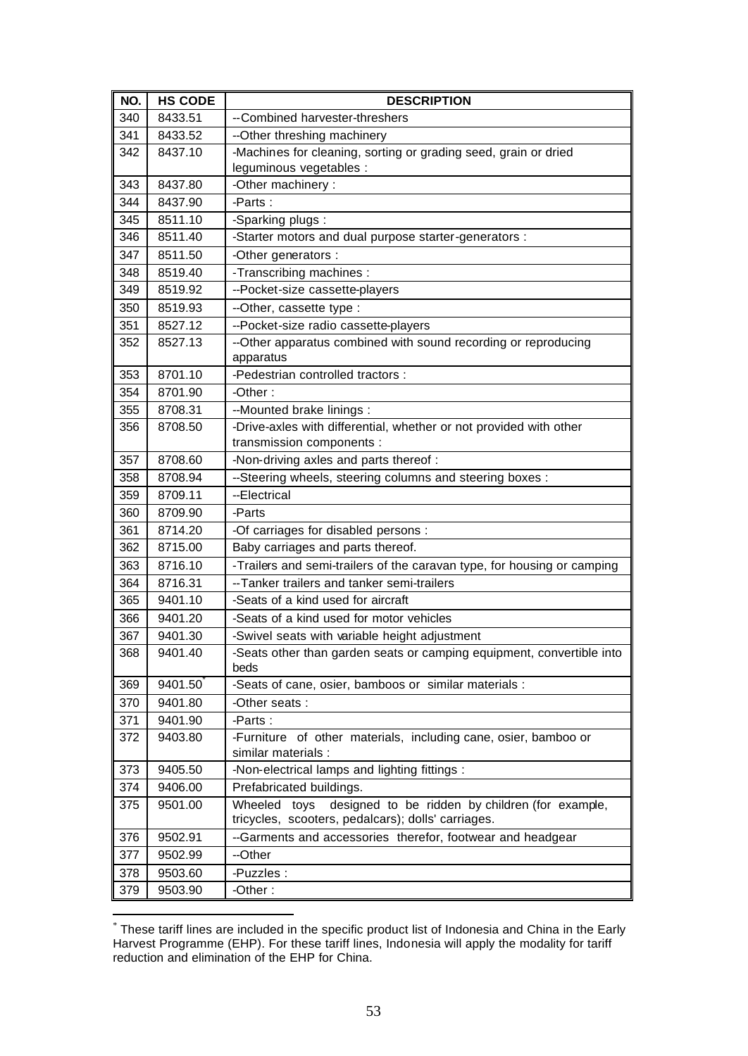| NO. | HS CODE | DESCRIPTION |
|---|---|---|
| 340 | 8433.51 | --Combined harvester-threshers |
| 341 | 8433.52 | --Other threshing machinery |
| 342 | 8437.10 | -Machines for cleaning, sorting or grading seed, grain or dried leguminous vegetables : |
| 343 | 8437.80 | -Other machinery : |
| 344 | 8437.90 | -Parts : |
| 345 | 8511.10 | -Sparking plugs : |
| 346 | 8511.40 | -Starter motors and dual purpose starter-generators : |
| 347 | 8511.50 | -Other generators : |
| 348 | 8519.40 | -Transcribing machines : |
| 349 | 8519.92 | --Pocket-size cassette-players |
| 350 | 8519.93 | --Other, cassette type : |
| 351 | 8527.12 | --Pocket-size radio cassette-players |
| 352 | 8527.13 | --Other apparatus combined with sound recording or reproducing apparatus |
| 353 | 8701.10 | -Pedestrian controlled tractors : |
| 354 | 8701.90 | -Other : |
| 355 | 8708.31 | --Mounted brake linings : |
| 356 | 8708.50 | -Drive-axles with differential, whether or not provided with other transmission components : |
| 357 | 8708.60 | -Non-driving axles and parts thereof : |
| 358 | 8708.94 | --Steering wheels, steering columns and steering boxes : |
| 359 | 8709.11 | --Electrical |
| 360 | 8709.90 | -Parts |
| 361 | 8714.20 | -Of carriages for disabled persons : |
| 362 | 8715.00 | Baby carriages and parts thereof. |
| 363 | 8716.10 | -Trailers and semi-trailers of the caravan type, for housing or camping |
| 364 | 8716.31 | --Tanker trailers and tanker semi-trailers |
| 365 | 9401.10 | -Seats of a kind used for aircraft |
| 366 | 9401.20 | -Seats of a kind used for motor vehicles |
| 367 | 9401.30 | -Swivel seats with variable height adjustment |
| 368 | 9401.40 | -Seats other than garden seats or camping equipment, convertible into beds |
| 369 | 9401.50* | -Seats of cane, osier, bamboos or similar materials : |
| 370 | 9401.80 | -Other seats : |
| 371 | 9401.90 | -Parts : |
| 372 | 9403.80 | -Furniture of other materials, including cane, osier, bamboo or similar materials : |
| 373 | 9405.50 | -Non-electrical lamps and lighting fittings : |
| 374 | 9406.00 | Prefabricated buildings. |
| 375 | 9501.00 | Wheeled toys designed to be ridden by children (for example, tricycles, scooters, pedalcars); dolls' carriages. |
| 376 | 9502.91 | --Garments and accessories therefor, footwear and headgear |
| 377 | 9502.99 | --Other |
| 378 | 9503.60 | -Puzzles : |
| 379 | 9503.90 | -Other : |

* These tariff lines are included in the specific product list of Indonesia and China in the Early Harvest Programme (EHP). For these tariff lines, Indonesia will apply the modality for tariff reduction and elimination of the EHP for China.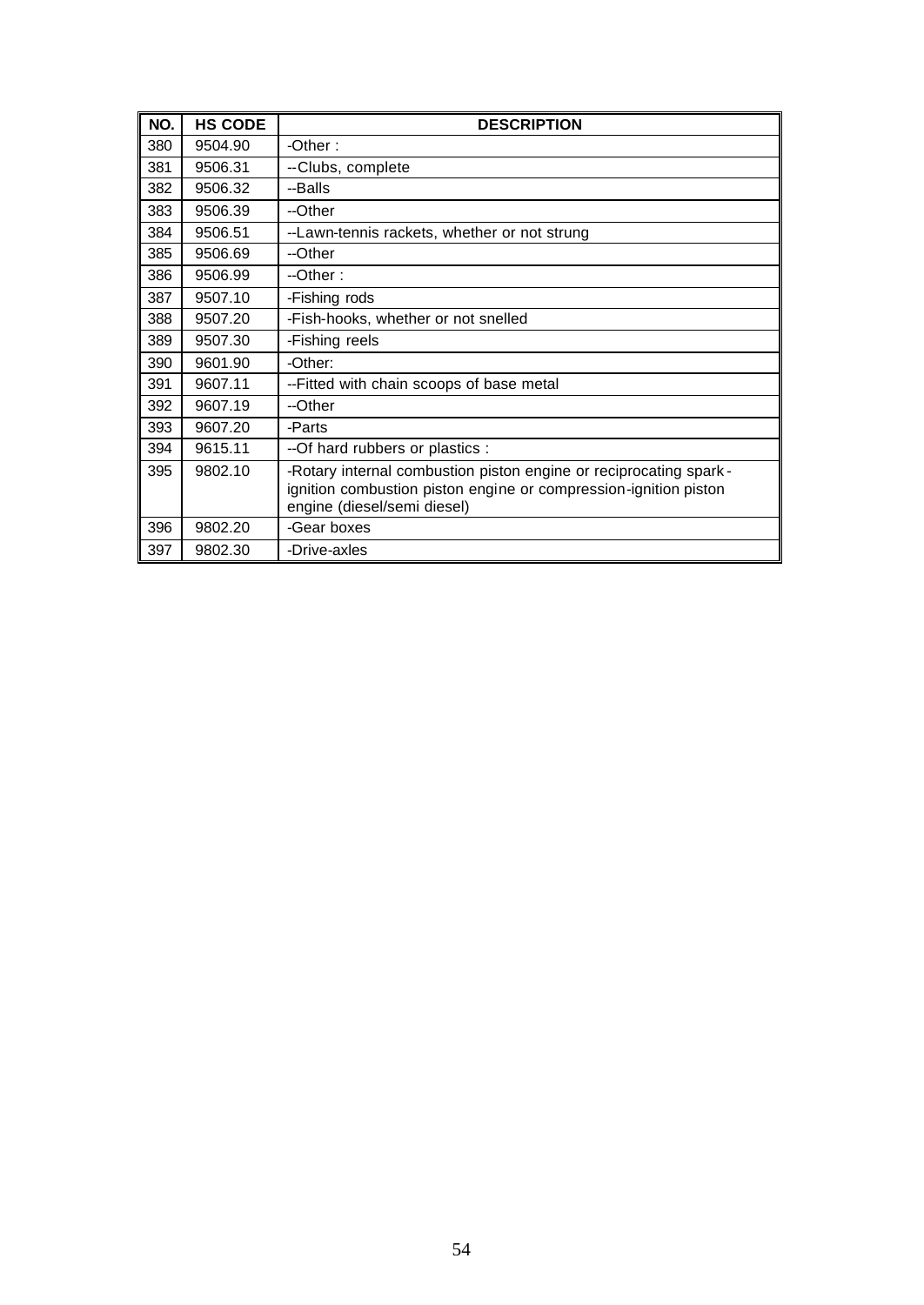| NO. | HS CODE | DESCRIPTION |
|---|---|---|
| 380 | 9504.90 | -Other : |
| 381 | 9506.31 | --Clubs, complete |
| 382 | 9506.32 | --Balls |
| 383 | 9506.39 | --Other |
| 384 | 9506.51 | --Lawn-tennis rackets, whether or not strung |
| 385 | 9506.69 | --Other |
| 386 | 9506.99 | --Other : |
| 387 | 9507.10 | -Fishing rods |
| 388 | 9507.20 | -Fish-hooks, whether or not snelled |
| 389 | 9507.30 | -Fishing reels |
| 390 | 9601.90 | -Other: |
| 391 | 9607.11 | --Fitted with chain scoops of base metal |
| 392 | 9607.19 | --Other |
| 393 | 9607.20 | -Parts |
| 394 | 9615.11 | --Of hard rubbers or plastics : |
| 395 | 9802.10 | -Rotary internal combustion piston engine or reciprocating spark-ignition combustion piston engine or compression-ignition piston engine (diesel/semi diesel) |
| 396 | 9802.20 | -Gear boxes |
| 397 | 9802.30 | -Drive-axles |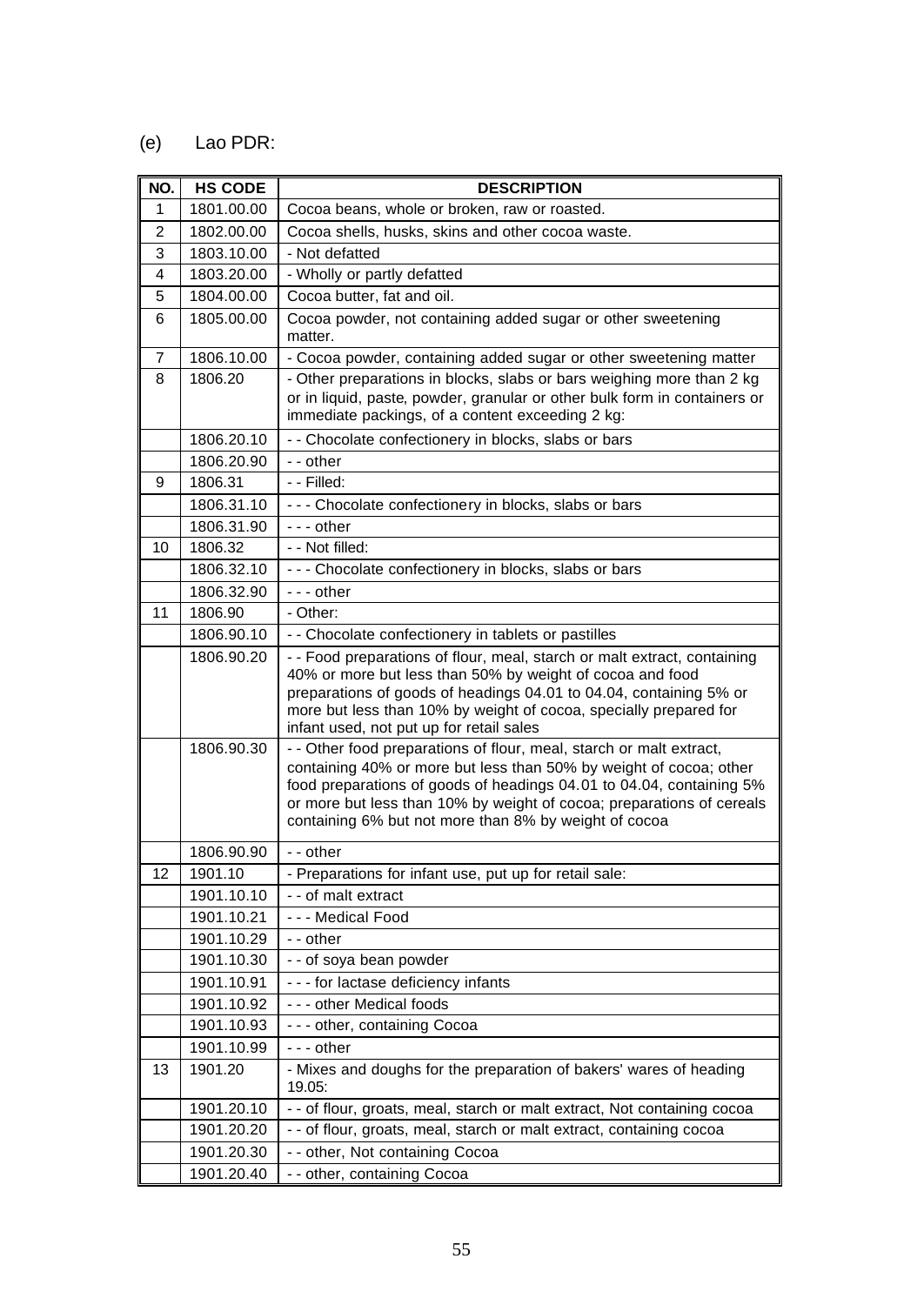(e) Lao PDR:

| NO. | HS CODE | DESCRIPTION |
|---|---|---|
| 1 | 1801.00.00 | Cocoa beans, whole or broken, raw or roasted. |
| 2 | 1802.00.00 | Cocoa shells, husks, skins and other cocoa waste. |
| 3 | 1803.10.00 | - Not defatted |
| 4 | 1803.20.00 | - Wholly or partly defatted |
| 5 | 1804.00.00 | Cocoa butter, fat and oil. |
| 6 | 1805.00.00 | Cocoa powder, not containing added sugar or other sweetening matter. |
| 7 | 1806.10.00 | - Cocoa powder, containing added sugar or other sweetening matter |
| 8 | 1806.20 | - Other preparations in blocks, slabs or bars weighing more than 2 kg or in liquid, paste, powder, granular or other bulk form in containers or immediate packings, of a content exceeding 2 kg: |
| | 1806.20.10 | - - Chocolate confectionery in blocks, slabs or bars |
| | 1806.20.90 | - - other |
| 9 | 1806.31 | - - Filled: |
| | 1806.31.10 | - - - Chocolate confectionery in blocks, slabs or bars |
| | 1806.31.90 | - - - other |
| 10 | 1806.32 | - - Not filled: |
| | 1806.32.10 | - - - Chocolate confectionery in blocks, slabs or bars |
| | 1806.32.90 | - - - other |
| 11 | 1806.90 | - Other: |
| | 1806.90.10 | - - Chocolate confectionery in tablets or pastilles |
| | 1806.90.20 | - - Food preparations of flour, meal, starch or malt extract, containing 40% or more but less than 50% by weight of cocoa and food preparations of goods of headings 04.01 to 04.04, containing 5% or more but less than 10% by weight of cocoa, specially prepared for infant used, not put up for retail sales |
| | 1806.90.30 | - - Other food preparations of flour, meal, starch or malt extract, containing 40% or more but less than 50% by weight of cocoa; other food preparations of goods of headings 04.01 to 04.04, containing 5% or more but less than 10% by weight of cocoa; preparations of cereals containing 6% but not more than 8% by weight of cocoa |
| | 1806.90.90 | - - other |
| 12 | 1901.10 | - Preparations for infant use, put up for retail sale: |
| | 1901.10.10 | - - of malt extract |
| | 1901.10.21 | - - - Medical Food |
| | 1901.10.29 | - - other |
| | 1901.10.30 | - - of soya bean powder |
| | 1901.10.91 | - - - for lactase deficiency infants |
| | 1901.10.92 | - - - other Medical foods |
| | 1901.10.93 | - - - other, containing Cocoa |
| | 1901.10.99 | - - - other |
| 13 | 1901.20 | - Mixes and doughs for the preparation of bakers' wares of heading 19.05: |
| | 1901.20.10 | - - of flour, groats, meal, starch or malt extract, Not containing cocoa |
| | 1901.20.20 | - - of flour, groats, meal, starch or malt extract, containing cocoa |
| | 1901.20.30 | - - other, Not containing Cocoa |
| | 1901.20.40 | - - other, containing Cocoa |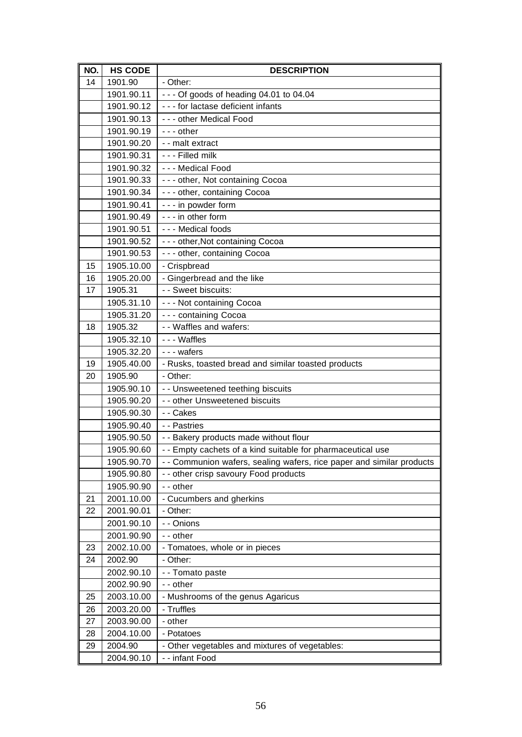| NO. | HS CODE | DESCRIPTION |
|---|---|---|
| 14 | 1901.90 | - Other: |
| | 1901.90.11 | - - - Of goods of heading 04.01 to 04.04 |
| | 1901.90.12 | - - - for lactase deficient infants |
| | 1901.90.13 | - - - other Medical Food |
| | 1901.90.19 | - - - other |
| | 1901.90.20 | - - malt extract |
| | 1901.90.31 | - - - Filled milk |
| | 1901.90.32 | - - - Medical Food |
| | 1901.90.33 | - - - other, Not containing Cocoa |
| | 1901.90.34 | - - - other, containing Cocoa |
| | 1901.90.41 | - - - in powder form |
| | 1901.90.49 | - - - in other form |
| | 1901.90.51 | - - - Medical foods |
| | 1901.90.52 | - - - other,Not containing Cocoa |
| | 1901.90.53 | - - - other, containing Cocoa |
| 15 | 1905.10.00 | - Crispbread |
| 16 | 1905.20.00 | - Gingerbread and the like |
| 17 | 1905.31 | - - Sweet biscuits: |
| | 1905.31.10 | - - - Not containing Cocoa |
| | 1905.31.20 | - - - containing Cocoa |
| 18 | 1905.32 | - - Waffles and wafers: |
| | 1905.32.10 | - - - Waffles |
| | 1905.32.20 | - - - wafers |
| 19 | 1905.40.00 | - Rusks, toasted bread and similar toasted products |
| 20 | 1905.90 | - Other: |
| | 1905.90.10 | - - Unsweetened teething biscuits |
| | 1905.90.20 | - - other Unsweetened biscuits |
| | 1905.90.30 | - - Cakes |
| | 1905.90.40 | - - Pastries |
| | 1905.90.50 | - - Bakery products made without flour |
| | 1905.90.60 | - - Empty cachets of a kind suitable for pharmaceutical use |
| | 1905.90.70 | - - Communion wafers, sealing wafers, rice paper and similar products |
| | 1905.90.80 | - - other crisp savoury Food products |
| | 1905.90.90 | - - other |
| 21 | 2001.10.00 | - Cucumbers and gherkins |
| 22 | 2001.90.01 | - Other: |
| | 2001.90.10 | - - Onions |
| | 2001.90.90 | - - other |
| 23 | 2002.10.00 | - Tomatoes, whole or in pieces |
| 24 | 2002.90 | - Other: |
| | 2002.90.10 | - - Tomato paste |
| | 2002.90.90 | - - other |
| 25 | 2003.10.00 | - Mushrooms of the genus Agaricus |
| 26 | 2003.20.00 | - Truffles |
| 27 | 2003.90.00 | - other |
| 28 | 2004.10.00 | - Potatoes |
| 29 | 2004.90 | - Other vegetables and mixtures of vegetables: |
| | 2004.90.10 | - - infant Food |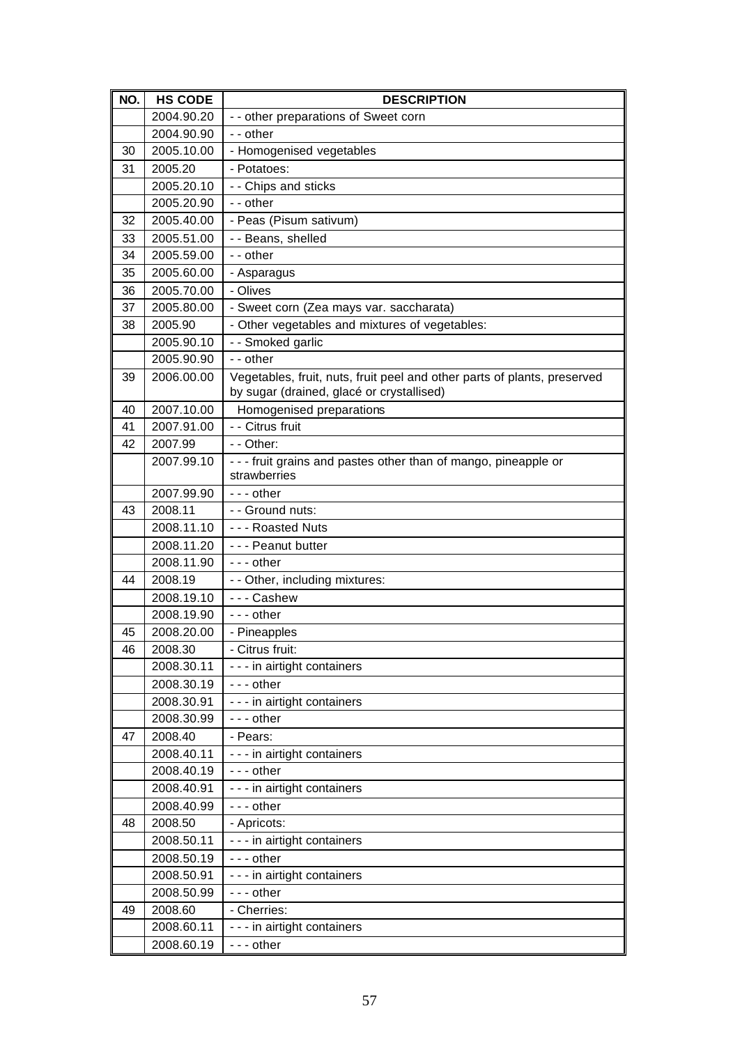| NO. | HS CODE | DESCRIPTION |
|---|---|---|
| | 2004.90.20 | - - other preparations of Sweet corn |
| | 2004.90.90 | - - other |
| 30 | 2005.10.00 | - Homogenised vegetables |
| 31 | 2005.20 | - Potatoes: |
| | 2005.20.10 | - - Chips and sticks |
| | 2005.20.90 | - - other |
| 32 | 2005.40.00 | - Peas (Pisum sativum) |
| 33 | 2005.51.00 | - - Beans, shelled |
| 34 | 2005.59.00 | - - other |
| 35 | 2005.60.00 | - Asparagus |
| 36 | 2005.70.00 | - Olives |
| 37 | 2005.80.00 | - Sweet corn (Zea mays var. saccharata) |
| 38 | 2005.90 | - Other vegetables and mixtures of vegetables: |
| | 2005.90.10 | - - Smoked garlic |
| | 2005.90.90 | - - other |
| 39 | 2006.00.00 | Vegetables, fruit, nuts, fruit peel and other parts of plants, preserved by sugar (drained, glacé or crystallised) |
| 40 | 2007.10.00 | Homogenised preparations |
| 41 | 2007.91.00 | - - Citrus fruit |
| 42 | 2007.99 | - - Other: |
| | 2007.99.10 | - - - fruit grains and pastes other than of mango, pineapple or strawberries |
| | 2007.99.90 | - - - other |
| 43 | 2008.11 | - - Ground nuts: |
| | 2008.11.10 | - - - Roasted Nuts |
| | 2008.11.20 | - - - Peanut butter |
| | 2008.11.90 | - - - other |
| 44 | 2008.19 | - - Other, including mixtures: |
| | 2008.19.10 | - - - Cashew |
| | 2008.19.90 | - - - other |
| 45 | 2008.20.00 | - Pineapples |
| 46 | 2008.30 | - Citrus fruit: |
| | 2008.30.11 | - - - in airtight containers |
| | 2008.30.19 | - - - other |
| | 2008.30.91 | - - - in airtight containers |
| | 2008.30.99 | - - - other |
| 47 | 2008.40 | - Pears: |
| | 2008.40.11 | - - - in airtight containers |
| | 2008.40.19 | - - - other |
| | 2008.40.91 | - - - in airtight containers |
| | 2008.40.99 | - - - other |
| 48 | 2008.50 | - Apricots: |
| | 2008.50.11 | - - - in airtight containers |
| | 2008.50.19 | - - - other |
| | 2008.50.91 | - - - in airtight containers |
| | 2008.50.99 | - - - other |
| 49 | 2008.60 | - Cherries: |
| | 2008.60.11 | - - - in airtight containers |
| | 2008.60.19 | - - - other |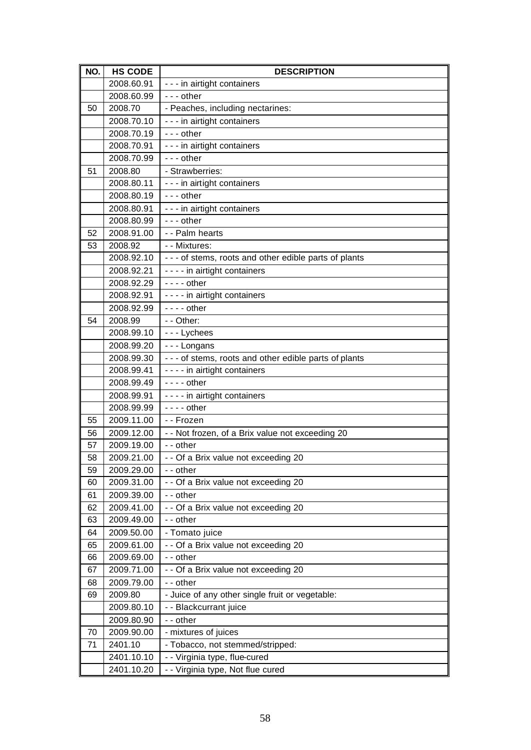| NO. | HS CODE | DESCRIPTION |
|---|---|---|
| | 2008.60.91 | - - - in airtight containers |
| | 2008.60.99 | - - - other |
| 50 | 2008.70 | - Peaches, including nectarines: |
| | 2008.70.10 | - - - in airtight containers |
| | 2008.70.19 | - - - other |
| | 2008.70.91 | - - - in airtight containers |
| | 2008.70.99 | - - - other |
| 51 | 2008.80 | - Strawberries: |
| | 2008.80.11 | - - - in airtight containers |
| | 2008.80.19 | - - - other |
| | 2008.80.91 | - - - in airtight containers |
| | 2008.80.99 | - - - other |
| 52 | 2008.91.00 | - - Palm hearts |
| 53 | 2008.92 | - - Mixtures: |
| | 2008.92.10 | - - - of stems, roots and other edible parts of plants |
| | 2008.92.21 | - - - - in airtight containers |
| | 2008.92.29 | - - - - other |
| | 2008.92.91 | - - - - in airtight containers |
| | 2008.92.99 | - - - - other |
| 54 | 2008.99 | - - Other: |
| | 2008.99.10 | - - - Lychees |
| | 2008.99.20 | - - - Longans |
| | 2008.99.30 | - - - of stems, roots and other edible parts of plants |
| | 2008.99.41 | - - - - in airtight containers |
| | 2008.99.49 | - - - - other |
| | 2008.99.91 | - - - - in airtight containers |
| | 2008.99.99 | - - - - other |
| 55 | 2009.11.00 | - - Frozen |
| 56 | 2009.12.00 | - - Not frozen, of a Brix value not exceeding 20 |
| 57 | 2009.19.00 | - - other |
| 58 | 2009.21.00 | - - Of a Brix value not exceeding 20 |
| 59 | 2009.29.00 | - - other |
| 60 | 2009.31.00 | - - Of a Brix value not exceeding 20 |
| 61 | 2009.39.00 | - - other |
| 62 | 2009.41.00 | - - Of a Brix value not exceeding 20 |
| 63 | 2009.49.00 | - - other |
| 64 | 2009.50.00 | - Tomato juice |
| 65 | 2009.61.00 | - - Of a Brix value not exceeding 20 |
| 66 | 2009.69.00 | - - other |
| 67 | 2009.71.00 | - - Of a Brix value not exceeding 20 |
| 68 | 2009.79.00 | - - other |
| 69 | 2009.80 | - Juice of any other single fruit or vegetable: |
| | 2009.80.10 | - - Blackcurrant juice |
| | 2009.80.90 | - - other |
| 70 | 2009.90.00 | - mixtures of juices |
| 71 | 2401.10 | - Tobacco, not stemmed/stripped: |
| | 2401.10.10 | - - Virginia type, flue-cured |
| | 2401.10.20 | - - Virginia type, Not flue cured |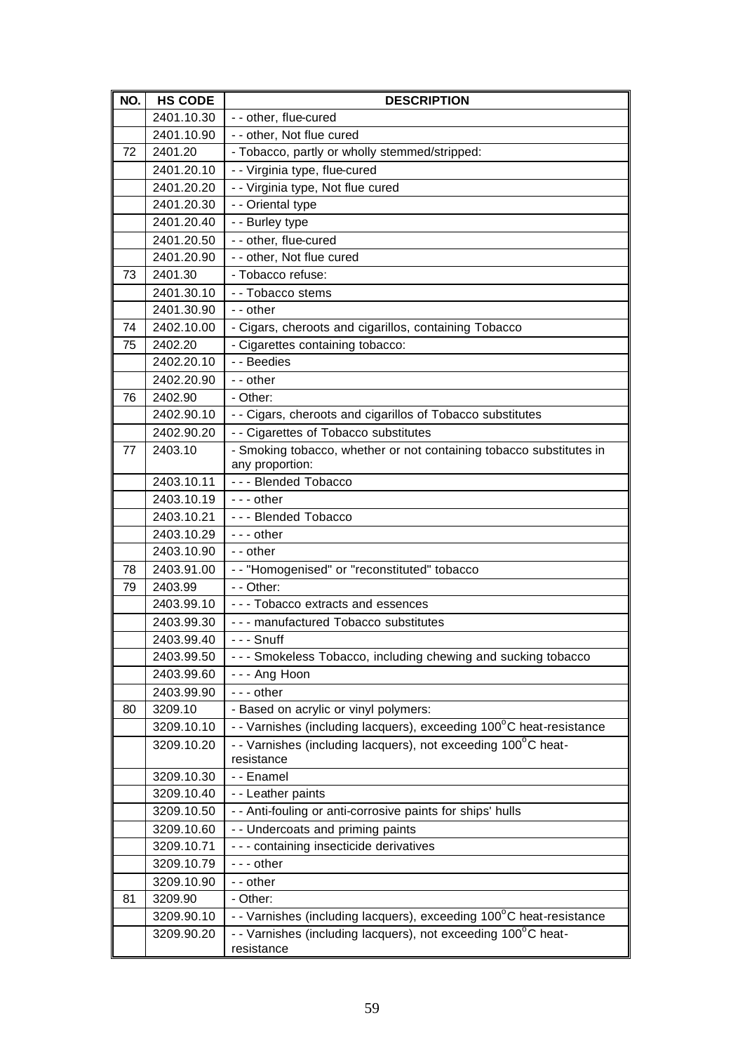| NO. | HS CODE | DESCRIPTION |
|---|---|---|
| | 2401.10.30 | - - other, flue-cured |
| | 2401.10.90 | - - other, Not flue cured |
| 72 | 2401.20 | - Tobacco, partly or wholly stemmed/stripped: |
| | 2401.20.10 | - - Virginia type, flue-cured |
| | 2401.20.20 | - - Virginia type, Not flue cured |
| | 2401.20.30 | - - Oriental type |
| | 2401.20.40 | - - Burley type |
| | 2401.20.50 | - - other, flue-cured |
| | 2401.20.90 | - - other, Not flue cured |
| 73 | 2401.30 | - Tobacco refuse: |
| | 2401.30.10 | - - Tobacco stems |
| | 2401.30.90 | - - other |
| 74 | 2402.10.00 | - Cigars, cheroots and cigarillos, containing Tobacco |
| 75 | 2402.20 | - Cigarettes containing tobacco: |
| | 2402.20.10 | - - Beedies |
| | 2402.20.90 | - - other |
| 76 | 2402.90 | - Other: |
| | 2402.90.10 | - - Cigars, cheroots and cigarillos of Tobacco substitutes |
| | 2402.90.20 | - - Cigarettes of Tobacco substitutes |
| 77 | 2403.10 | - Smoking tobacco, whether or not containing tobacco substitutes in any proportion: |
| | 2403.10.11 | - - - Blended Tobacco |
| | 2403.10.19 | - - - other |
| | 2403.10.21 | - - - Blended Tobacco |
| | 2403.10.29 | - - - other |
| | 2403.10.90 | - - other |
| 78 | 2403.91.00 | - - "Homogenised" or "reconstituted" tobacco |
| 79 | 2403.99 | - - Other: |
| | 2403.99.10 | - - - Tobacco extracts and essences |
| | 2403.99.30 | - - - manufactured Tobacco substitutes |
| | 2403.99.40 | - - - Snuff |
| | 2403.99.50 | - - - Smokeless Tobacco, including chewing and sucking tobacco |
| | 2403.99.60 | - - - Ang Hoon |
| | 2403.99.90 | - - - other |
| 80 | 3209.10 | - Based on acrylic or vinyl polymers: |
| | 3209.10.10 | - - Varnishes (including lacquers), exceeding 100°C heat-resistance |
| | 3209.10.20 | - - Varnishes (including lacquers), not exceeding 100°C heat-resistance |
| | 3209.10.30 | - - Enamel |
| | 3209.10.40 | - - Leather paints |
| | 3209.10.50 | - - Anti-fouling or anti-corrosive paints for ships' hulls |
| | 3209.10.60 | - - Undercoats and priming paints |
| | 3209.10.71 | - - - containing insecticide derivatives |
| | 3209.10.79 | - - - other |
| | 3209.10.90 | - - other |
| 81 | 3209.90 | - Other: |
| | 3209.90.10 | - - Varnishes (including lacquers), exceeding 100°C heat-resistance |
| | 3209.90.20 | - - Varnishes (including lacquers), not exceeding 100°C heat-resistance |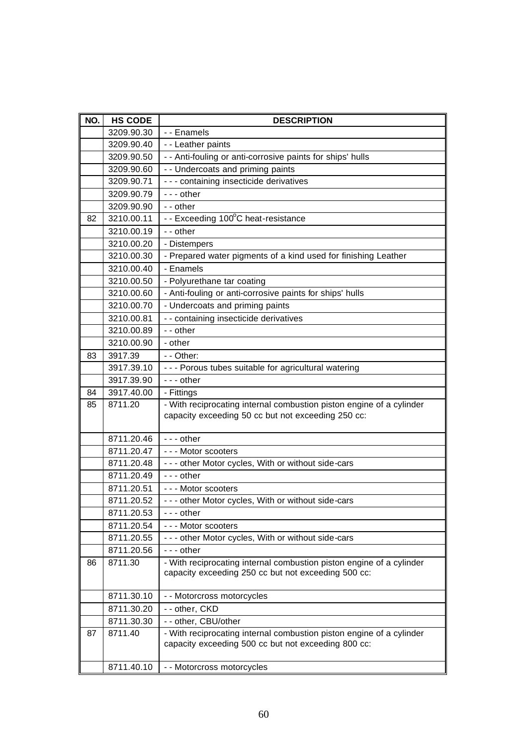| NO. | HS CODE | DESCRIPTION |
|---|---|---|
| | 3209.90.30 | - - Enamels |
| | 3209.90.40 | - - Leather paints |
| | 3209.90.50 | - - Anti-fouling or anti-corrosive paints for ships' hulls |
| | 3209.90.60 | - - Undercoats and priming paints |
| | 3209.90.71 | - - - containing insecticide derivatives |
| | 3209.90.79 | - - - other |
| | 3209.90.90 | - - other |
| 82 | 3210.00.11 | - - Exceeding 100$^{o}$C heat-resistance |
| | 3210.00.19 | - - other |
| | 3210.00.20 | - Distempers |
| | 3210.00.30 | - Prepared water pigments of a kind used for finishing Leather |
| | 3210.00.40 | - Enamels |
| | 3210.00.50 | - Polyurethane tar coating |
| | 3210.00.60 | - Anti-fouling or anti-corrosive paints for ships' hulls |
| | 3210.00.70 | - Undercoats and priming paints |
| | 3210.00.81 | - - containing insecticide derivatives |
| | 3210.00.89 | - - other |
| | 3210.00.90 | - other |
| 83 | 3917.39 | - - Other: |
| | 3917.39.10 | - - - Porous tubes suitable for agricultural watering |
| | 3917.39.90 | - - - other |
| 84 | 3917.40.00 | - Fittings |
| 85 | 8711.20 | - With reciprocating internal combustion piston engine of a cylinder capacity exceeding 50 cc but not exceeding 250 cc: |
| | 8711.20.46 | - - - other |
| | 8711.20.47 | - - - Motor scooters |
| | 8711.20.48 | - - - other Motor cycles, With or without side-cars |
| | 8711.20.49 | - - - other |
| | 8711.20.51 | - - - Motor scooters |
| | 8711.20.52 | - - - other Motor cycles, With or without side-cars |
| | 8711.20.53 | - - - other |
| | 8711.20.54 | - - - Motor scooters |
| | 8711.20.55 | - - - other Motor cycles, With or without side-cars |
| | 8711.20.56 | - - - other |
| 86 | 8711.30 | - With reciprocating internal combustion piston engine of a cylinder capacity exceeding 250 cc but not exceeding 500 cc: |
| | 8711.30.10 | - - Motorcross motorcycles |
| | 8711.30.20 | - - other, CKD |
| | 8711.30.30 | - - other, CBU/other |
| 87 | 8711.40 | - With reciprocating internal combustion piston engine of a cylinder capacity exceeding 500 cc but not exceeding 800 cc: |
| | 8711.40.10 | - - Motorcross motorcycles |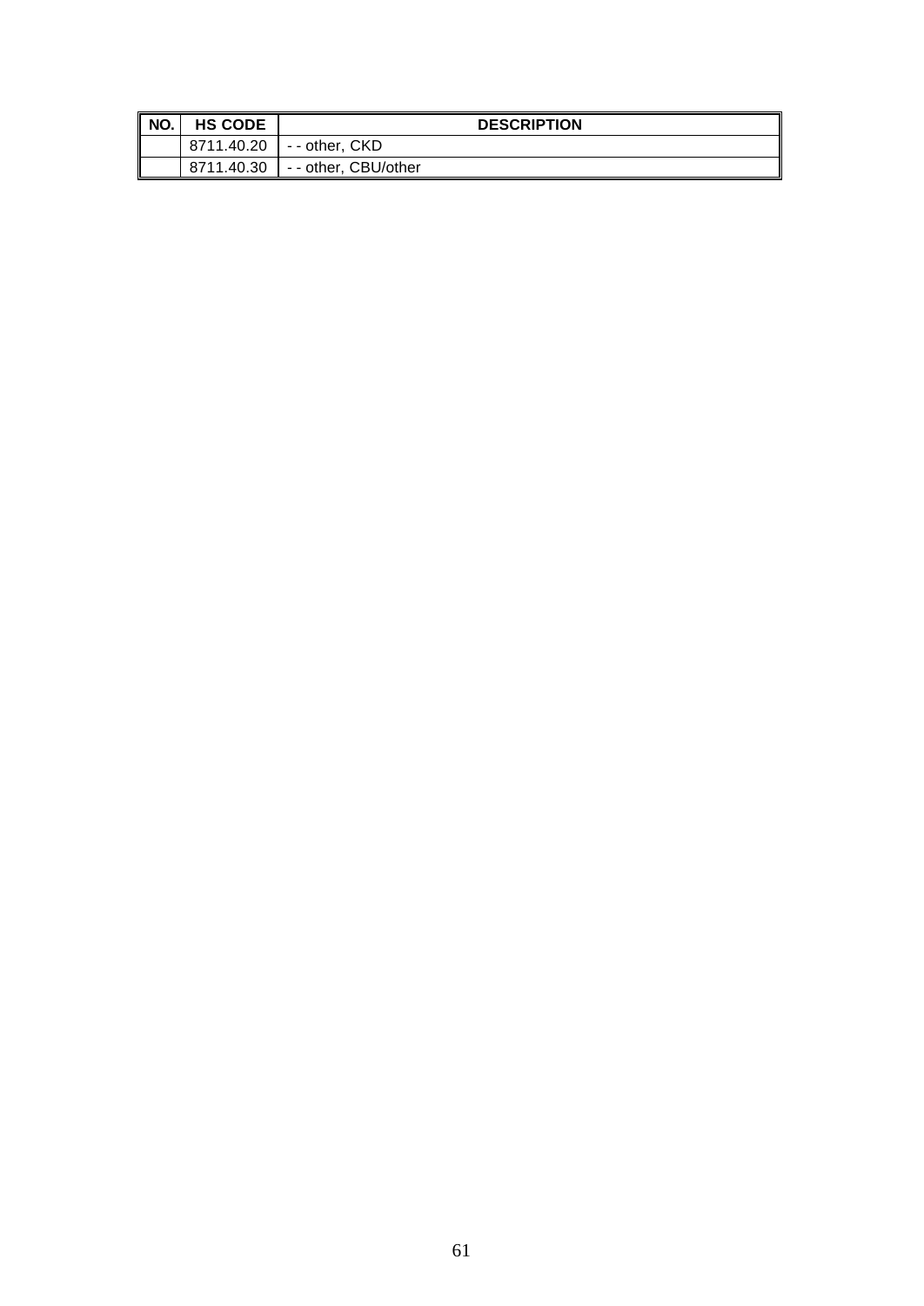| NO. | HS CODE | DESCRIPTION |
| --- | --- | --- |
| | 8711.40.20 | - - other, CKD |
| | 8711.40.30 | - - other, CBU/other |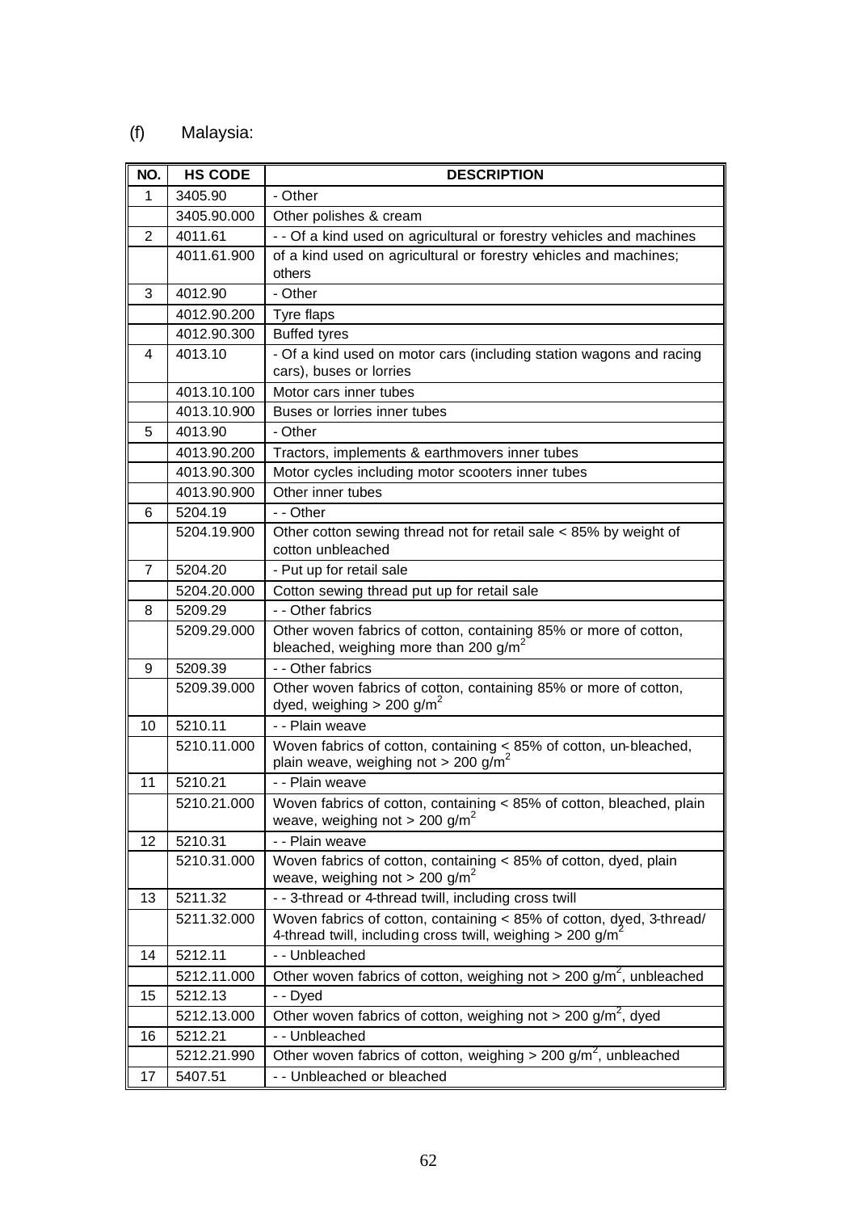(f) Malaysia:

| NO. | HS CODE | DESCRIPTION |
|---|---|---|
| 1 | 3405.90 | - Other |
| | 3405.90.000 | Other polishes & cream |
| 2 | 4011.61 | - - Of a kind used on agricultural or forestry vehicles and machines |
| | 4011.61.900 | of a kind used on agricultural or forestry vehicles and machines; others |
| 3 | 4012.90 | - Other |
| | 4012.90.200 | Tyre flaps |
| | 4012.90.300 | Buffed tyres |
| 4 | 4013.10 | - Of a kind used on motor cars (including station wagons and racing cars), buses or lorries |
| | 4013.10.100 | Motor cars inner tubes |
| | 4013.10.900 | Buses or lorries inner tubes |
| 5 | 4013.90 | - Other |
| | 4013.90.200 | Tractors, implements & earthmovers inner tubes |
| | 4013.90.300 | Motor cycles including motor scooters inner tubes |
| | 4013.90.900 | Other inner tubes |
| 6 | 5204.19 | - - Other |
| | 5204.19.900 | Other cotton sewing thread not for retail sale < 85% by weight of cotton unbleached |
| 7 | 5204.20 | - Put up for retail sale |
| | 5204.20.000 | Cotton sewing thread put up for retail sale |
| 8 | 5209.29 | - - Other fabrics |
| | 5209.29.000 | Other woven fabrics of cotton, containing 85% or more of cotton, bleached, weighing more than 200 $g/m^2$ |
| 9 | 5209.39 | - - Other fabrics |
| | 5209.39.000 | Other woven fabrics of cotton, containing 85% or more of cotton, dyed, weighing > 200 $g/m^2$ |
| 10 | 5210.11 | - - Plain weave |
| | 5210.11.000 | Woven fabrics of cotton, containing < 85% of cotton, un-bleached, plain weave, weighing not > 200 $g/m^2$ |
| 11 | 5210.21 | - - Plain weave |
| | 5210.21.000 | Woven fabrics of cotton, containing < 85% of cotton, bleached, plain weave, weighing not > 200 $g/m^2$ |
| 12 | 5210.31 | - - Plain weave |
| | 5210.31.000 | Woven fabrics of cotton, containing < 85% of cotton, dyed, plain weave, weighing not > 200 $g/m^2$ |
| 13 | 5211.32 | - - 3-thread or 4-thread twill, including cross twill |
| | 5211.32.000 | Woven fabrics of cotton, containing < 85% of cotton, dyed, 3-thread/ 4-thread twill, including cross twill, weighing > 200 $g/m^2$ |
| 14 | 5212.11 | - - Unbleached |
| | 5212.11.000 | Other woven fabrics of cotton, weighing not > 200 $g/m^2$, unbleached |
| 15 | 5212.13 | - - Dyed |
| | 5212.13.000 | Other woven fabrics of cotton, weighing not > 200 $g/m^2$, dyed |
| 16 | 5212.21 | - - Unbleached |
| | 5212.21.990 | Other woven fabrics of cotton, weighing > 200 $g/m^2$, unbleached |
| 17 | 5407.51 | - - Unbleached or bleached |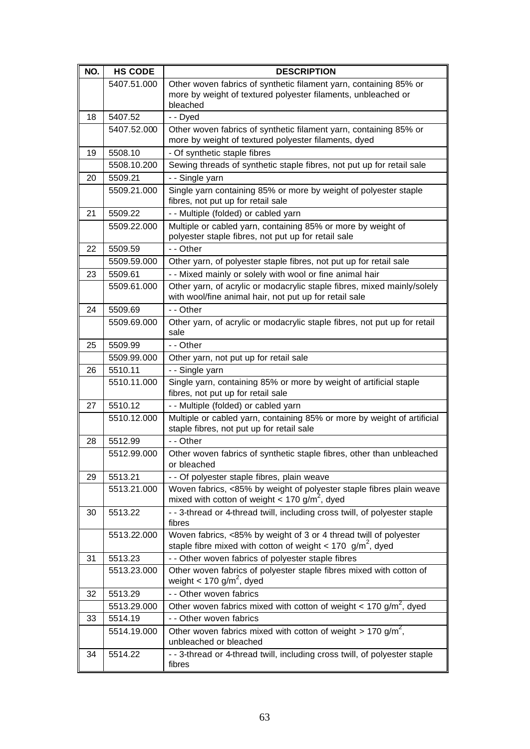| NO. | HS CODE | DESCRIPTION |
|---|---|---|
| | 5407.51.000 | Other woven fabrics of synthetic filament yarn, containing 85% or more by weight of textured polyester filaments, unbleached or bleached |
| 18 | 5407.52 | - - Dyed |
| | 5407.52.000 | Other woven fabrics of synthetic filament yarn, containing 85% or more by weight of textured polyester filaments, dyed |
| 19 | 5508.10 | - Of synthetic staple fibres |
| | 5508.10.200 | Sewing threads of synthetic staple fibres, not put up for retail sale |
| 20 | 5509.21 | - - Single yarn |
| | 5509.21.000 | Single yarn containing 85% or more by weight of polyester staple fibres, not put up for retail sale |
| 21 | 5509.22 | - - Multiple (folded) or cabled yarn |
| | 5509.22.000 | Multiple or cabled yarn, containing 85% or more by weight of polyester staple fibres, not put up for retail sale |
| 22 | 5509.59 | - - Other |
| | 5509.59.000 | Other yarn, of polyester staple fibres, not put up for retail sale |
| 23 | 5509.61 | - - Mixed mainly or solely with wool or fine animal hair |
| | 5509.61.000 | Other yarn, of acrylic or modacrylic staple fibres, mixed mainly/solely with wool/fine animal hair, not put up for retail sale |
| 24 | 5509.69 | - - Other |
| | 5509.69.000 | Other yarn, of acrylic or modacrylic staple fibres, not put up for retail sale |
| 25 | 5509.99 | - - Other |
| | 5509.99.000 | Other yarn, not put up for retail sale |
| 26 | 5510.11 | - - Single yarn |
| | 5510.11.000 | Single yarn, containing 85% or more by weight of artificial staple fibres, not put up for retail sale |
| 27 | 5510.12 | - - Multiple (folded) or cabled yarn |
| | 5510.12.000 | Multiple or cabled yarn, containing 85% or more by weight of artificial staple fibres, not put up for retail sale |
| 28 | 5512.99 | - - Other |
| | 5512.99.000 | Other woven fabrics of synthetic staple fibres, other than unbleached or bleached |
| 29 | 5513.21 | - - Of polyester staple fibres, plain weave |
| | 5513.21.000 | Woven fabrics, <85% by weight of polyester staple fibres plain weave mixed with cotton of weight < 170 g/m$^2$, dyed |
| 30 | 5513.22 | - - 3-thread or 4-thread twill, including cross twill, of polyester staple fibres |
| | 5513.22.000 | Woven fabrics, <85% by weight of 3 or 4 thread twill of polyester staple fibre mixed with cotton of weight < 170 g/m$^2$, dyed |
| 31 | 5513.23 | - - Other woven fabrics of polyester staple fibres |
| | 5513.23.000 | Other woven fabrics of polyester staple fibres mixed with cotton of weight < 170 g/m$^2$, dyed |
| 32 | 5513.29 | - - Other woven fabrics |
| | 5513.29.000 | Other woven fabrics mixed with cotton of weight < 170 g/m$^2$, dyed |
| 33 | 5514.19 | - - Other woven fabrics |
| | 5514.19.000 | Other woven fabrics mixed with cotton of weight > 170 g/m$^2$, unbleached or bleached |
| 34 | 5514.22 | - - 3-thread or 4-thread twill, including cross twill, of polyester staple fibres |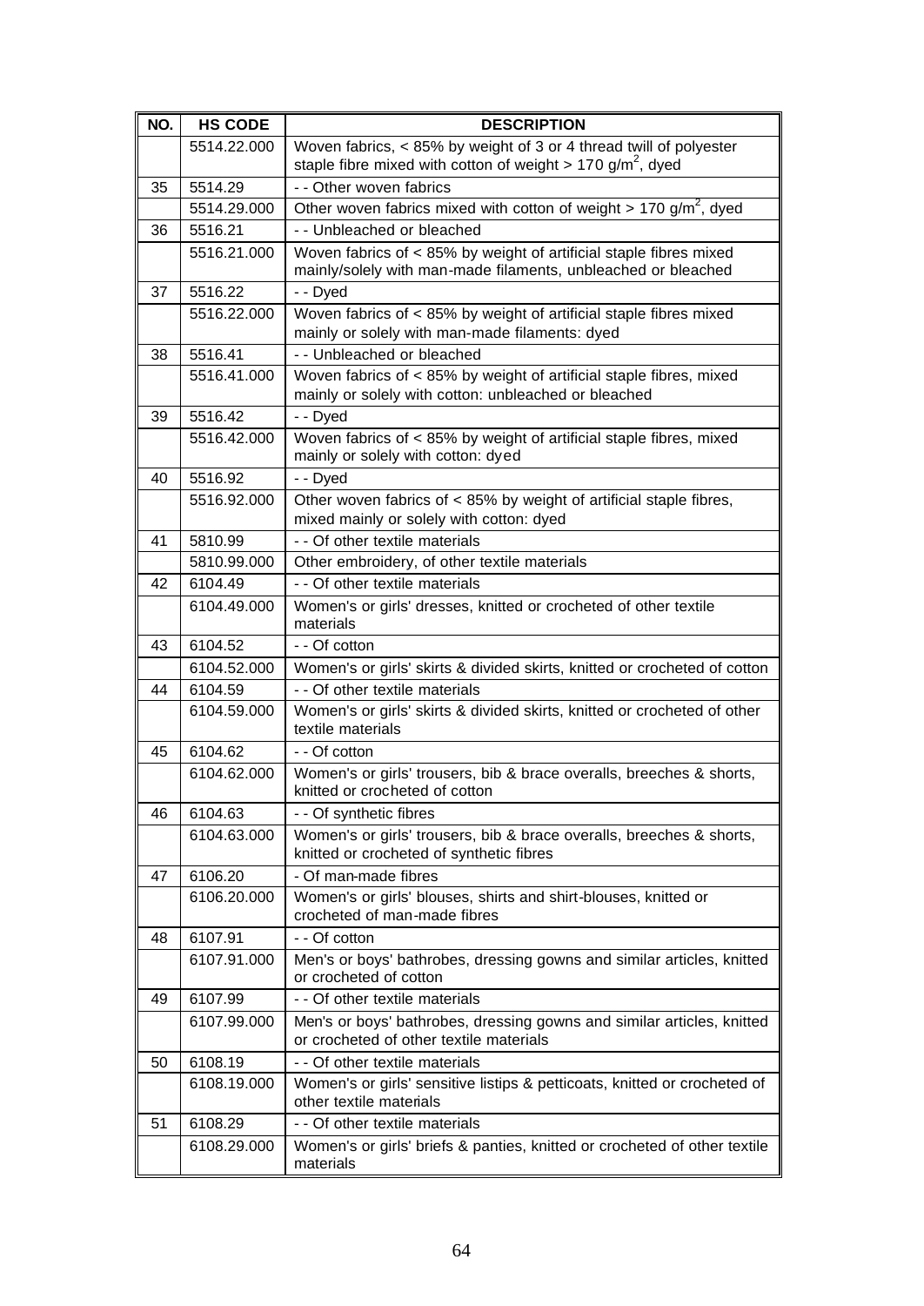| NO. | HS CODE | DESCRIPTION |
|---|---|---|
| | 5514.22.000 | Woven fabrics, < 85% by weight of 3 or 4 thread twill of polyester staple fibre mixed with cotton of weight > 170 g/m$^2$, dyed |
| 35 | 5514.29 | - - Other woven fabrics |
| | 5514.29.000 | Other woven fabrics mixed with cotton of weight > 170 g/m$^2$, dyed |
| 36 | 5516.21 | - - Unbleached or bleached |
| | 5516.21.000 | Woven fabrics of < 85% by weight of artificial staple fibres mixed mainly/solely with man-made filaments, unbleached or bleached |
| 37 | 5516.22 | - - Dyed |
| | 5516.22.000 | Woven fabrics of < 85% by weight of artificial staple fibres mixed mainly or solely with man-made filaments: dyed |
| 38 | 5516.41 | - - Unbleached or bleached |
| | 5516.41.000 | Woven fabrics of < 85% by weight of artificial staple fibres, mixed mainly or solely with cotton: unbleached or bleached |
| 39 | 5516.42 | - - Dyed |
| | 5516.42.000 | Woven fabrics of < 85% by weight of artificial staple fibres, mixed mainly or solely with cotton: dyed |
| 40 | 5516.92 | - - Dyed |
| | 5516.92.000 | Other woven fabrics of < 85% by weight of artificial staple fibres, mixed mainly or solely with cotton: dyed |
| 41 | 5810.99 | - - Of other textile materials |
| | 5810.99.000 | Other embroidery, of other textile materials |
| 42 | 6104.49 | - - Of other textile materials |
| | 6104.49.000 | Women's or girls' dresses, knitted or crocheted of other textile materials |
| 43 | 6104.52 | - - Of cotton |
| | 6104.52.000 | Women's or girls' skirts & divided skirts, knitted or crocheted of cotton |
| 44 | 6104.59 | - - Of other textile materials |
| | 6104.59.000 | Women's or girls' skirts & divided skirts, knitted or crocheted of other textile materials |
| 45 | 6104.62 | - - Of cotton |
| | 6104.62.000 | Women's or girls' trousers, bib & brace overalls, breeches & shorts, knitted or crocheted of cotton |
| 46 | 6104.63 | - - Of synthetic fibres |
| | 6104.63.000 | Women's or girls' trousers, bib & brace overalls, breeches & shorts, knitted or crocheted of synthetic fibres |
| 47 | 6106.20 | - Of man-made fibres |
| | 6106.20.000 | Women's or girls' blouses, shirts and shirt-blouses, knitted or crocheted of man-made fibres |
| 48 | 6107.91 | - - Of cotton |
| | 6107.91.000 | Men's or boys' bathrobes, dressing gowns and similar articles, knitted or crocheted of cotton |
| 49 | 6107.99 | - - Of other textile materials |
| | 6107.99.000 | Men's or boys' bathrobes, dressing gowns and similar articles, knitted or crocheted of other textile materials |
| 50 | 6108.19 | - - Of other textile materials |
| | 6108.19.000 | Women's or girls' sensitive listips & petticoats, knitted or crocheted of other textile materials |
| 51 | 6108.29 | - - Of other textile materials |
| | 6108.29.000 | Women's or girls' briefs & panties, knitted or crocheted of other textile materials |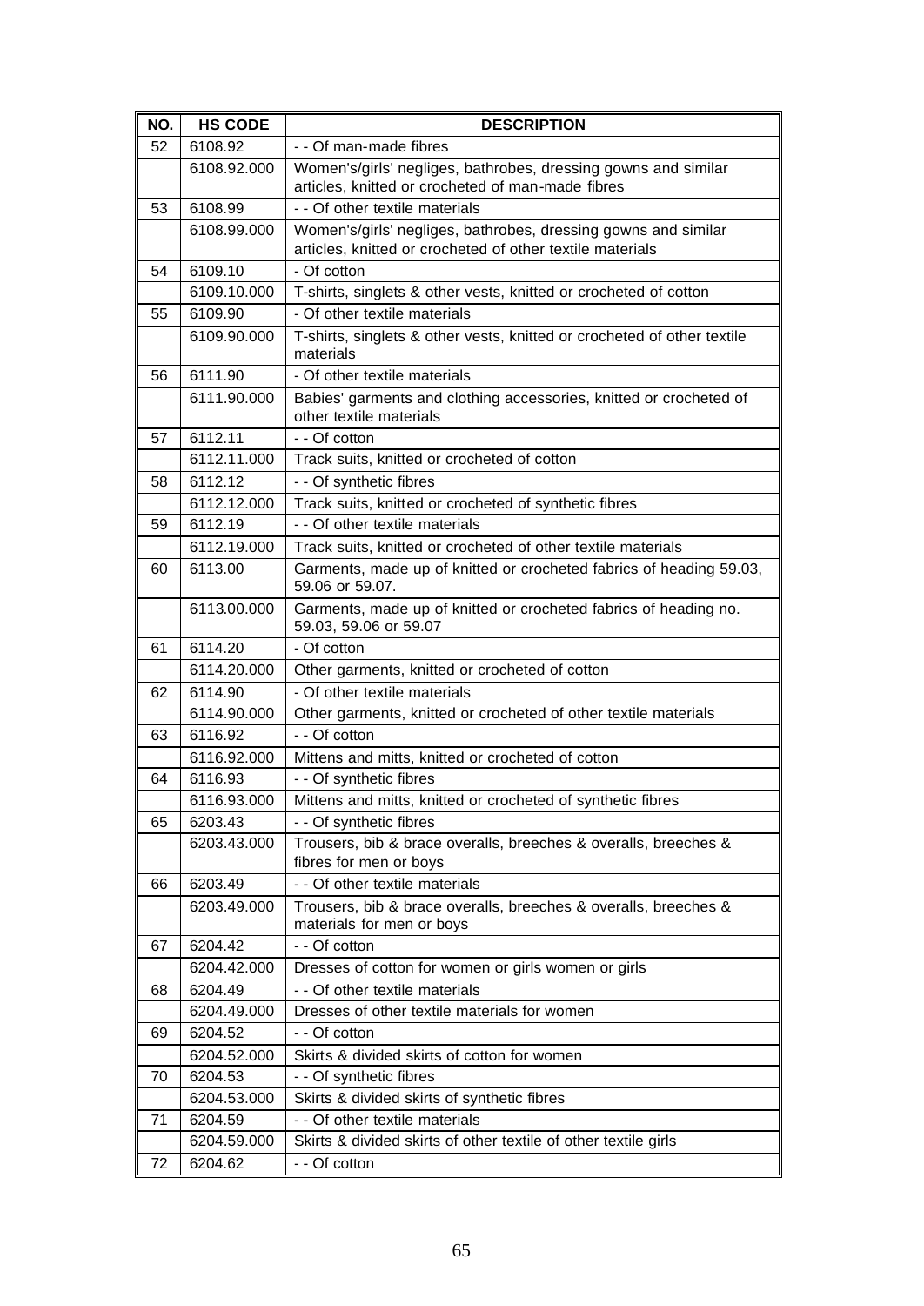| NO. | HS CODE | DESCRIPTION |
|---|---|---|
| 52 | 6108.92 | - - Of man-made fibres |
| | 6108.92.000 | Women's/girls' negliges, bathrobes, dressing gowns and similar articles, knitted or crocheted of man-made fibres |
| 53 | 6108.99 | - - Of other textile materials |
| | 6108.99.000 | Women's/girls' negliges, bathrobes, dressing gowns and similar articles, knitted or crocheted of other textile materials |
| 54 | 6109.10 | - Of cotton |
| | 6109.10.000 | T-shirts, singlets & other vests, knitted or crocheted of cotton |
| 55 | 6109.90 | - Of other textile materials |
| | 6109.90.000 | T-shirts, singlets & other vests, knitted or crocheted of other textile materials |
| 56 | 6111.90 | - Of other textile materials |
| | 6111.90.000 | Babies' garments and clothing accessories, knitted or crocheted of other textile materials |
| 57 | 6112.11 | - - Of cotton |
| | 6112.11.000 | Track suits, knitted or crocheted of cotton |
| 58 | 6112.12 | - - Of synthetic fibres |
| | 6112.12.000 | Track suits, knitted or crocheted of synthetic fibres |
| 59 | 6112.19 | - - Of other textile materials |
| | 6112.19.000 | Track suits, knitted or crocheted of other textile materials |
| 60 | 6113.00 | Garments, made up of knitted or crocheted fabrics of heading 59.03, 59.06 or 59.07. |
| | 6113.00.000 | Garments, made up of knitted or crocheted fabrics of heading no. 59.03, 59.06 or 59.07 |
| 61 | 6114.20 | - Of cotton |
| | 6114.20.000 | Other garments, knitted or crocheted of cotton |
| 62 | 6114.90 | - Of other textile materials |
| | 6114.90.000 | Other garments, knitted or crocheted of other textile materials |
| 63 | 6116.92 | - - Of cotton |
| | 6116.92.000 | Mittens and mitts, knitted or crocheted of cotton |
| 64 | 6116.93 | - - Of synthetic fibres |
| | 6116.93.000 | Mittens and mitts, knitted or crocheted of synthetic fibres |
| 65 | 6203.43 | - - Of synthetic fibres |
| | 6203.43.000 | Trousers, bib & brace overalls, breeches & overalls, breeches & fibres for men or boys |
| 66 | 6203.49 | - - Of other textile materials |
| | 6203.49.000 | Trousers, bib & brace overalls, breeches & overalls, breeches & materials for men or boys |
| 67 | 6204.42 | - - Of cotton |
| | 6204.42.000 | Dresses of cotton for women or girls women or girls |
| 68 | 6204.49 | - - Of other textile materials |
| | 6204.49.000 | Dresses of other textile materials for women |
| 69 | 6204.52 | - - Of cotton |
| | 6204.52.000 | Skirts & divided skirts of cotton for women |
| 70 | 6204.53 | - - Of synthetic fibres |
| | 6204.53.000 | Skirts & divided skirts of synthetic fibres |
| 71 | 6204.59 | - - Of other textile materials |
| | 6204.59.000 | Skirts & divided skirts of other textile of other textile girls |
| 72 | 6204.62 | - - Of cotton |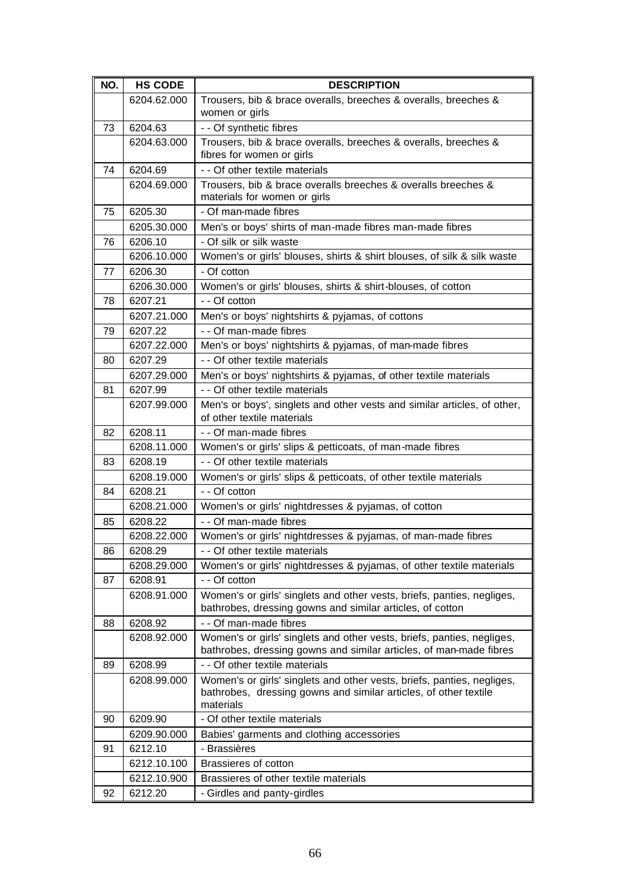| NO. | HS CODE | DESCRIPTION |
|---|---|---|
| | 6204.62.000 | Trousers, bib & brace overalls, breeches & overalls, breeches & women or girls |
| 73 | 6204.63 | - - Of synthetic fibres |
| | 6204.63.000 | Trousers, bib & brace overalls, breeches & overalls, breeches & fibres for women or girls |
| 74 | 6204.69 | - - Of other textile materials |
| | 6204.69.000 | Trousers, bib & brace overalls breeches & overalls breeches & materials for women or girls |
| 75 | 6205.30 | - Of man-made fibres |
| | 6205.30.000 | Men's or boys' shirts of man-made fibres man-made fibres |
| 76 | 6206.10 | - Of silk or silk waste |
| | 6206.10.000 | Women's or girls' blouses, shirts & shirt blouses, of silk & silk waste |
| 77 | 6206.30 | - Of cotton |
| | 6206.30.000 | Women's or girls' blouses, shirts & shirt-blouses, of cotton |
| 78 | 6207.21 | - - Of cotton |
| | 6207.21.000 | Men's or boys' nightshirts & pyjamas, of cottons |
| 79 | 6207.22 | - - Of man-made fibres |
| | 6207.22.000 | Men's or boys' nightshirts & pyjamas, of man-made fibres |
| 80 | 6207.29 | - - Of other textile materials |
| | 6207.29.000 | Men's or boys' nightshirts & pyjamas, of other textile materials |
| 81 | 6207.99 | - - Of other textile materials |
| | 6207.99.000 | Men's or boys', singlets and other vests and similar articles, of other, of other textile materials |
| 82 | 6208.11 | - - Of man-made fibres |
| | 6208.11.000 | Women's or girls' slips & petticoats, of man-made fibres |
| 83 | 6208.19 | - - Of other textile materials |
| | 6208.19.000 | Women's or girls' slips & petticoats, of other textile materials |
| 84 | 6208.21 | - - Of cotton |
| | 6208.21.000 | Women's or girls' nightdresses & pyjamas, of cotton |
| 85 | 6208.22 | - - Of man-made fibres |
| | 6208.22.000 | Women's or girls' nightdresses & pyjamas, of man-made fibres |
| 86 | 6208.29 | - - Of other textile materials |
| | 6208.29.000 | Women's or girls' nightdresses & pyjamas, of other textile materials |
| 87 | 6208.91 | - - Of cotton |
| | 6208.91.000 | Women's or girls' singlets and other vests, briefs, panties, negliges, bathrobes, dressing gowns and similar articles, of cotton |
| 88 | 6208.92 | - - Of man-made fibres |
| | 6208.92.000 | Women's or girls' singlets and other vests, briefs, panties, negliges, bathrobes, dressing gowns and similar articles, of man-made fibres |
| 89 | 6208.99 | - - Of other textile materials |
| | 6208.99.000 | Women's or girls' singlets and other vests, briefs, panties, negliges, bathrobes, dressing gowns and similar articles, of other textile materials |
| 90 | 6209.90 | - Of other textile materials |
| | 6209.90.000 | Babies' garments and clothing accessories |
| 91 | 6212.10 | - Brassières |
| | 6212.10.100 | Brassieres of cotton |
| | 6212.10.900 | Brassieres of other textile materials |
| 92 | 6212.20 | - Girdles and panty-girdles |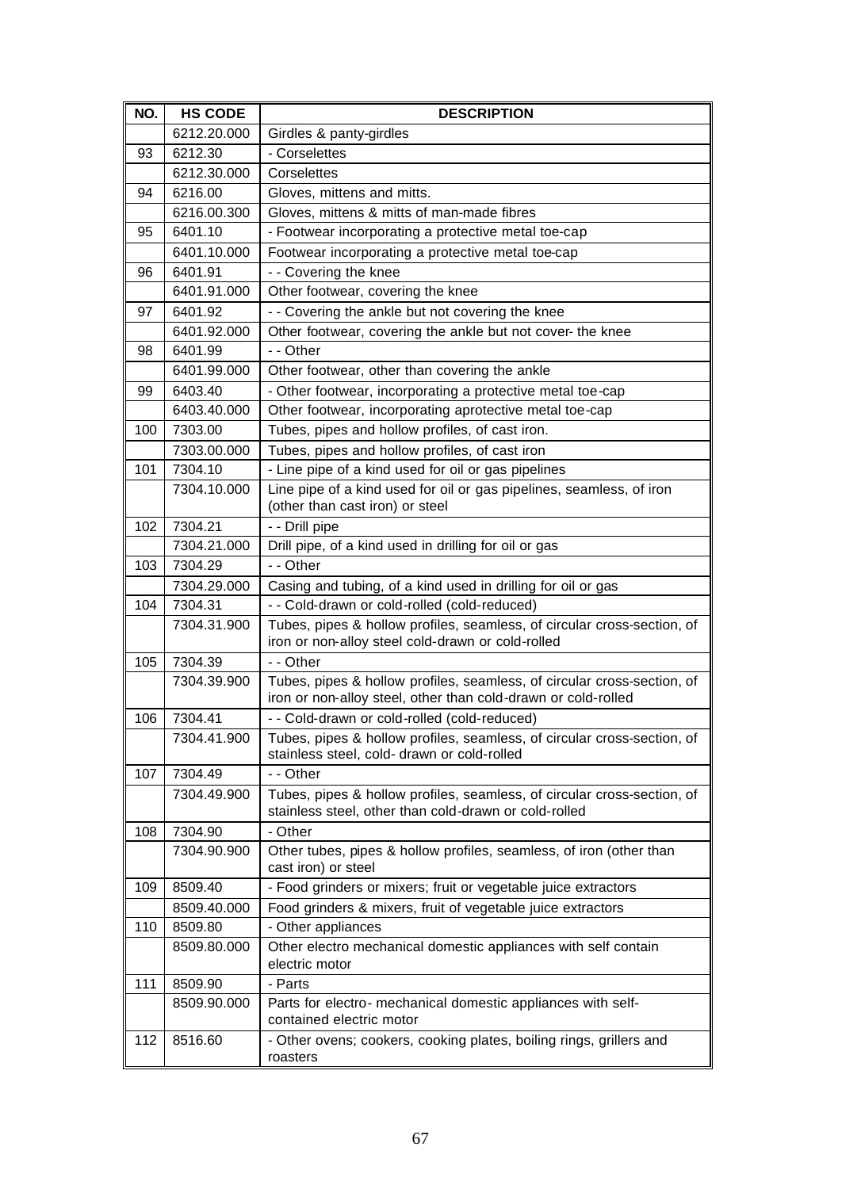| NO. | HS CODE | DESCRIPTION |
|---|---|---|
| | 6212.20.000 | Girdles & panty-girdles |
| 93 | 6212.30 | - Corselettes |
| | 6212.30.000 | Corselettes |
| 94 | 6216.00 | Gloves, mittens and mitts. |
| | 6216.00.300 | Gloves, mittens & mitts of man-made fibres |
| 95 | 6401.10 | - Footwear incorporating a protective metal toe-cap |
| | 6401.10.000 | Footwear incorporating a protective metal toe-cap |
| 96 | 6401.91 | - - Covering the knee |
| | 6401.91.000 | Other footwear, covering the knee |
| 97 | 6401.92 | - - Covering the ankle but not covering the knee |
| | 6401.92.000 | Other footwear, covering the ankle but not cover- the knee |
| 98 | 6401.99 | - - Other |
| | 6401.99.000 | Other footwear, other than covering the ankle |
| 99 | 6403.40 | - Other footwear, incorporating a protective metal toe-cap |
| | 6403.40.000 | Other footwear, incorporating aprotective metal toe-cap |
| 100 | 7303.00 | Tubes, pipes and hollow profiles, of cast iron. |
| | 7303.00.000 | Tubes, pipes and hollow profiles, of cast iron |
| 101 | 7304.10 | - Line pipe of a kind used for oil or gas pipelines |
| | 7304.10.000 | Line pipe of a kind used for oil or gas pipelines, seamless, of iron (other than cast iron) or steel |
| 102 | 7304.21 | - - Drill pipe |
| | 7304.21.000 | Drill pipe, of a kind used in drilling for oil or gas |
| 103 | 7304.29 | - - Other |
| | 7304.29.000 | Casing and tubing, of a kind used in drilling for oil or gas |
| 104 | 7304.31 | - - Cold-drawn or cold-rolled (cold-reduced) |
| | 7304.31.900 | Tubes, pipes & hollow profiles, seamless, of circular cross-section, of iron or non-alloy steel cold-drawn or cold-rolled |
| 105 | 7304.39 | - - Other |
| | 7304.39.900 | Tubes, pipes & hollow profiles, seamless, of circular cross-section, of iron or non-alloy steel, other than cold-drawn or cold-rolled |
| 106 | 7304.41 | - - Cold-drawn or cold-rolled (cold-reduced) |
| | 7304.41.900 | Tubes, pipes & hollow profiles, seamless, of circular cross-section, of stainless steel, cold- drawn or cold-rolled |
| 107 | 7304.49 | - - Other |
| | 7304.49.900 | Tubes, pipes & hollow profiles, seamless, of circular cross-section, of stainless steel, other than cold-drawn or cold-rolled |
| 108 | 7304.90 | - Other |
| | 7304.90.900 | Other tubes, pipes & hollow profiles, seamless, of iron (other than cast iron) or steel |
| 109 | 8509.40 | - Food grinders or mixers; fruit or vegetable juice extractors |
| | 8509.40.000 | Food grinders & mixers, fruit of vegetable juice extractors |
| 110 | 8509.80 | - Other appliances |
| | 8509.80.000 | Other electro mechanical domestic appliances with self contain electric motor |
| 111 | 8509.90 | - Parts |
| | 8509.90.000 | Parts for electro- mechanical domestic appliances with self-contained electric motor |
| 112 | 8516.60 | - Other ovens; cookers, cooking plates, boiling rings, grillers and roasters |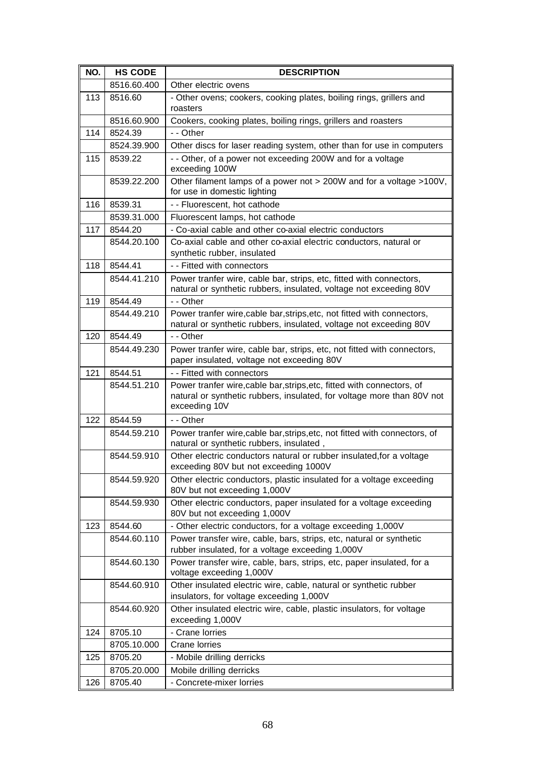| NO. | HS CODE | DESCRIPTION |
|---|---|---|
| | 8516.60.400 | Other electric ovens |
| 113 | 8516.60 | - Other ovens; cookers, cooking plates, boiling rings, grillers and roasters |
| | 8516.60.900 | Cookers, cooking plates, boiling rings, grillers and roasters |
| 114 | 8524.39 | - - Other |
| | 8524.39.900 | Other discs for laser reading system, other than for use in computers |
| 115 | 8539.22 | - - Other, of a power not exceeding 200W and for a voltage exceeding 100W |
| | 8539.22.200 | Other filament lamps of a power not > 200W and for a voltage >100V, for use in domestic lighting |
| 116 | 8539.31 | - - Fluorescent, hot cathode |
| | 8539.31.000 | Fluorescent lamps, hot cathode |
| 117 | 8544.20 | - Co-axial cable and other co-axial electric conductors |
| | 8544.20.100 | Co-axial cable and other co-axial electric conductors, natural or synthetic rubber, insulated |
| 118 | 8544.41 | - - Fitted with connectors |
| | 8544.41.210 | Power tranfer wire, cable bar, strips, etc, fitted with connectors, natural or synthetic rubbers, insulated, voltage not exceeding 80V |
| 119 | 8544.49 | - - Other |
| | 8544.49.210 | Power tranfer wire,cable bar,strips,etc, not fitted with connectors, natural or synthetic rubbers, insulated, voltage not exceeding 80V |
| 120 | 8544.49 | - - Other |
| | 8544.49.230 | Power tranfer wire, cable bar, strips, etc, not fitted with connectors, paper insulated, voltage not exceeding 80V |
| 121 | 8544.51 | - - Fitted with connectors |
| | 8544.51.210 | Power tranfer wire,cable bar,strips,etc, fitted with connectors, of natural or synthetic rubbers, insulated, for voltage more than 80V not exceeding 10V |
| 122 | 8544.59 | - - Other |
| | 8544.59.210 | Power tranfer wire,cable bar,strips,etc, not fitted with connectors, of natural or synthetic rubbers, insulated , |
| | 8544.59.910 | Other electric conductors natural or rubber insulated,for a voltage exceeding 80V but not exceeding 1000V |
| | 8544.59.920 | Other electric conductors, plastic insulated for a voltage exceeding 80V but not exceeding 1,000V |
| | 8544.59.930 | Other electric conductors, paper insulated for a voltage exceeding 80V but not exceeding 1,000V |
| 123 | 8544.60 | - Other electric conductors, for a voltage exceeding 1,000V |
| | 8544.60.110 | Power transfer wire, cable, bars, strips, etc, natural or synthetic rubber insulated, for a voltage exceeding 1,000V |
| | 8544.60.130 | Power transfer wire, cable, bars, strips, etc, paper insulated, for a voltage exceeding 1,000V |
| | 8544.60.910 | Other insulated electric wire, cable, natural or synthetic rubber insulators, for voltage exceeding 1,000V |
| | 8544.60.920 | Other insulated electric wire, cable, plastic insulators, for voltage exceeding 1,000V |
| 124 | 8705.10 | - Crane lorries |
| | 8705.10.000 | Crane lorries |
| 125 | 8705.20 | - Mobile drilling derricks |
| | 8705.20.000 | Mobile drilling derricks |
| 126 | 8705.40 | - Concrete-mixer lorries |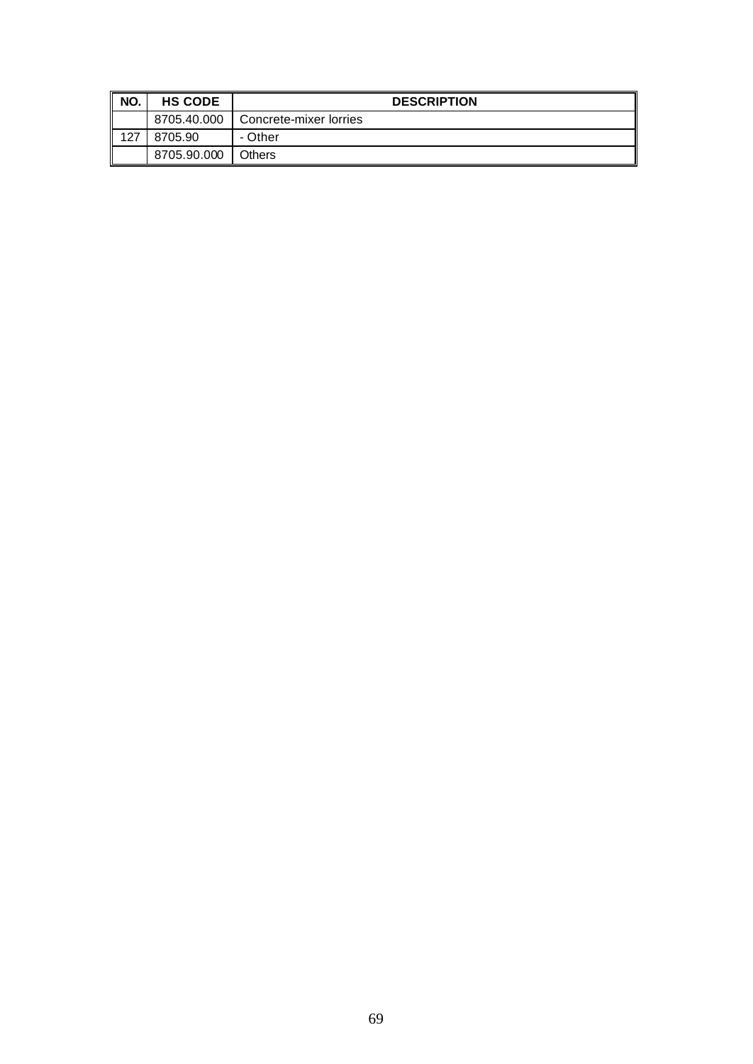| NO. | HS CODE | DESCRIPTION |
| --- | --- | --- |
| | 8705.40.000 | Concrete-mixer lorries |
| 127 | 8705.90 | - Other |
| | 8705.90.000 | Others |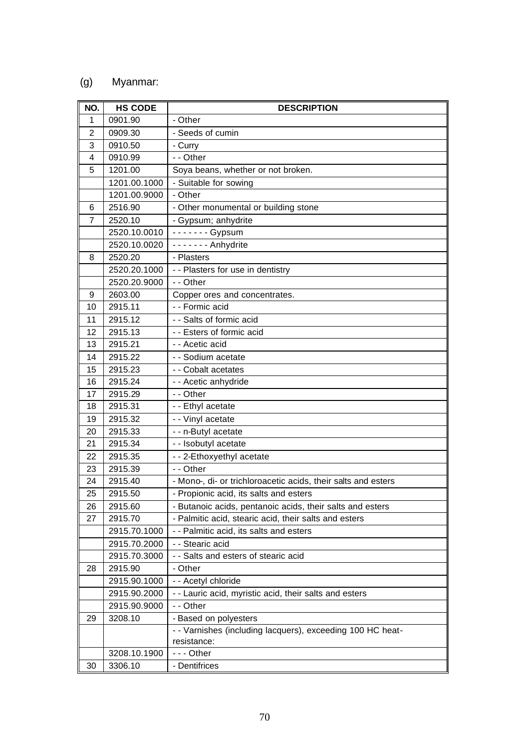(g) Myanmar:

| NO. | HS CODE | DESCRIPTION |
|---|---|---|
| 1 | 0901.90 | - Other |
| 2 | 0909.30 | - Seeds of cumin |
| 3 | 0910.50 | - Curry |
| 4 | 0910.99 | - - Other |
| 5 | 1201.00 | Soya beans, whether or not broken. |
| | 1201.00.1000 | - Suitable for sowing |
| | 1201.00.9000 | - Other |
| 6 | 2516.90 | - Other monumental or building stone |
| 7 | 2520.10 | - Gypsum; anhydrite |
| | 2520.10.0010 | - - - - - - - Gypsum |
| | 2520.10.0020 | - - - - - - - Anhydrite |
| 8 | 2520.20 | - Plasters |
| | 2520.20.1000 | - - Plasters for use in dentistry |
| | 2520.20.9000 | - - Other |
| 9 | 2603.00 | Copper ores and concentrates. |
| 10 | 2915.11 | - - Formic acid |
| 11 | 2915.12 | - - Salts of formic acid |
| 12 | 2915.13 | - - Esters of formic acid |
| 13 | 2915.21 | - - Acetic acid |
| 14 | 2915.22 | - - Sodium acetate |
| 15 | 2915.23 | - - Cobalt acetates |
| 16 | 2915.24 | - - Acetic anhydride |
| 17 | 2915.29 | - - Other |
| 18 | 2915.31 | - - Ethyl acetate |
| 19 | 2915.32 | - - Vinyl acetate |
| 20 | 2915.33 | - - n-Butyl acetate |
| 21 | 2915.34 | - - Isobutyl acetate |
| 22 | 2915.35 | - - 2-Ethoxyethyl acetate |
| 23 | 2915.39 | - - Other |
| 24 | 2915.40 | - Mono-, di- or trichloroacetic acids, their salts and esters |
| 25 | 2915.50 | - Propionic acid, its salts and esters |
| 26 | 2915.60 | - Butanoic acids, pentanoic acids, their salts and esters |
| 27 | 2915.70 | - Palmitic acid, stearic acid, their salts and esters |
| | 2915.70.1000 | - - Palmitic acid, its salts and esters |
| | 2915.70.2000 | - - Stearic acid |
| | 2915.70.3000 | - - Salts and esters of stearic acid |
| 28 | 2915.90 | - Other |
| | 2915.90.1000 | - - Acetyl chloride |
| | 2915.90.2000 | - - Lauric acid, myristic acid, their salts and esters |
| | 2915.90.9000 | - - Other |
| 29 | 3208.10 | - Based on polyesters |
| | | - - Varnishes (including lacquers), exceeding 100 HC heat-resistance: |
| | 3208.10.1900 | - - - Other |
| 30 | 3306.10 | - Dentifrices |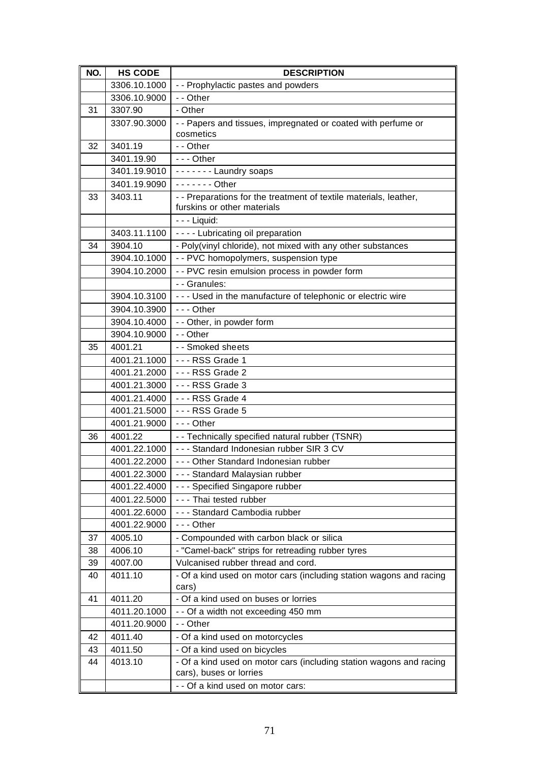| NO. | HS CODE | DESCRIPTION |
|---|---|---|
| | 3306.10.1000 | - - Prophylactic pastes and powders |
| | 3306.10.9000 | - - Other |
| 31 | 3307.90 | - Other |
| | 3307.90.3000 | - - Papers and tissues, impregnated or coated with perfume or cosmetics |
| 32 | 3401.19 | - - Other |
| | 3401.19.90 | - - - Other |
| | 3401.19.9010 | - - - - - - - Laundry soaps |
| | 3401.19.9090 | - - - - - - - Other |
| 33 | 3403.11 | - - Preparations for the treatment of textile materials, leather, furskins or other materials |
| | | - - - Liquid: |
| | 3403.11.1100 | - - - - Lubricating oil preparation |
| 34 | 3904.10 | - Poly(vinyl chloride), not mixed with any other substances |
| | 3904.10.1000 | - - PVC homopolymers, suspension type |
| | 3904.10.2000 | - - PVC resin emulsion process in powder form |
| | | - - Granules: |
| | 3904.10.3100 | - - - Used in the manufacture of telephonic or electric wire |
| | 3904.10.3900 | - - - Other |
| | 3904.10.4000 | - - Other, in powder form |
| | 3904.10.9000 | - - Other |
| 35 | 4001.21 | - - Smoked sheets |
| | 4001.21.1000 | - - - RSS Grade 1 |
| | 4001.21.2000 | - - - RSS Grade 2 |
| | 4001.21.3000 | - - - RSS Grade 3 |
| | 4001.21.4000 | - - - RSS Grade 4 |
| | 4001.21.5000 | - - - RSS Grade 5 |
| | 4001.21.9000 | - - - Other |
| 36 | 4001.22 | - - Technically specified natural rubber (TSNR) |
| | 4001.22.1000 | - - - Standard Indonesian rubber SIR 3 CV |
| | 4001.22.2000 | - - - Other Standard Indonesian rubber |
| | 4001.22.3000 | - - - Standard Malaysian rubber |
| | 4001.22.4000 | - - - Specified Singapore rubber |
| | 4001.22.5000 | - - - Thai tested rubber |
| | 4001.22.6000 | - - - Standard Cambodia rubber |
| | 4001.22.9000 | - - - Other |
| 37 | 4005.10 | - Compounded with carbon black or silica |
| 38 | 4006.10 | - "Camel-back" strips for retreading rubber tyres |
| 39 | 4007.00 | Vulcanised rubber thread and cord. |
| 40 | 4011.10 | - Of a kind used on motor cars (including station wagons and racing cars) |
| 41 | 4011.20 | - Of a kind used on buses or lorries |
| | 4011.20.1000 | - - Of a width not exceeding 450 mm |
| | 4011.20.9000 | - - Other |
| 42 | 4011.40 | - Of a kind used on motorcycles |
| 43 | 4011.50 | - Of a kind used on bicycles |
| 44 | 4013.10 | - Of a kind used on motor cars (including station wagons and racing cars), buses or lorries |
| | | - - Of a kind used on motor cars: |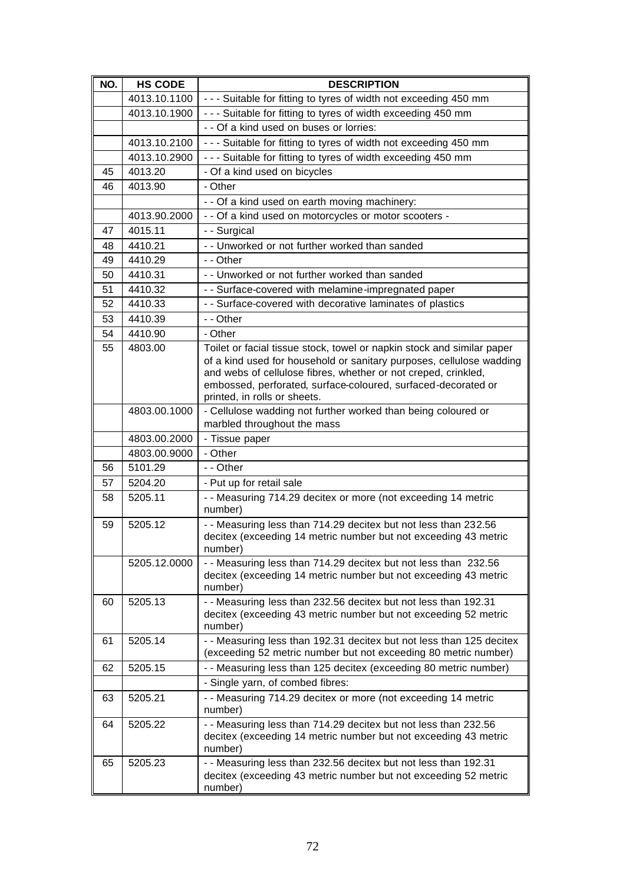| NO. | HS CODE | DESCRIPTION |
|---|---|---|
| | 4013.10.1100 | - - - Suitable for fitting to tyres of width not exceeding 450 mm |
| | 4013.10.1900 | - - - Suitable for fitting to tyres of width exceeding 450 mm |
| | | - - Of a kind used on buses or lorries: |
| | 4013.10.2100 | - - - Suitable for fitting to tyres of width not exceeding 450 mm |
| | 4013.10.2900 | - - - Suitable for fitting to tyres of width exceeding 450 mm |
| 45 | 4013.20 | - Of a kind used on bicycles |
| 46 | 4013.90 | - Other |
| | | - - Of a kind used on earth moving machinery: |
| | 4013.90.2000 | - - Of a kind used on motorcycles or motor scooters - |
| 47 | 4015.11 | - - Surgical |
| 48 | 4410.21 | - - Unworked or not further worked than sanded |
| 49 | 4410.29 | - - Other |
| 50 | 4410.31 | - - Unworked or not further worked than sanded |
| 51 | 4410.32 | - - Surface-covered with melamine-impregnated paper |
| 52 | 4410.33 | - - Surface-covered with decorative laminates of plastics |
| 53 | 4410.39 | - - Other |
| 54 | 4410.90 | - Other |
| 55 | 4803.00 | Toilet or facial tissue stock, towel or napkin stock and similar paper of a kind used for household or sanitary purposes, cellulose wadding and webs of cellulose fibres, whether or not creped, crinkled, embossed, perforated, surface-coloured, surfaced-decorated or printed, in rolls or sheets. |
| | 4803.00.1000 | - Cellulose wadding not further worked than being coloured or marbled throughout the mass |
| | 4803.00.2000 | - Tissue paper |
| | 4803.00.9000 | - Other |
| 56 | 5101.29 | - - Other |
| 57 | 5204.20 | - Put up for retail sale |
| 58 | 5205.11 | - - Measuring 714.29 decitex or more (not exceeding 14 metric number) |
| 59 | 5205.12 | - - Measuring less than 714.29 decitex but not less than 232.56 decitex (exceeding 14 metric number but not exceeding 43 metric number) |
| | 5205.12.0000 | - - Measuring less than 714.29 decitex but not less than 232.56 decitex (exceeding 14 metric number but not exceeding 43 metric number) |
| 60 | 5205.13 | - - Measuring less than 232.56 decitex but not less than 192.31 decitex (exceeding 43 metric number but not exceeding 52 metric number) |
| 61 | 5205.14 | - - Measuring less than 192.31 decitex but not less than 125 decitex (exceeding 52 metric number but not exceeding 80 metric number) |
| 62 | 5205.15 | - - Measuring less than 125 decitex (exceeding 80 metric number) |
| | | - Single yarn, of combed fibres: |
| 63 | 5205.21 | - - Measuring 714.29 decitex or more (not exceeding 14 metric number) |
| 64 | 5205.22 | - - Measuring less than 714.29 decitex but not less than 232.56 decitex (exceeding 14 metric number but not exceeding 43 metric number) |
| 65 | 5205.23 | - - Measuring less than 232.56 decitex but not less than 192.31 decitex (exceeding 43 metric number but not exceeding 52 metric number) |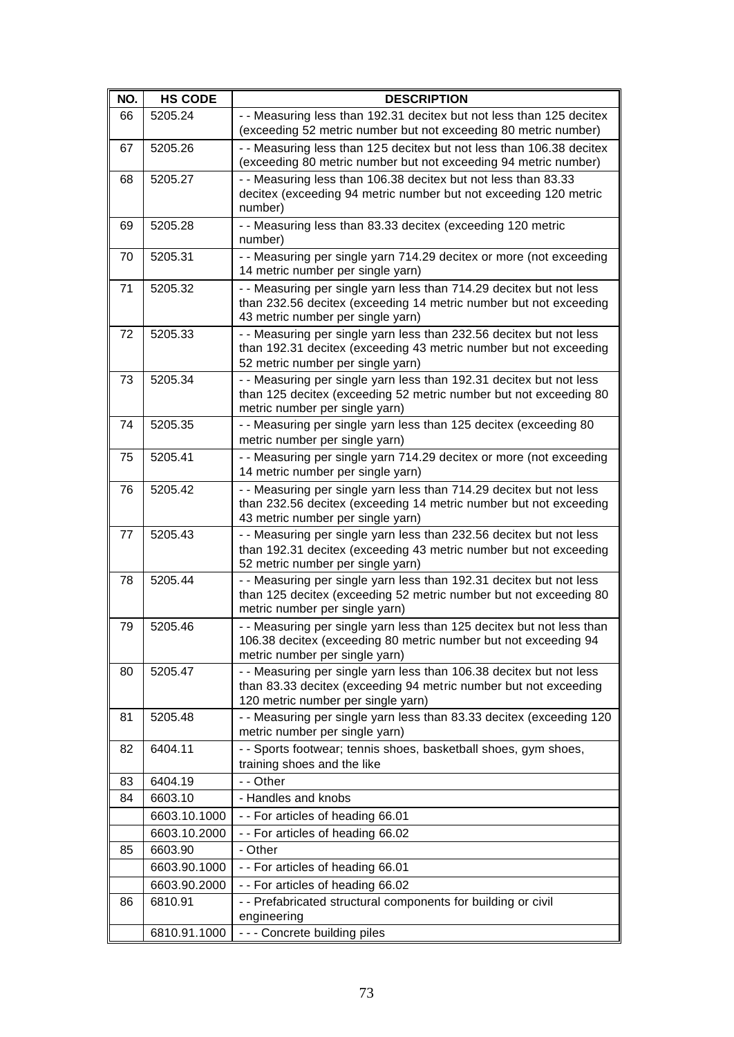| NO. | HS CODE | DESCRIPTION |
|---|---|---|
| 66 | 5205.24 | - - Measuring less than 192.31 decitex but not less than 125 decitex (exceeding 52 metric number but not exceeding 80 metric number) |
| 67 | 5205.26 | - - Measuring less than 125 decitex but not less than 106.38 decitex (exceeding 80 metric number but not exceeding 94 metric number) |
| 68 | 5205.27 | - - Measuring less than 106.38 decitex but not less than 83.33 decitex (exceeding 94 metric number but not exceeding 120 metric number) |
| 69 | 5205.28 | - - Measuring less than 83.33 decitex (exceeding 120 metric number) |
| 70 | 5205.31 | - - Measuring per single yarn 714.29 decitex or more (not exceeding 14 metric number per single yarn) |
| 71 | 5205.32 | - - Measuring per single yarn less than 714.29 decitex but not less than 232.56 decitex (exceeding 14 metric number but not exceeding 43 metric number per single yarn) |
| 72 | 5205.33 | - - Measuring per single yarn less than 232.56 decitex but not less than 192.31 decitex (exceeding 43 metric number but not exceeding 52 metric number per single yarn) |
| 73 | 5205.34 | - - Measuring per single yarn less than 192.31 decitex but not less than 125 decitex (exceeding 52 metric number but not exceeding 80 metric number per single yarn) |
| 74 | 5205.35 | - - Measuring per single yarn less than 125 decitex (exceeding 80 metric number per single yarn) |
| 75 | 5205.41 | - - Measuring per single yarn 714.29 decitex or more (not exceeding 14 metric number per single yarn) |
| 76 | 5205.42 | - - Measuring per single yarn less than 714.29 decitex but not less than 232.56 decitex (exceeding 14 metric number but not exceeding 43 metric number per single yarn) |
| 77 | 5205.43 | - - Measuring per single yarn less than 232.56 decitex but not less than 192.31 decitex (exceeding 43 metric number but not exceeding 52 metric number per single yarn) |
| 78 | 5205.44 | - - Measuring per single yarn less than 192.31 decitex but not less than 125 decitex (exceeding 52 metric number but not exceeding 80 metric number per single yarn) |
| 79 | 5205.46 | - - Measuring per single yarn less than 125 decitex but not less than 106.38 decitex (exceeding 80 metric number but not exceeding 94 metric number per single yarn) |
| 80 | 5205.47 | - - Measuring per single yarn less than 106.38 decitex but not less than 83.33 decitex (exceeding 94 metric number but not exceeding 120 metric number per single yarn) |
| 81 | 5205.48 | - - Measuring per single yarn less than 83.33 decitex (exceeding 120 metric number per single yarn) |
| 82 | 6404.11 | - - Sports footwear; tennis shoes, basketball shoes, gym shoes, training shoes and the like |
| 83 | 6404.19 | - - Other |
| 84 | 6603.10 | - Handles and knobs |
| | 6603.10.1000 | - - For articles of heading 66.01 |
| | 6603.10.2000 | - - For articles of heading 66.02 |
| 85 | 6603.90 | - Other |
| | 6603.90.1000 | - - For articles of heading 66.01 |
| | 6603.90.2000 | - - For articles of heading 66.02 |
| 86 | 6810.91 | - - Prefabricated structural components for building or civil engineering |
| | 6810.91.1000 | - - - Concrete building piles |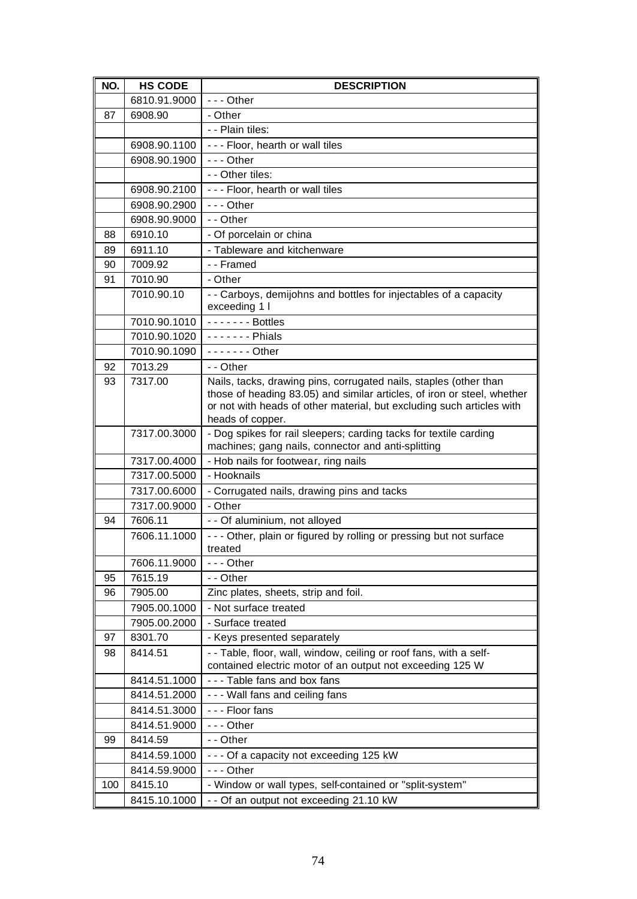| NO. | HS CODE | DESCRIPTION |
|---|---|---|
| | 6810.91.9000 | - - - Other |
| 87 | 6908.90 | - Other |
| | | - - Plain tiles: |
| | 6908.90.1100 | - - - Floor, hearth or wall tiles |
| | 6908.90.1900 | - - - Other |
| | | - - Other tiles: |
| | 6908.90.2100 | - - - Floor, hearth or wall tiles |
| | 6908.90.2900 | - - - Other |
| | 6908.90.9000 | - - Other |
| 88 | 6910.10 | - Of porcelain or china |
| 89 | 6911.10 | - Tableware and kitchenware |
| 90 | 7009.92 | - - Framed |
| 91 | 7010.90 | - Other |
| | 7010.90.10 | - - Carboys, demijohns and bottles for injectables of a capacity exceeding 1 l |
| | 7010.90.1010 | - - - - - - - Bottles |
| | 7010.90.1020 | - - - - - - - Phials |
| | 7010.90.1090 | - - - - - - - Other |
| 92 | 7013.29 | - - Other |
| 93 | 7317.00 | Nails, tacks, drawing pins, corrugated nails, staples (other than those of heading 83.05) and similar articles, of iron or steel, whether or not with heads of other material, but excluding such articles with heads of copper. |
| | 7317.00.3000 | - Dog spikes for rail sleepers; carding tacks for textile carding machines; gang nails, connector and anti-splitting |
| | 7317.00.4000 | - Hob nails for footwear, ring nails |
| | 7317.00.5000 | - Hooknails |
| | 7317.00.6000 | - Corrugated nails, drawing pins and tacks |
| | 7317.00.9000 | - Other |
| 94 | 7606.11 | - - Of aluminium, not alloyed |
| | 7606.11.1000 | - - - Other, plain or figured by rolling or pressing but not surface treated |
| | 7606.11.9000 | - - - Other |
| 95 | 7615.19 | - - Other |
| 96 | 7905.00 | Zinc plates, sheets, strip and foil. |
| | 7905.00.1000 | - Not surface treated |
| | 7905.00.2000 | - Surface treated |
| 97 | 8301.70 | - Keys presented separately |
| 98 | 8414.51 | - - Table, floor, wall, window, ceiling or roof fans, with a self-contained electric motor of an output not exceeding 125 W |
| | 8414.51.1000 | - - - Table fans and box fans |
| | 8414.51.2000 | - - - Wall fans and ceiling fans |
| | 8414.51.3000 | - - - Floor fans |
| | 8414.51.9000 | - - - Other |
| 99 | 8414.59 | - - Other |
| | 8414.59.1000 | - - - Of a capacity not exceeding 125 kW |
| | 8414.59.9000 | - - - Other |
| 100 | 8415.10 | - Window or wall types, self-contained or "split-system" |
| | 8415.10.1000 | - - Of an output not exceeding 21.10 kW |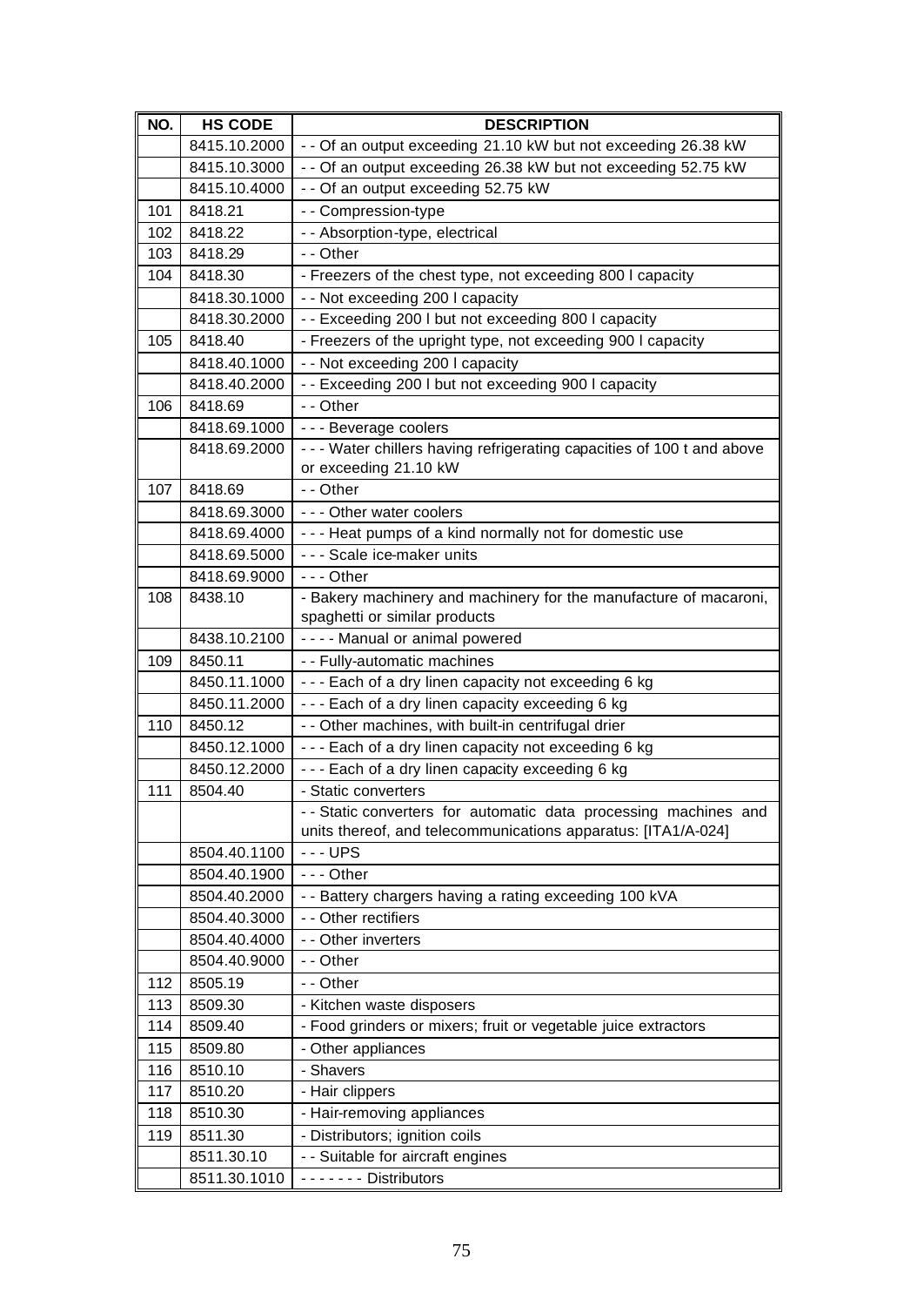| NO. | HS CODE | DESCRIPTION |
|---|---|---|
| | 8415.10.2000 | - - Of an output exceeding 21.10 kW but not exceeding 26.38 kW |
| | 8415.10.3000 | - - Of an output exceeding 26.38 kW but not exceeding 52.75 kW |
| | 8415.10.4000 | - - Of an output exceeding 52.75 kW |
| 101 | 8418.21 | - - Compression-type |
| 102 | 8418.22 | - - Absorption-type, electrical |
| 103 | 8418.29 | - - Other |
| 104 | 8418.30 | - Freezers of the chest type, not exceeding 800 l capacity |
| | 8418.30.1000 | - - Not exceeding 200 l capacity |
| | 8418.30.2000 | - - Exceeding 200 l but not exceeding 800 l capacity |
| 105 | 8418.40 | - Freezers of the upright type, not exceeding 900 l capacity |
| | 8418.40.1000 | - - Not exceeding 200 l capacity |
| | 8418.40.2000 | - - Exceeding 200 l but not exceeding 900 l capacity |
| 106 | 8418.69 | - - Other |
| | 8418.69.1000 | - - - Beverage coolers |
| | 8418.69.2000 | - - - Water chillers having refrigerating capacities of 100 t and above or exceeding 21.10 kW |
| 107 | 8418.69 | - - Other |
| | 8418.69.3000 | - - - Other water coolers |
| | 8418.69.4000 | - - - Heat pumps of a kind normally not for domestic use |
| | 8418.69.5000 | - - - Scale ice-maker units |
| | 8418.69.9000 | - - - Other |
| 108 | 8438.10 | - Bakery machinery and machinery for the manufacture of macaroni, spaghetti or similar products |
| | 8438.10.2100 | - - - - Manual or animal powered |
| 109 | 8450.11 | - - Fully-automatic machines |
| | 8450.11.1000 | - - - Each of a dry linen capacity not exceeding 6 kg |
| | 8450.11.2000 | - - - Each of a dry linen capacity exceeding 6 kg |
| 110 | 8450.12 | - - Other machines, with built-in centrifugal drier |
| | 8450.12.1000 | - - - Each of a dry linen capacity not exceeding 6 kg |
| | 8450.12.2000 | - - - Each of a dry linen capacity exceeding 6 kg |
| 111 | 8504.40 | - Static converters |
| | | - - Static converters for automatic data processing machines and units thereof, and telecommunications apparatus: [ITA1/A-024] |
| | 8504.40.1100 | - - - UPS |
| | 8504.40.1900 | - - - Other |
| | 8504.40.2000 | - - Battery chargers having a rating exceeding 100 kVA |
| | 8504.40.3000 | - - Other rectifiers |
| | 8504.40.4000 | - - Other inverters |
| | 8504.40.9000 | - - Other |
| 112 | 8505.19 | - - Other |
| 113 | 8509.30 | - Kitchen waste disposers |
| 114 | 8509.40 | - Food grinders or mixers; fruit or vegetable juice extractors |
| 115 | 8509.80 | - Other appliances |
| 116 | 8510.10 | - Shavers |
| 117 | 8510.20 | - Hair clippers |
| 118 | 8510.30 | - Hair-removing appliances |
| 119 | 8511.30 | - Distributors; ignition coils |
| | 8511.30.10 | - - Suitable for aircraft engines |
| | 8511.30.1010 | - - - - - - - Distributors |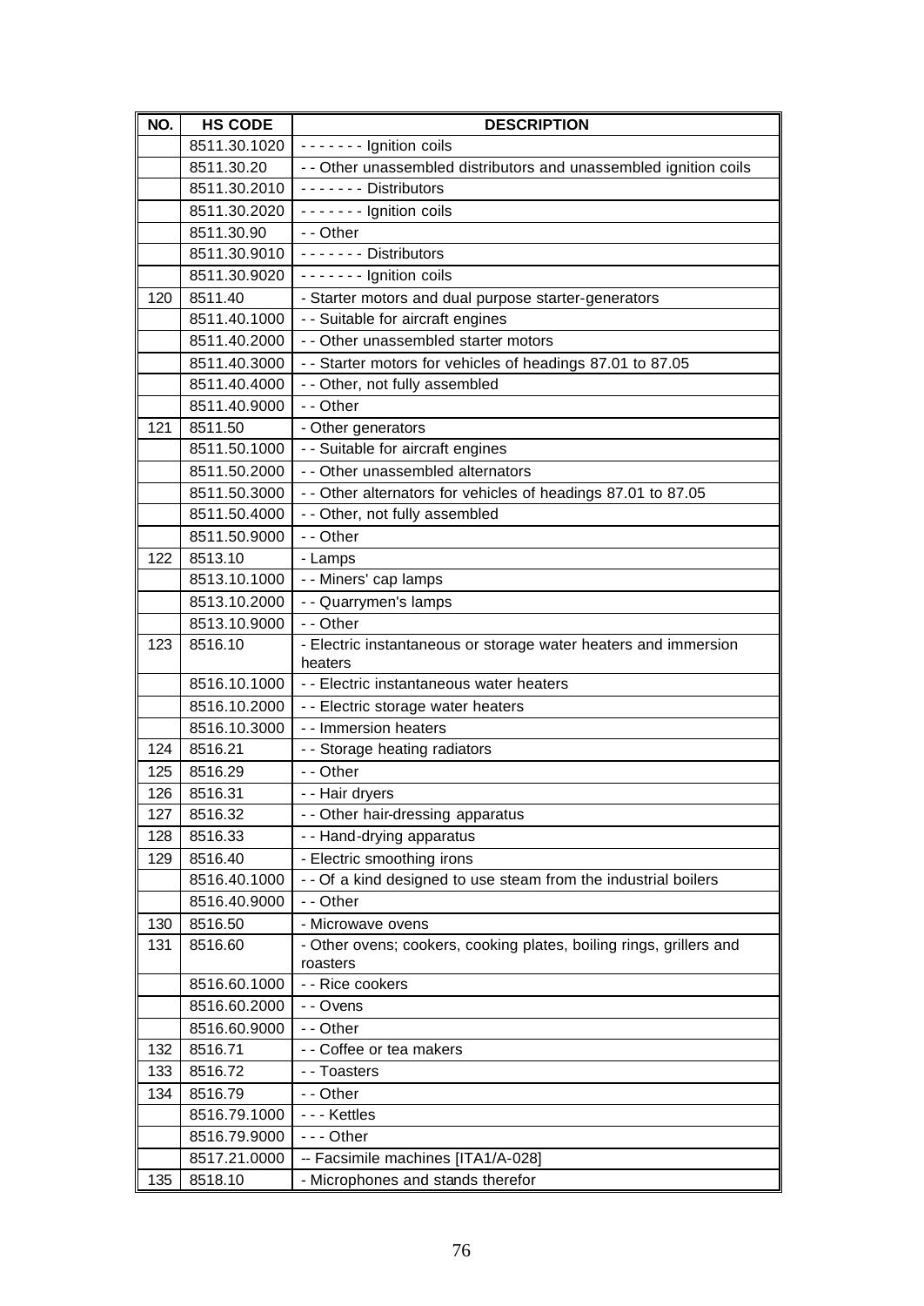| NO. | HS CODE | DESCRIPTION |
| --- | --- | --- |
| | 8511.30.1020 | - - - - - - - Ignition coils |
| | 8511.30.20 | - - Other unassembled distributors and unassembled ignition coils |
| | 8511.30.2010 | - - - - - - - Distributors |
| | 8511.30.2020 | - - - - - - - Ignition coils |
| | 8511.30.90 | - - Other |
| | 8511.30.9010 | - - - - - - - Distributors |
| | 8511.30.9020 | - - - - - - - Ignition coils |
| 120 | 8511.40 | - Starter motors and dual purpose starter-generators |
| | 8511.40.1000 | - - Suitable for aircraft engines |
| | 8511.40.2000 | - - Other unassembled starter motors |
| | 8511.40.3000 | - - Starter motors for vehicles of headings 87.01 to 87.05 |
| | 8511.40.4000 | - - Other, not fully assembled |
| | 8511.40.9000 | - - Other |
| 121 | 8511.50 | - Other generators |
| | 8511.50.1000 | - - Suitable for aircraft engines |
| | 8511.50.2000 | - - Other unassembled alternators |
| | 8511.50.3000 | - - Other alternators for vehicles of headings 87.01 to 87.05 |
| | 8511.50.4000 | - - Other, not fully assembled |
| | 8511.50.9000 | - - Other |
| 122 | 8513.10 | - Lamps |
| | 8513.10.1000 | - - Miners' cap lamps |
| | 8513.10.2000 | - - Quarrymen's lamps |
| | 8513.10.9000 | - - Other |
| 123 | 8516.10 | - Electric instantaneous or storage water heaters and immersion heaters |
| | 8516.10.1000 | - - Electric instantaneous water heaters |
| | 8516.10.2000 | - - Electric storage water heaters |
| | 8516.10.3000 | - - Immersion heaters |
| 124 | 8516.21 | - - Storage heating radiators |
| 125 | 8516.29 | - - Other |
| 126 | 8516.31 | - - Hair dryers |
| 127 | 8516.32 | - - Other hair-dressing apparatus |
| 128 | 8516.33 | - - Hand-drying apparatus |
| 129 | 8516.40 | - Electric smoothing irons |
| | 8516.40.1000 | - - Of a kind designed to use steam from the industrial boilers |
| | 8516.40.9000 | - - Other |
| 130 | 8516.50 | - Microwave ovens |
| 131 | 8516.60 | - Other ovens; cookers, cooking plates, boiling rings, grillers and roasters |
| | 8516.60.1000 | - - Rice cookers |
| | 8516.60.2000 | - - Ovens |
| | 8516.60.9000 | - - Other |
| 132 | 8516.71 | - - Coffee or tea makers |
| 133 | 8516.72 | - - Toasters |
| 134 | 8516.79 | - - Other |
| | 8516.79.1000 | - - - Kettles |
| | 8516.79.9000 | - - - Other |
| | 8517.21.0000 | -- Facsimile machines [ITA1/A-028] |
| 135 | 8518.10 | - Microphones and stands therefor |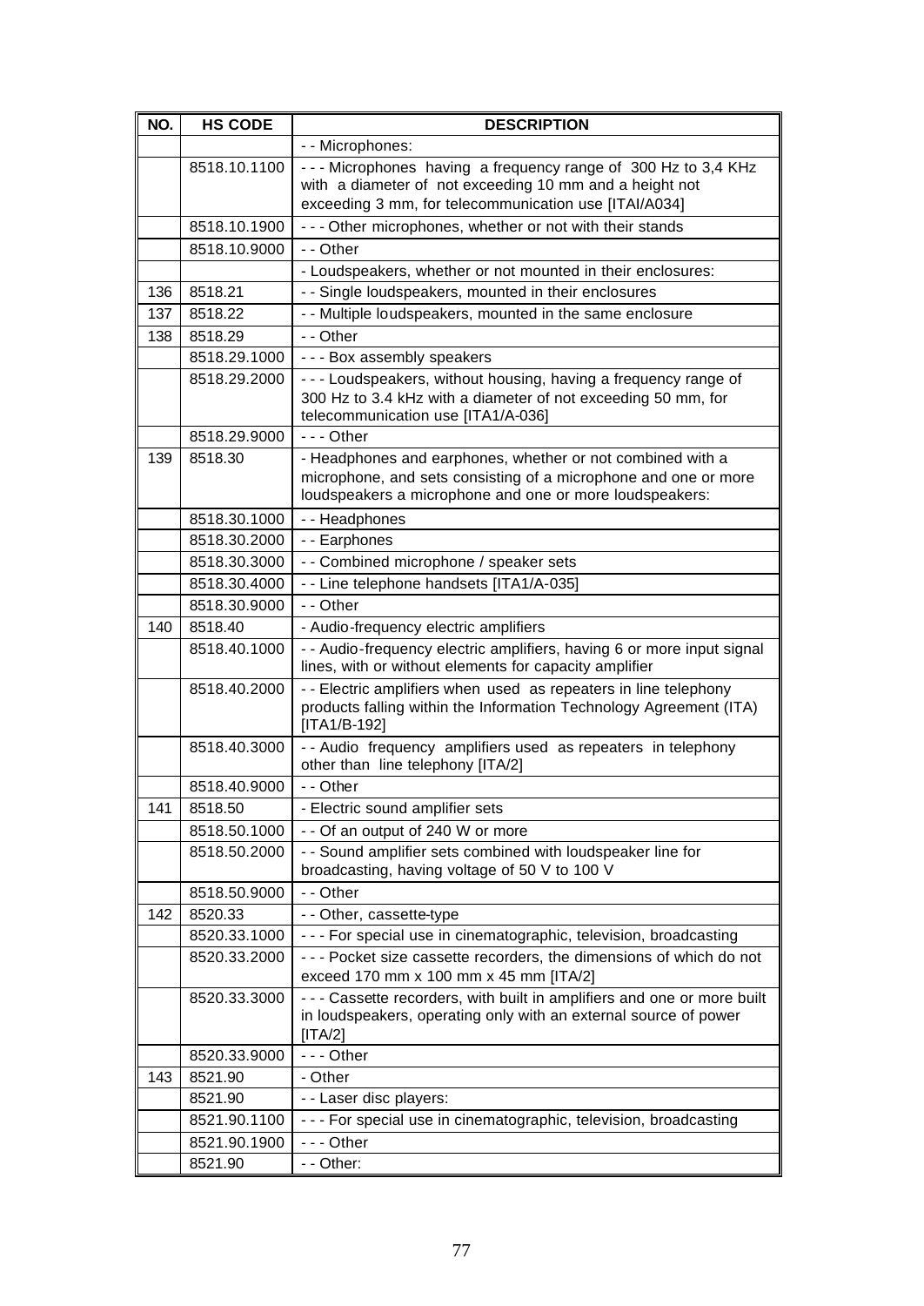| NO. | HS CODE | DESCRIPTION |
|---|---|---|
| | | - - Microphones: |
| | 8518.10.1100 | - - - Microphones having a frequency range of 300 Hz to 3,4 KHz with a diameter of not exceeding 10 mm and a height not exceeding 3 mm, for telecommunication use [ITAI/A034] |
| | 8518.10.1900 | - - - Other microphones, whether or not with their stands |
| | 8518.10.9000 | - - Other |
| | | - Loudspeakers, whether or not mounted in their enclosures: |
| 136 | 8518.21 | - - Single loudspeakers, mounted in their enclosures |
| 137 | 8518.22 | - - Multiple loudspeakers, mounted in the same enclosure |
| 138 | 8518.29 | - - Other |
| | 8518.29.1000 | - - - Box assembly speakers |
| | 8518.29.2000 | - - - Loudspeakers, without housing, having a frequency range of 300 Hz to 3.4 kHz with a diameter of not exceeding 50 mm, for telecommunication use [ITA1/A-036] |
| | 8518.29.9000 | - - - Other |
| 139 | 8518.30 | - Headphones and earphones, whether or not combined with a microphone, and sets consisting of a microphone and one or more loudspeakers a microphone and one or more loudspeakers: |
| | 8518.30.1000 | - - Headphones |
| | 8518.30.2000 | - - Earphones |
| | 8518.30.3000 | - - Combined microphone / speaker sets |
| | 8518.30.4000 | - - Line telephone handsets [ITA1/A-035] |
| | 8518.30.9000 | - - Other |
| 140 | 8518.40 | - Audio-frequency electric amplifiers |
| | 8518.40.1000 | - - Audio-frequency electric amplifiers, having 6 or more input signal lines, with or without elements for capacity amplifier |
| | 8518.40.2000 | - - Electric amplifiers when used as repeaters in line telephony products falling within the Information Technology Agreement (ITA) [ITA1/B-192] |
| | 8518.40.3000 | - - Audio frequency amplifiers used as repeaters in telephony other than line telephony [ITA/2] |
| | 8518.40.9000 | - - Other |
| 141 | 8518.50 | - Electric sound amplifier sets |
| | 8518.50.1000 | - - Of an output of 240 W or more |
| | 8518.50.2000 | - - Sound amplifier sets combined with loudspeaker line for broadcasting, having voltage of 50 V to 100 V |
| | 8518.50.9000 | - - Other |
| 142 | 8520.33 | - - Other, cassette-type |
| | 8520.33.1000 | - - - For special use in cinematographic, television, broadcasting |
| | 8520.33.2000 | - - - Pocket size cassette recorders, the dimensions of which do not exceed 170 mm x 100 mm x 45 mm [ITA/2] |
| | 8520.33.3000 | - - - Cassette recorders, with built in amplifiers and one or more built in loudspeakers, operating only with an external source of power [ITA/2] |
| | 8520.33.9000 | - - - Other |
| 143 | 8521.90 | - Other |
| | 8521.90 | - - Laser disc players: |
| | 8521.90.1100 | - - - For special use in cinematographic, television, broadcasting |
| | 8521.90.1900 | - - - Other |
| | 8521.90 | - - Other: |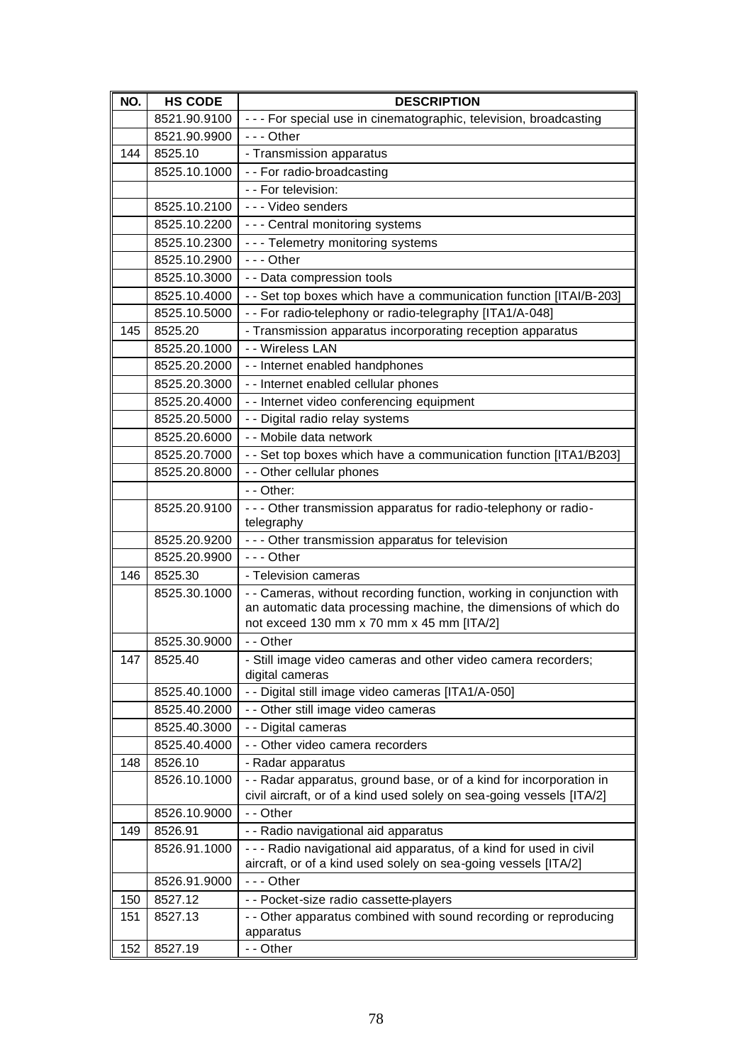| NO. | HS CODE | DESCRIPTION |
|---|---|---|
| | 8521.90.9100 | - - - For special use in cinematographic, television, broadcasting |
| | 8521.90.9900 | - - - Other |
| 144 | 8525.10 | - Transmission apparatus |
| | 8525.10.1000 | - - For radio-broadcasting |
| | | - - For television: |
| | 8525.10.2100 | - - - Video senders |
| | 8525.10.2200 | - - - Central monitoring systems |
| | 8525.10.2300 | - - - Telemetry monitoring systems |
| | 8525.10.2900 | - - - Other |
| | 8525.10.3000 | - - Data compression tools |
| | 8525.10.4000 | - - Set top boxes which have a communication function [ITAI/B-203] |
| | 8525.10.5000 | - - For radio-telephony or radio-telegraphy [ITA1/A-048] |
| 145 | 8525.20 | - Transmission apparatus incorporating reception apparatus |
| | 8525.20.1000 | - - Wireless LAN |
| | 8525.20.2000 | - - Internet enabled handphones |
| | 8525.20.3000 | - - Internet enabled cellular phones |
| | 8525.20.4000 | - - Internet video conferencing equipment |
| | 8525.20.5000 | - - Digital radio relay systems |
| | 8525.20.6000 | - - Mobile data network |
| | 8525.20.7000 | - - Set top boxes which have a communication function [ITA1/B203] |
| | 8525.20.8000 | - - Other cellular phones |
| | | - - Other: |
| | 8525.20.9100 | - - - Other transmission apparatus for radio-telephony or radio-telegraphy |
| | 8525.20.9200 | - - - Other transmission apparatus for television |
| | 8525.20.9900 | - - - Other |
| 146 | 8525.30 | - Television cameras |
| | 8525.30.1000 | - - Cameras, without recording function, working in conjunction with an automatic data processing machine, the dimensions of which do not exceed 130 mm x 70 mm x 45 mm [ITA/2] |
| | 8525.30.9000 | - - Other |
| 147 | 8525.40 | - Still image video cameras and other video camera recorders; digital cameras |
| | 8525.40.1000 | - - Digital still image video cameras [ITA1/A-050] |
| | 8525.40.2000 | - - Other still image video cameras |
| | 8525.40.3000 | - - Digital cameras |
| | 8525.40.4000 | - - Other video camera recorders |
| 148 | 8526.10 | - Radar apparatus |
| | 8526.10.1000 | - - Radar apparatus, ground base, or of a kind for incorporation in civil aircraft, or of a kind used solely on sea-going vessels [ITA/2] |
| | 8526.10.9000 | - - Other |
| 149 | 8526.91 | - - Radio navigational aid apparatus |
| | 8526.91.1000 | - - - Radio navigational aid apparatus, of a kind for used in civil aircraft, or of a kind used solely on sea-going vessels [ITA/2] |
| | 8526.91.9000 | - - - Other |
| 150 | 8527.12 | - - Pocket-size radio cassette-players |
| 151 | 8527.13 | - - Other apparatus combined with sound recording or reproducing apparatus |
| 152 | 8527.19 | - - Other |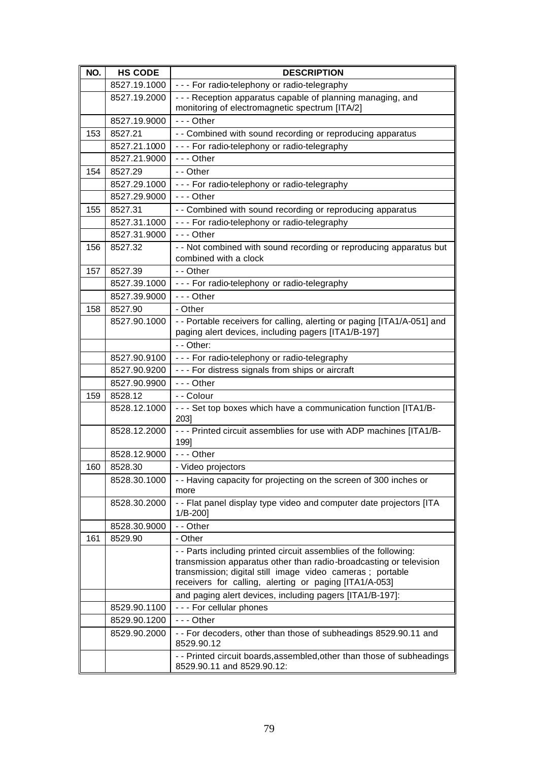| NO. | HS CODE | DESCRIPTION |
|---|---|---|
| | 8527.19.1000 | - - - For radio-telephony or radio-telegraphy |
| | 8527.19.2000 | - - - Reception apparatus capable of planning managing, and monitoring of electromagnetic spectrum [ITA/2] |
| | 8527.19.9000 | - - - Other |
| 153 | 8527.21 | - - Combined with sound recording or reproducing apparatus |
| | 8527.21.1000 | - - - For radio-telephony or radio-telegraphy |
| | 8527.21.9000 | - - - Other |
| 154 | 8527.29 | - - Other |
| | 8527.29.1000 | - - - For radio-telephony or radio-telegraphy |
| | 8527.29.9000 | - - - Other |
| 155 | 8527.31 | - - Combined with sound recording or reproducing apparatus |
| | 8527.31.1000 | - - - For radio-telephony or radio-telegraphy |
| | 8527.31.9000 | - - - Other |
| 156 | 8527.32 | - - Not combined with sound recording or reproducing apparatus but combined with a clock |
| 157 | 8527.39 | - - Other |
| | 8527.39.1000 | - - - For radio-telephony or radio-telegraphy |
| | 8527.39.9000 | - - - Other |
| 158 | 8527.90 | - Other |
| | 8527.90.1000 | - - Portable receivers for calling, alerting or paging [ITA1/A-051] and paging alert devices, including pagers [ITA1/B-197] |
| | | - - Other: |
| | 8527.90.9100 | - - - For radio-telephony or radio-telegraphy |
| | 8527.90.9200 | - - - For distress signals from ships or aircraft |
| | 8527.90.9900 | - - - Other |
| 159 | 8528.12 | - - Colour |
| | 8528.12.1000 | - - - Set top boxes which have a communication function [ITA1/B-203] |
| | 8528.12.2000 | - - - Printed circuit assemblies for use with ADP machines [ITA1/B-199] |
| | 8528.12.9000 | - - - Other |
| 160 | 8528.30 | - Video projectors |
| | 8528.30.1000 | - - Having capacity for projecting on the screen of 300 inches or more |
| | 8528.30.2000 | - - Flat panel display type video and computer date projectors [ITA 1/B-200] |
| | 8528.30.9000 | - - Other |
| 161 | 8529.90 | - Other |
| | | - - Parts including printed circuit assemblies of the following: transmission apparatus other than radio-broadcasting or television transmission; digital still image video cameras ; portable receivers for calling, alerting or paging [ITA1/A-053] |
| | | and paging alert devices, including pagers [ITA1/B-197]: |
| | 8529.90.1100 | - - - For cellular phones |
| | 8529.90.1200 | - - - Other |
| | 8529.90.2000 | - - For decoders, other than those of subheadings 8529.90.11 and 8529.90.12 |
| | | - - Printed circuit boards,assembled,other than those of subheadings 8529.90.11 and 8529.90.12: |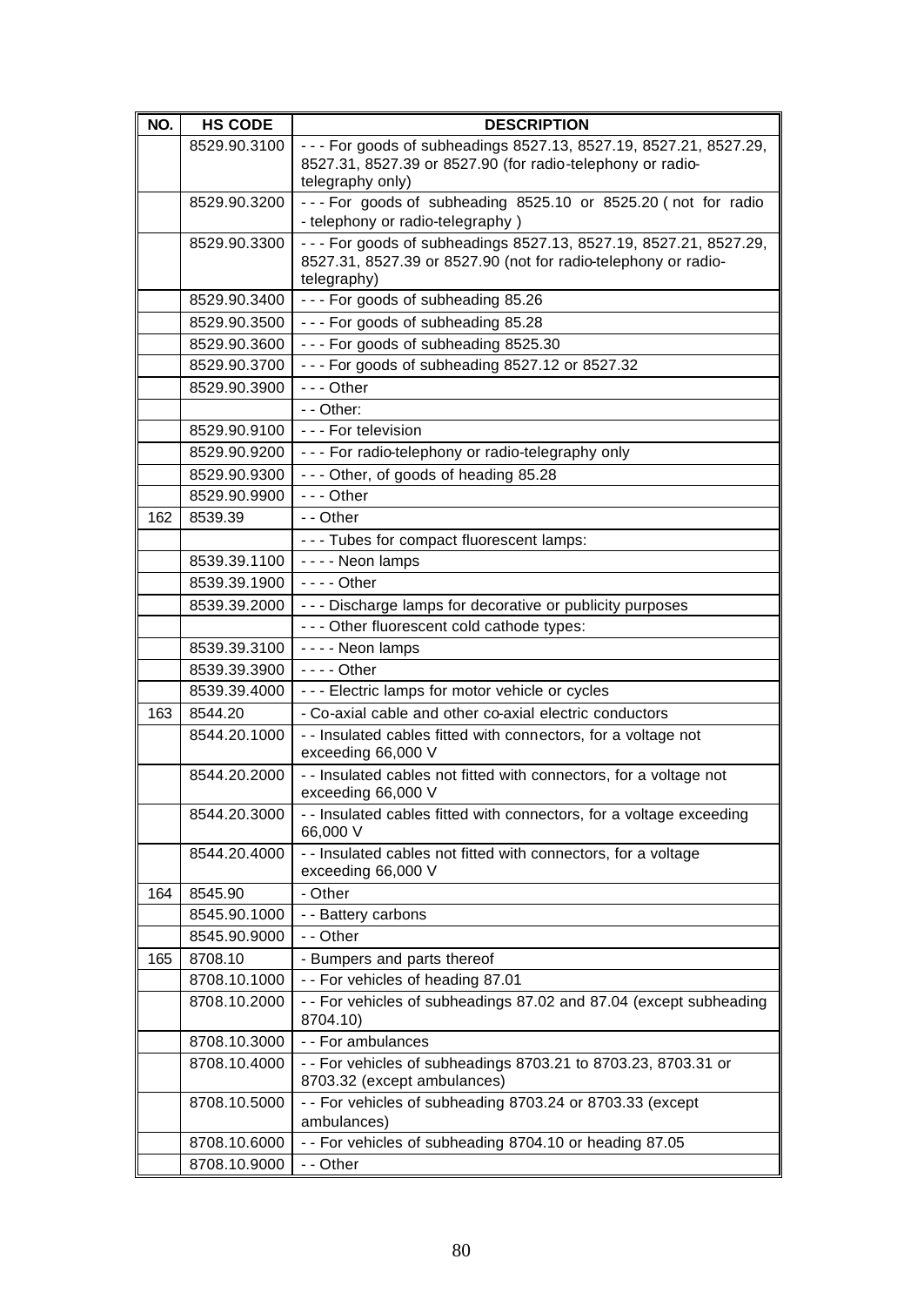| NO. | HS CODE | DESCRIPTION |
|---|---|---|
| | 8529.90.3100 | - - - For goods of subheadings 8527.13, 8527.19, 8527.21, 8527.29, 8527.31, 8527.39 or 8527.90 (for radio-telephony or radio-telegraphy only) |
| | 8529.90.3200 | - - - For goods of subheading 8525.10 or 8525.20 ( not for radio - telephony or radio-telegraphy ) |
| | 8529.90.3300 | - - - For goods of subheadings 8527.13, 8527.19, 8527.21, 8527.29, 8527.31, 8527.39 or 8527.90 (not for radio-telephony or radio-telegraphy) |
| | 8529.90.3400 | - - - For goods of subheading 85.26 |
| | 8529.90.3500 | - - - For goods of subheading 85.28 |
| | 8529.90.3600 | - - - For goods of subheading 8525.30 |
| | 8529.90.3700 | - - - For goods of subheading 8527.12 or 8527.32 |
| | 8529.90.3900 | - - - Other |
| | | - - Other: |
| | 8529.90.9100 | - - - For television |
| | 8529.90.9200 | - - - For radio-telephony or radio-telegraphy only |
| | 8529.90.9300 | - - - Other, of goods of heading 85.28 |
| | 8529.90.9900 | - - - Other |
| 162 | 8539.39 | - - Other |
| | | - - - Tubes for compact fluorescent lamps: |
| | 8539.39.1100 | - - - - Neon lamps |
| | 8539.39.1900 | - - - - Other |
| | 8539.39.2000 | - - - Discharge lamps for decorative or publicity purposes |
| | | - - - Other fluorescent cold cathode types: |
| | 8539.39.3100 | - - - - Neon lamps |
| | 8539.39.3900 | - - - - Other |
| | 8539.39.4000 | - - - Electric lamps for motor vehicle or cycles |
| 163 | 8544.20 | - Co-axial cable and other co-axial electric conductors |
| | 8544.20.1000 | - - Insulated cables fitted with connectors, for a voltage not exceeding 66,000 V |
| | 8544.20.2000 | - - Insulated cables not fitted with connectors, for a voltage not exceeding 66,000 V |
| | 8544.20.3000 | - - Insulated cables fitted with connectors, for a voltage exceeding 66,000 V |
| | 8544.20.4000 | - - Insulated cables not fitted with connectors, for a voltage exceeding 66,000 V |
| 164 | 8545.90 | - Other |
| | 8545.90.1000 | - - Battery carbons |
| | 8545.90.9000 | - - Other |
| 165 | 8708.10 | - Bumpers and parts thereof |
| | 8708.10.1000 | - - For vehicles of heading 87.01 |
| | 8708.10.2000 | - - For vehicles of subheadings 87.02 and 87.04 (except subheading 8704.10) |
| | 8708.10.3000 | - - For ambulances |
| | 8708.10.4000 | - - For vehicles of subheadings 8703.21 to 8703.23, 8703.31 or 8703.32 (except ambulances) |
| | 8708.10.5000 | - - For vehicles of subheading 8703.24 or 8703.33 (except ambulances) |
| | 8708.10.6000 | - - For vehicles of subheading 8704.10 or heading 87.05 |
| | 8708.10.9000 | - - Other |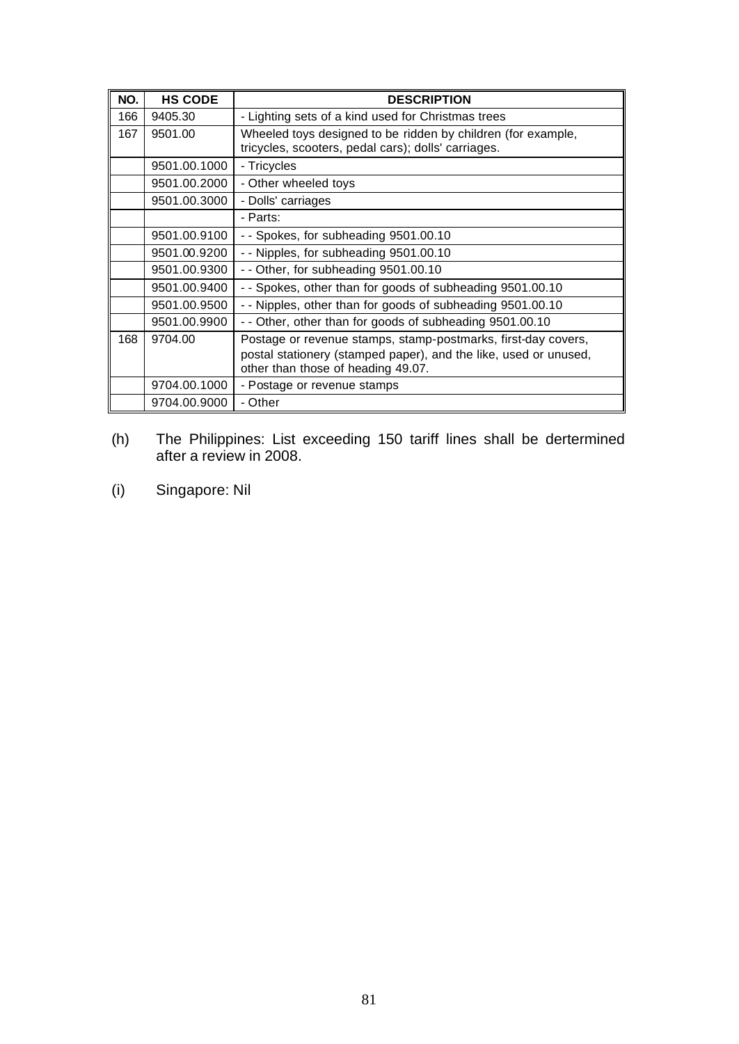| NO. | HS CODE | DESCRIPTION |
|---|---|---|
| 166 | 9405.30 | - Lighting sets of a kind used for Christmas trees |
| 167 | 9501.00 | Wheeled toys designed to be ridden by children (for example, tricycles, scooters, pedal cars); dolls' carriages. |
| | 9501.00.1000 | - Tricycles |
| | 9501.00.2000 | - Other wheeled toys |
| | 9501.00.3000 | - Dolls' carriages |
| | | - Parts: |
| | 9501.00.9100 | - - Spokes, for subheading 9501.00.10 |
| | 9501.00.9200 | - - Nipples, for subheading 9501.00.10 |
| | 9501.00.9300 | - - Other, for subheading 9501.00.10 |
| | 9501.00.9400 | - - Spokes, other than for goods of subheading 9501.00.10 |
| | 9501.00.9500 | - - Nipples, other than for goods of subheading 9501.00.10 |
| | 9501.00.9900 | - - Other, other than for goods of subheading 9501.00.10 |
| 168 | 9704.00 | Postage or revenue stamps, stamp-postmarks, first-day covers, postal stationery (stamped paper), and the like, used or unused, other than those of heading 49.07. |
| | 9704.00.1000 | - Postage or revenue stamps |
| | 9704.00.9000 | - Other |

(h) The Philippines: List exceeding 150 tariff lines shall be dertermined after a review in 2008.

(i) Singapore: Nil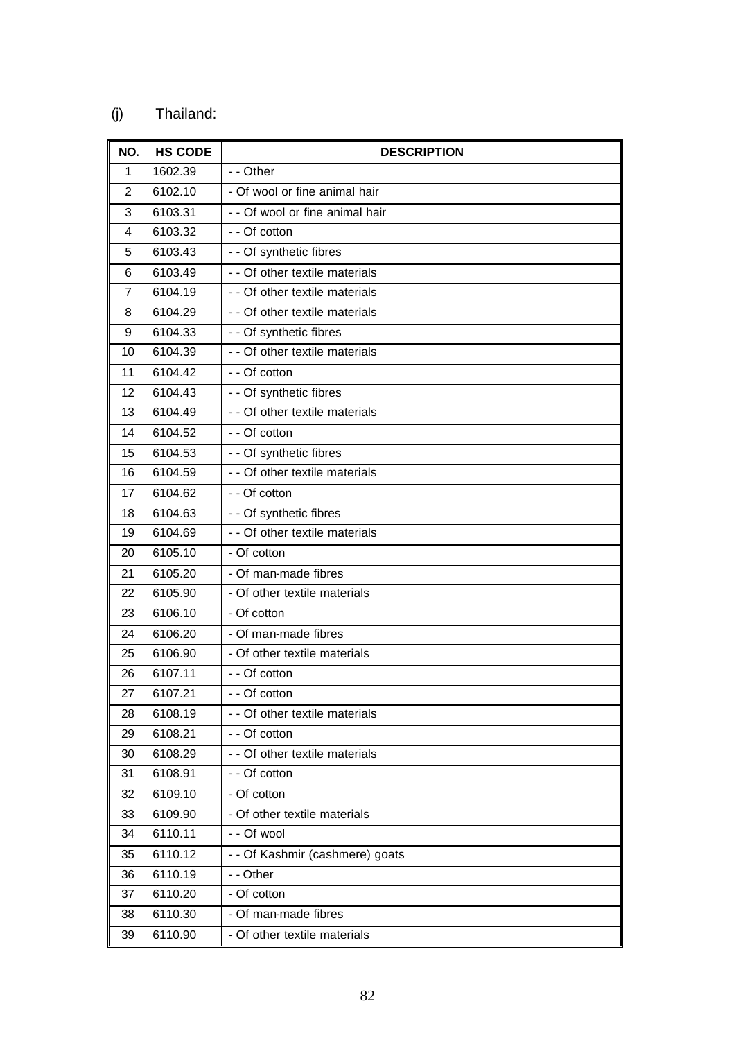(j) Thailand:

| NO. | HS CODE | DESCRIPTION |
|---|---|---|
| 1 | 1602.39 | - - Other |
| 2 | 6102.10 | - Of wool or fine animal hair |
| 3 | 6103.31 | - - Of wool or fine animal hair |
| 4 | 6103.32 | - - Of cotton |
| 5 | 6103.43 | - - Of synthetic fibres |
| 6 | 6103.49 | - - Of other textile materials |
| 7 | 6104.19 | - - Of other textile materials |
| 8 | 6104.29 | - - Of other textile materials |
| 9 | 6104.33 | - - Of synthetic fibres |
| 10 | 6104.39 | - - Of other textile materials |
| 11 | 6104.42 | - - Of cotton |
| 12 | 6104.43 | - - Of synthetic fibres |
| 13 | 6104.49 | - - Of other textile materials |
| 14 | 6104.52 | - - Of cotton |
| 15 | 6104.53 | - - Of synthetic fibres |
| 16 | 6104.59 | - - Of other textile materials |
| 17 | 6104.62 | - - Of cotton |
| 18 | 6104.63 | - - Of synthetic fibres |
| 19 | 6104.69 | - - Of other textile materials |
| 20 | 6105.10 | - Of cotton |
| 21 | 6105.20 | - Of man-made fibres |
| 22 | 6105.90 | - Of other textile materials |
| 23 | 6106.10 | - Of cotton |
| 24 | 6106.20 | - Of man-made fibres |
| 25 | 6106.90 | - Of other textile materials |
| 26 | 6107.11 | - - Of cotton |
| 27 | 6107.21 | - - Of cotton |
| 28 | 6108.19 | - - Of other textile materials |
| 29 | 6108.21 | - - Of cotton |
| 30 | 6108.29 | - - Of other textile materials |
| 31 | 6108.91 | - - Of cotton |
| 32 | 6109.10 | - Of cotton |
| 33 | 6109.90 | - Of other textile materials |
| 34 | 6110.11 | - - Of wool |
| 35 | 6110.12 | - - Of Kashmir (cashmere) goats |
| 36 | 6110.19 | - - Other |
| 37 | 6110.20 | - Of cotton |
| 38 | 6110.30 | - Of man-made fibres |
| 39 | 6110.90 | - Of other textile materials |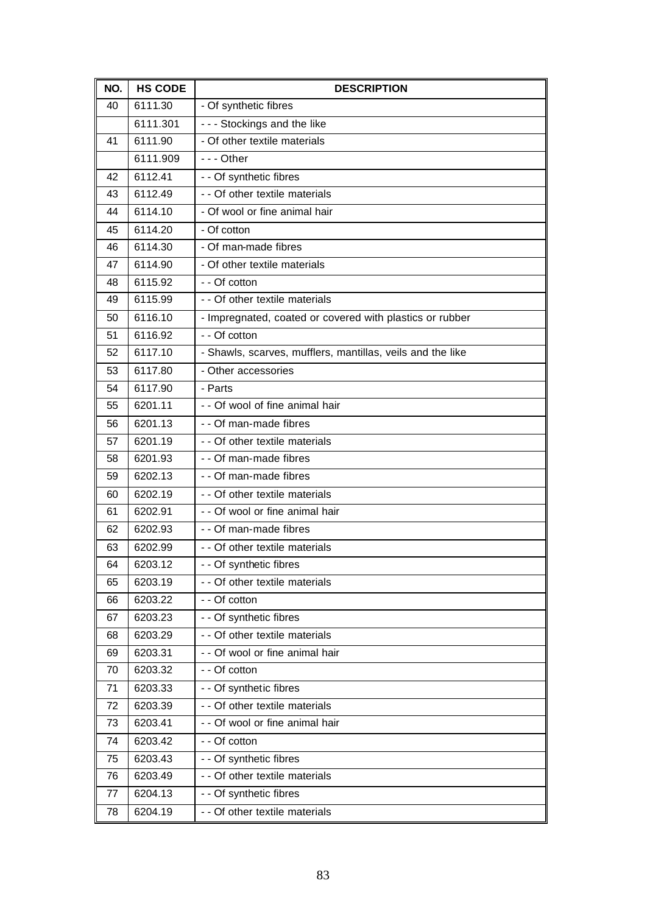| NO. | HS CODE | DESCRIPTION |
|---|---|---|
| 40 | 6111.30 | - Of synthetic fibres |
| | 6111.301 | - - - Stockings and the like |
| 41 | 6111.90 | - Of other textile materials |
| | 6111.909 | - - - Other |
| 42 | 6112.41 | - - Of synthetic fibres |
| 43 | 6112.49 | - - Of other textile materials |
| 44 | 6114.10 | - Of wool or fine animal hair |
| 45 | 6114.20 | - Of cotton |
| 46 | 6114.30 | - Of man-made fibres |
| 47 | 6114.90 | - Of other textile materials |
| 48 | 6115.92 | - - Of cotton |
| 49 | 6115.99 | - - Of other textile materials |
| 50 | 6116.10 | - Impregnated, coated or covered with plastics or rubber |
| 51 | 6116.92 | - - Of cotton |
| 52 | 6117.10 | - Shawls, scarves, mufflers, mantillas, veils and the like |
| 53 | 6117.80 | - Other accessories |
| 54 | 6117.90 | - Parts |
| 55 | 6201.11 | - - Of wool of fine animal hair |
| 56 | 6201.13 | - - Of man-made fibres |
| 57 | 6201.19 | - - Of other textile materials |
| 58 | 6201.93 | - - Of man-made fibres |
| 59 | 6202.13 | - - Of man-made fibres |
| 60 | 6202.19 | - - Of other textile materials |
| 61 | 6202.91 | - - Of wool or fine animal hair |
| 62 | 6202.93 | - - Of man-made fibres |
| 63 | 6202.99 | - - Of other textile materials |
| 64 | 6203.12 | - - Of synthetic fibres |
| 65 | 6203.19 | - - Of other textile materials |
| 66 | 6203.22 | - - Of cotton |
| 67 | 6203.23 | - - Of synthetic fibres |
| 68 | 6203.29 | - - Of other textile materials |
| 69 | 6203.31 | - - Of wool or fine animal hair |
| 70 | 6203.32 | - - Of cotton |
| 71 | 6203.33 | - - Of synthetic fibres |
| 72 | 6203.39 | - - Of other textile materials |
| 73 | 6203.41 | - - Of wool or fine animal hair |
| 74 | 6203.42 | - - Of cotton |
| 75 | 6203.43 | - - Of synthetic fibres |
| 76 | 6203.49 | - - Of other textile materials |
| 77 | 6204.13 | - - Of synthetic fibres |
| 78 | 6204.19 | - - Of other textile materials |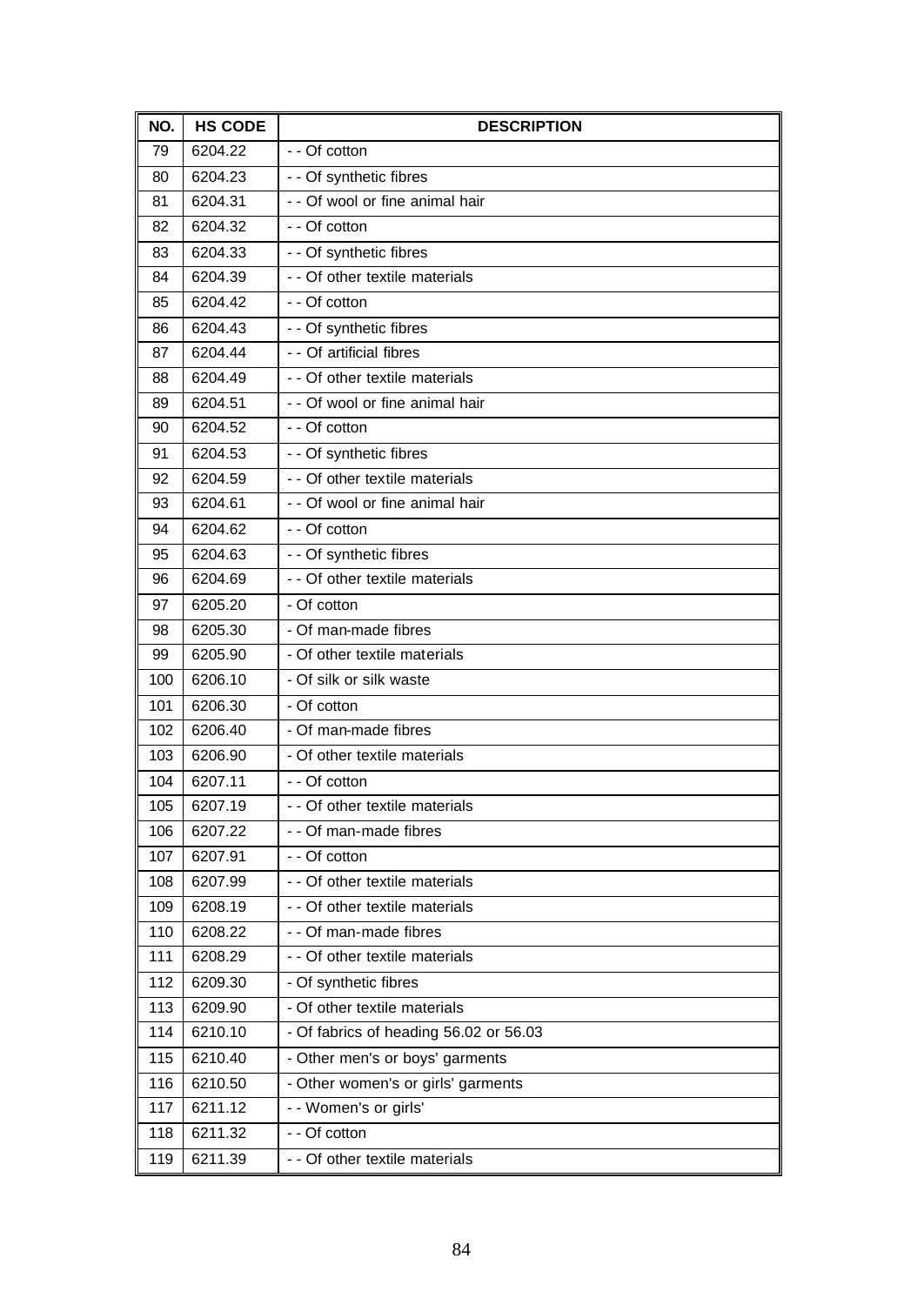| NO. | HS CODE | DESCRIPTION |
|---|---|---|
| 79 | 6204.22 | - - Of cotton |
| 80 | 6204.23 | - - Of synthetic fibres |
| 81 | 6204.31 | - - Of wool or fine animal hair |
| 82 | 6204.32 | - - Of cotton |
| 83 | 6204.33 | - - Of synthetic fibres |
| 84 | 6204.39 | - - Of other textile materials |
| 85 | 6204.42 | - - Of cotton |
| 86 | 6204.43 | - - Of synthetic fibres |
| 87 | 6204.44 | - - Of artificial fibres |
| 88 | 6204.49 | - - Of other textile materials |
| 89 | 6204.51 | - - Of wool or fine animal hair |
| 90 | 6204.52 | - - Of cotton |
| 91 | 6204.53 | - - Of synthetic fibres |
| 92 | 6204.59 | - - Of other textile materials |
| 93 | 6204.61 | - - Of wool or fine animal hair |
| 94 | 6204.62 | - - Of cotton |
| 95 | 6204.63 | - - Of synthetic fibres |
| 96 | 6204.69 | - - Of other textile materials |
| 97 | 6205.20 | - Of cotton |
| 98 | 6205.30 | - Of man-made fibres |
| 99 | 6205.90 | - Of other textile materials |
| 100 | 6206.10 | - Of silk or silk waste |
| 101 | 6206.30 | - Of cotton |
| 102 | 6206.40 | - Of man-made fibres |
| 103 | 6206.90 | - Of other textile materials |
| 104 | 6207.11 | - - Of cotton |
| 105 | 6207.19 | - - Of other textile materials |
| 106 | 6207.22 | - - Of man-made fibres |
| 107 | 6207.91 | - - Of cotton |
| 108 | 6207.99 | - - Of other textile materials |
| 109 | 6208.19 | - - Of other textile materials |
| 110 | 6208.22 | - - Of man-made fibres |
| 111 | 6208.29 | - - Of other textile materials |
| 112 | 6209.30 | - Of synthetic fibres |
| 113 | 6209.90 | - Of other textile materials |
| 114 | 6210.10 | - Of fabrics of heading 56.02 or 56.03 |
| 115 | 6210.40 | - Other men's or boys' garments |
| 116 | 6210.50 | - Other women's or girls' garments |
| 117 | 6211.12 | - - Women's or girls' |
| 118 | 6211.32 | - - Of cotton |
| 119 | 6211.39 | - - Of other textile materials |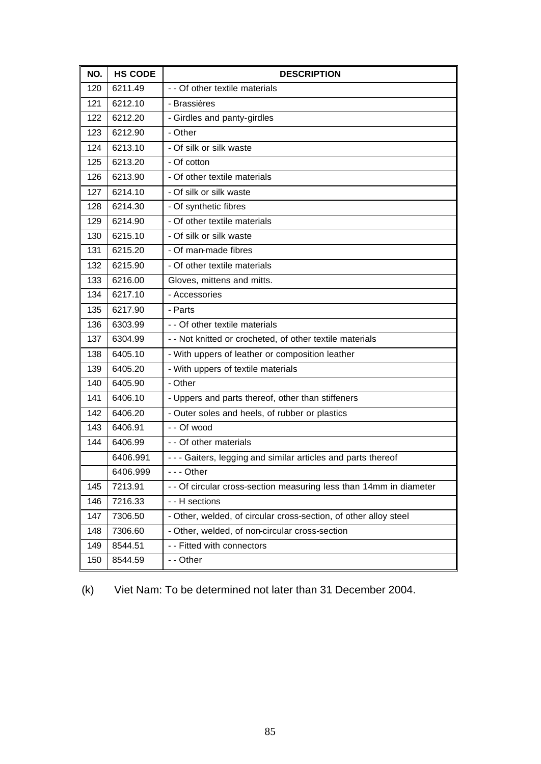| NO. | HS CODE | DESCRIPTION |
|---|---|---|
| 120 | 6211.49 | - - Of other textile materials |
| 121 | 6212.10 | - Brassières |
| 122 | 6212.20 | - Girdles and panty-girdles |
| 123 | 6212.90 | - Other |
| 124 | 6213.10 | - Of silk or silk waste |
| 125 | 6213.20 | - Of cotton |
| 126 | 6213.90 | - Of other textile materials |
| 127 | 6214.10 | - Of silk or silk waste |
| 128 | 6214.30 | - Of synthetic fibres |
| 129 | 6214.90 | - Of other textile materials |
| 130 | 6215.10 | - Of silk or silk waste |
| 131 | 6215.20 | - Of man-made fibres |
| 132 | 6215.90 | - Of other textile materials |
| 133 | 6216.00 | Gloves, mittens and mitts. |
| 134 | 6217.10 | - Accessories |
| 135 | 6217.90 | - Parts |
| 136 | 6303.99 | - - Of other textile materials |
| 137 | 6304.99 | - - Not knitted or crocheted, of other textile materials |
| 138 | 6405.10 | - With uppers of leather or composition leather |
| 139 | 6405.20 | - With uppers of textile materials |
| 140 | 6405.90 | - Other |
| 141 | 6406.10 | - Uppers and parts thereof, other than stiffeners |
| 142 | 6406.20 | - Outer soles and heels, of rubber or plastics |
| 143 | 6406.91 | - - Of wood |
| 144 | 6406.99 | - - Of other materials |
| | 6406.991 | - - - Gaiters, legging and similar articles and parts thereof |
| | 6406.999 | - - - Other |
| 145 | 7213.91 | - - Of circular cross-section measuring less than 14mm in diameter |
| 146 | 7216.33 | - - H sections |
| 147 | 7306.50 | - Other, welded, of circular cross-section, of other alloy steel |
| 148 | 7306.60 | - Other, welded, of non-circular cross-section |
| 149 | 8544.51 | - - Fitted with connectors |
| 150 | 8544.59 | - - Other |

(k) Viet Nam: To be determined not later than 31 December 2004.